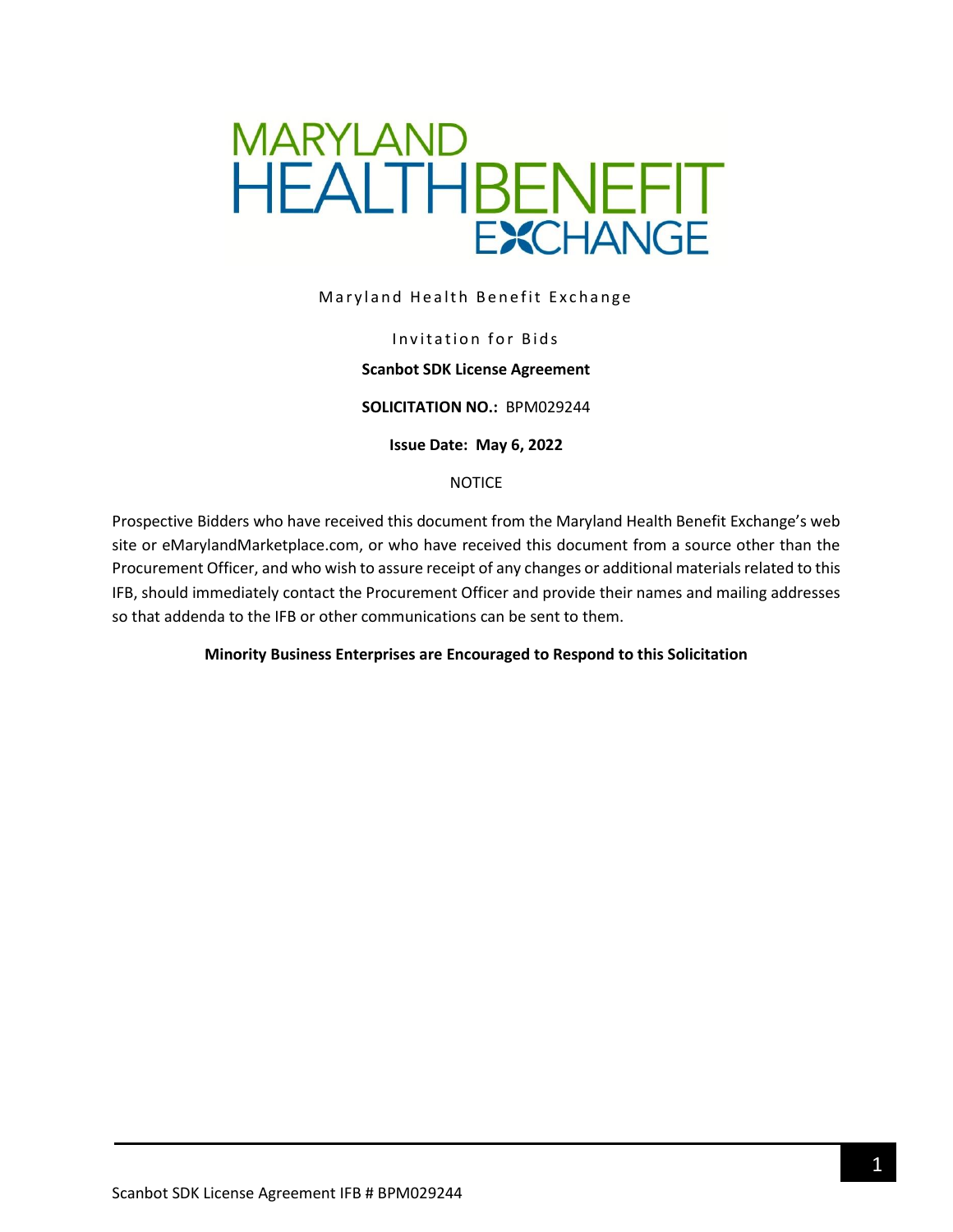MARYLAND HEALTHBENEFIT EXCHANGE

Maryland Health Benefit Exchange

Invitation for Bids

**Scanbot SDK License Agreement**

**SOLICITATION NO.:** BPM029244

**Issue Date: May 6, 2022**

NOTICE

Prospective Bidders who have received this document from the Maryland Health Benefit Exchange's web site or eMarylandMarketplace.com, or who have received this document from a source other than the Procurement Officer, and who wish to assure receipt of any changes or additional materials related to this IFB, should immediately contact the Procurement Officer and provide their names and mailing addresses so that addenda to the IFB or other communications can be sent to them.

**Minority Business Enterprises are Encouraged to Respond to this Solicitation**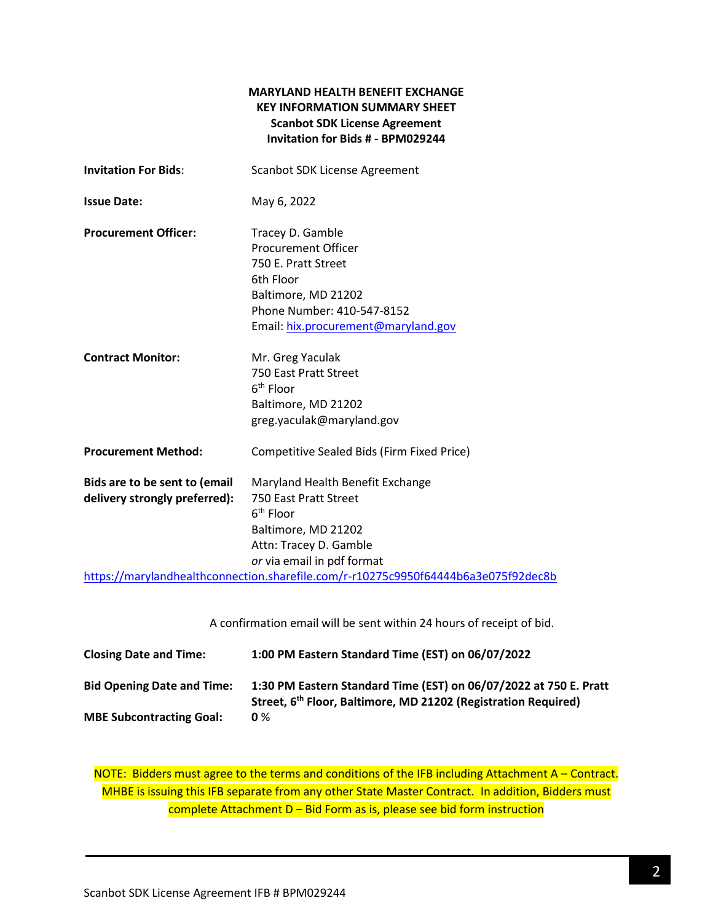**MARYLAND HEALTH BENEFIT EXCHANGE**
**KEY INFORMATION SUMMARY SHEET**
**Scanbot SDK License Agreement**
**Invitation for Bids # - BPM029244**

**Invitation For Bids**: Scanbot SDK License Agreement

**Issue Date:** May 6, 2022

**Procurement Officer:** Tracey D. Gamble
Procurement Officer
750 E. Pratt Street
6th Floor
Baltimore, MD 21202
Phone Number: 410-547-8152
Email: hix.procurement@maryland.gov

**Contract Monitor:** Mr. Greg Yaculak
750 East Pratt Street
6th Floor
Baltimore, MD 21202
greg.yaculak@maryland.gov

**Procurement Method:** Competitive Sealed Bids (Firm Fixed Price)

**Bids are to be sent to (email delivery strongly preferred):** Maryland Health Benefit Exchange
750 East Pratt Street
6th Floor
Baltimore, MD 21202
Attn: Tracey D. Gamble
*or* via email in pdf format
https://marylandhealthconnection.sharefile.com/r-r10275c9950f64444b6a3e075f92dec8b

A confirmation email will be sent within 24 hours of receipt of bid.

**Closing Date and Time:** **1:00 PM Eastern Standard Time (EST) on 06/07/2022**

**Bid Opening Date and Time:** **1:30 PM Eastern Standard Time (EST) on 06/07/2022 at 750 E. Pratt Street, 6th Floor, Baltimore, MD 21202 (Registration Required)**

**MBE Subcontracting Goal:** **0** %

NOTE: Bidders must agree to the terms and conditions of the IFB including Attachment A – Contract. MHBE is issuing this IFB separate from any other State Master Contract. In addition, Bidders must complete Attachment D – Bid Form as is, please see bid form instruction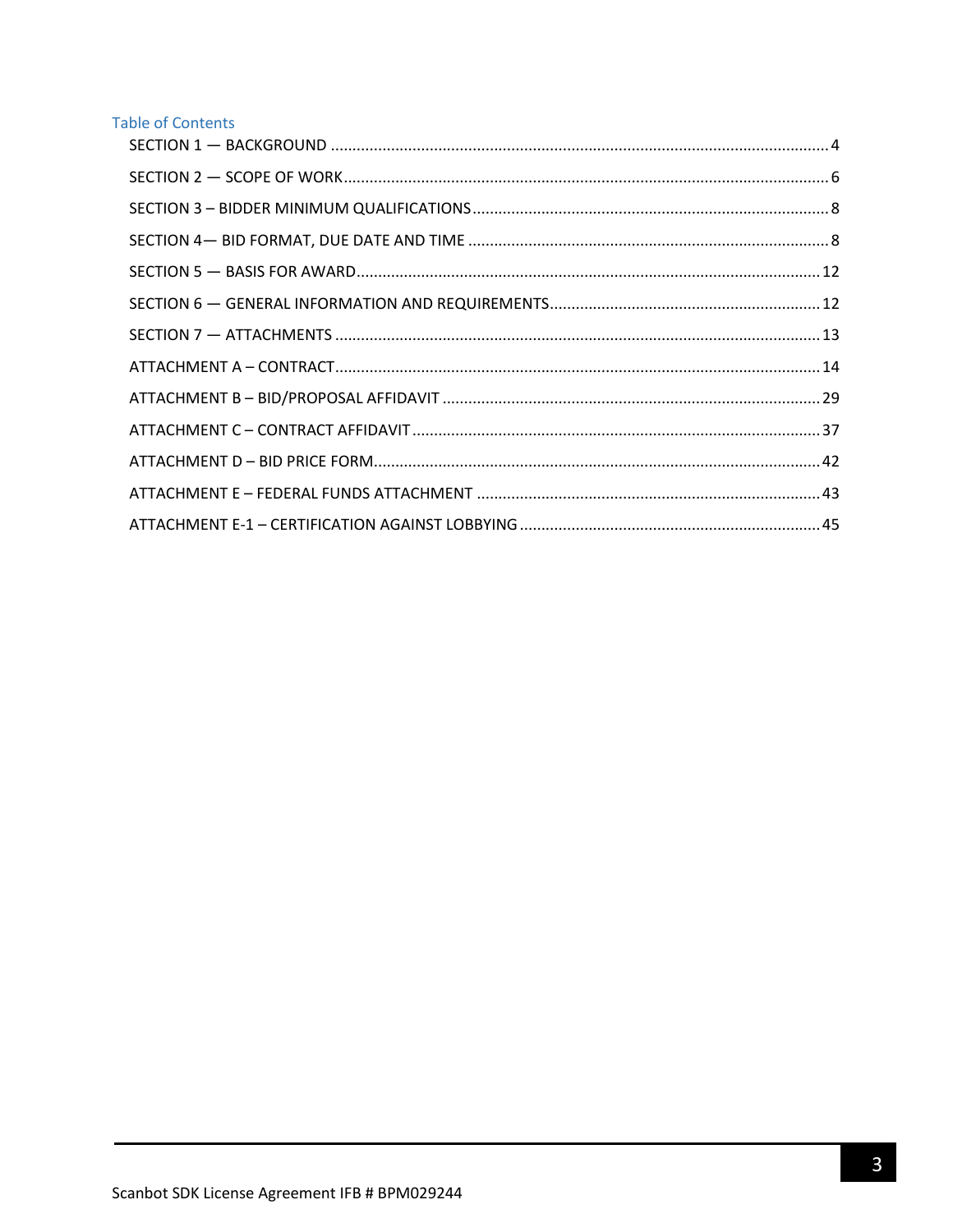## Table of Contents

SECTION 1 — BACKGROUND .......... 4

SECTION 2 — SCOPE OF WORK .......... 6

SECTION 3 – BIDDER MINIMUM QUALIFICATIONS .......... 8

SECTION 4— BID FORMAT, DUE DATE AND TIME .......... 8

SECTION 5 — BASIS FOR AWARD .......... 12

SECTION 6 — GENERAL INFORMATION AND REQUIREMENTS .......... 12

SECTION 7 — ATTACHMENTS .......... 13

ATTACHMENT A – CONTRACT .......... 14

ATTACHMENT B – BID/PROPOSAL AFFIDAVIT .......... 29

ATTACHMENT C – CONTRACT AFFIDAVIT .......... 37

ATTACHMENT D – BID PRICE FORM .......... 42

ATTACHMENT E – FEDERAL FUNDS ATTACHMENT .......... 43

ATTACHMENT E-1 – CERTIFICATION AGAINST LOBBYING .......... 45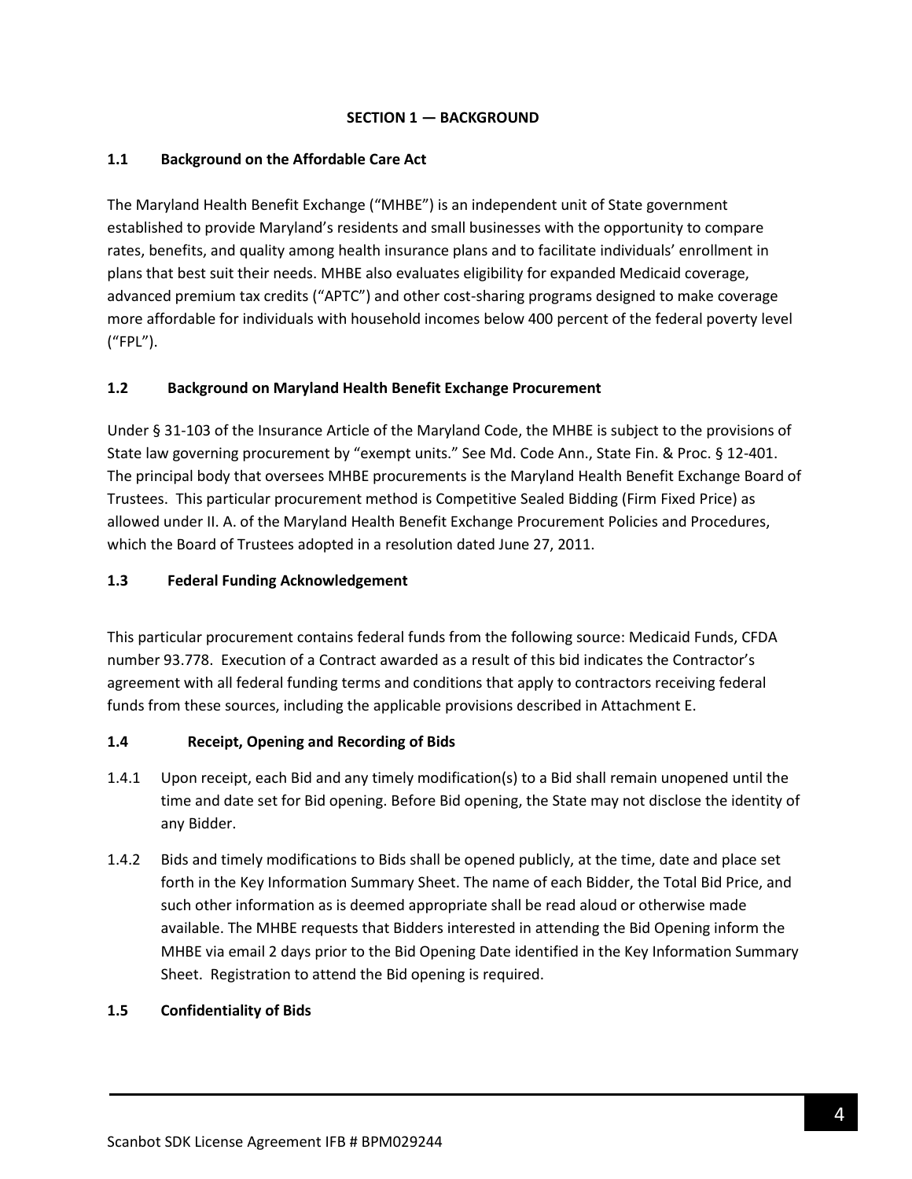## SECTION 1 — BACKGROUND

### 1.1 Background on the Affordable Care Act

The Maryland Health Benefit Exchange ("MHBE") is an independent unit of State government established to provide Maryland's residents and small businesses with the opportunity to compare rates, benefits, and quality among health insurance plans and to facilitate individuals' enrollment in plans that best suit their needs. MHBE also evaluates eligibility for expanded Medicaid coverage, advanced premium tax credits ("APTC") and other cost-sharing programs designed to make coverage more affordable for individuals with household incomes below 400 percent of the federal poverty level ("FPL").

### 1.2 Background on Maryland Health Benefit Exchange Procurement

Under § 31-103 of the Insurance Article of the Maryland Code, the MHBE is subject to the provisions of State law governing procurement by "exempt units." See Md. Code Ann., State Fin. & Proc. § 12-401. The principal body that oversees MHBE procurements is the Maryland Health Benefit Exchange Board of Trustees. This particular procurement method is Competitive Sealed Bidding (Firm Fixed Price) as allowed under II. A. of the Maryland Health Benefit Exchange Procurement Policies and Procedures, which the Board of Trustees adopted in a resolution dated June 27, 2011.

### 1.3 Federal Funding Acknowledgement

This particular procurement contains federal funds from the following source: Medicaid Funds, CFDA number 93.778. Execution of a Contract awarded as a result of this bid indicates the Contractor's agreement with all federal funding terms and conditions that apply to contractors receiving federal funds from these sources, including the applicable provisions described in Attachment E.

### 1.4 Receipt, Opening and Recording of Bids

1.4.1 Upon receipt, each Bid and any timely modification(s) to a Bid shall remain unopened until the time and date set for Bid opening. Before Bid opening, the State may not disclose the identity of any Bidder.

1.4.2 Bids and timely modifications to Bids shall be opened publicly, at the time, date and place set forth in the Key Information Summary Sheet. The name of each Bidder, the Total Bid Price, and such other information as is deemed appropriate shall be read aloud or otherwise made available. The MHBE requests that Bidders interested in attending the Bid Opening inform the MHBE via email 2 days prior to the Bid Opening Date identified in the Key Information Summary Sheet. Registration to attend the Bid opening is required.

### 1.5 Confidentiality of Bids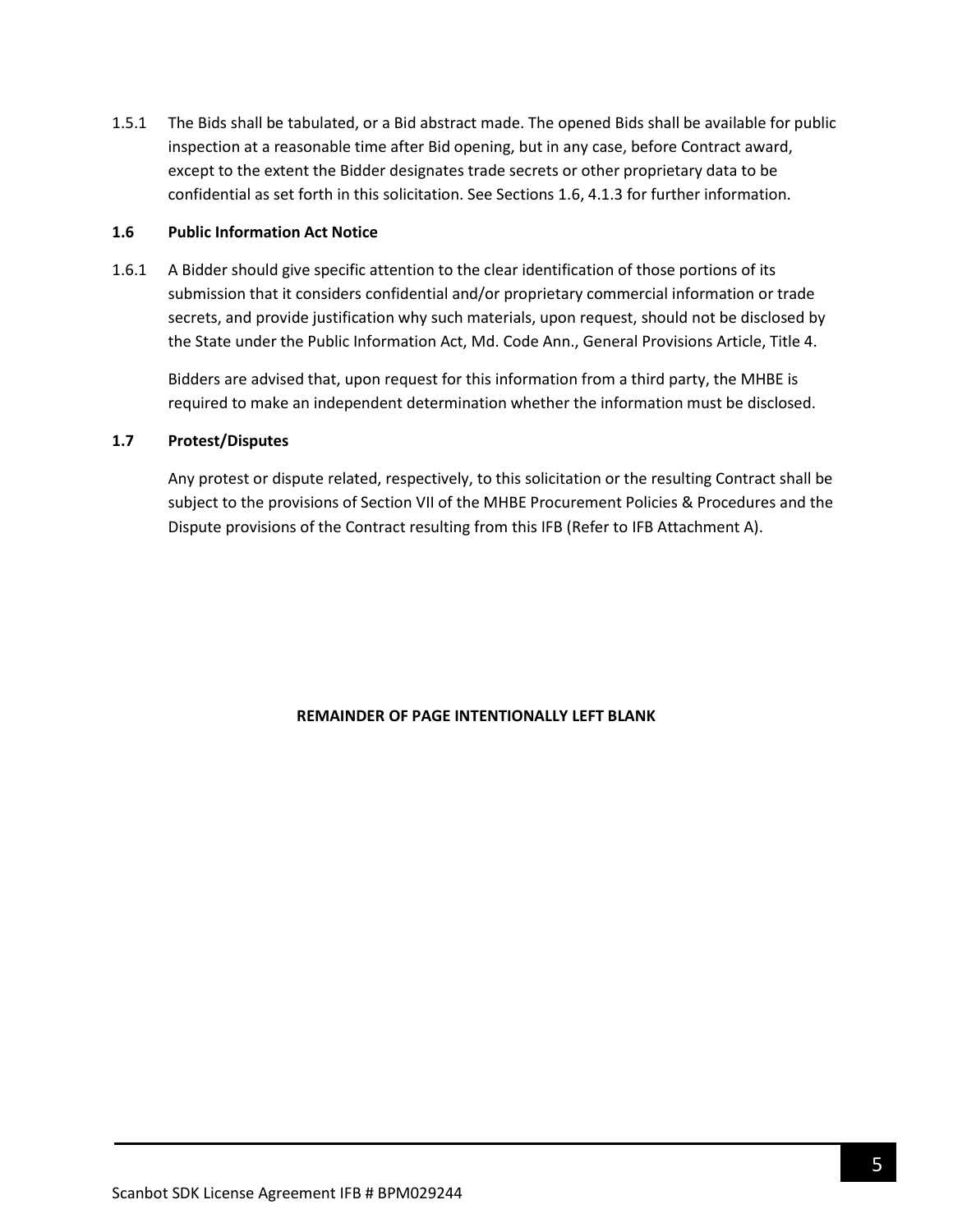1.5.1 The Bids shall be tabulated, or a Bid abstract made. The opened Bids shall be available for public inspection at a reasonable time after Bid opening, but in any case, before Contract award, except to the extent the Bidder designates trade secrets or other proprietary data to be confidential as set forth in this solicitation. See Sections 1.6, 4.1.3 for further information.

### 1.6 Public Information Act Notice

1.6.1 A Bidder should give specific attention to the clear identification of those portions of its submission that it considers confidential and/or proprietary commercial information or trade secrets, and provide justification why such materials, upon request, should not be disclosed by the State under the Public Information Act, Md. Code Ann., General Provisions Article, Title 4.

Bidders are advised that, upon request for this information from a third party, the MHBE is required to make an independent determination whether the information must be disclosed.

### 1.7 Protest/Disputes

Any protest or dispute related, respectively, to this solicitation or the resulting Contract shall be subject to the provisions of Section VII of the MHBE Procurement Policies & Procedures and the Dispute provisions of the Contract resulting from this IFB (Refer to IFB Attachment A).

**REMAINDER OF PAGE INTENTIONALLY LEFT BLANK**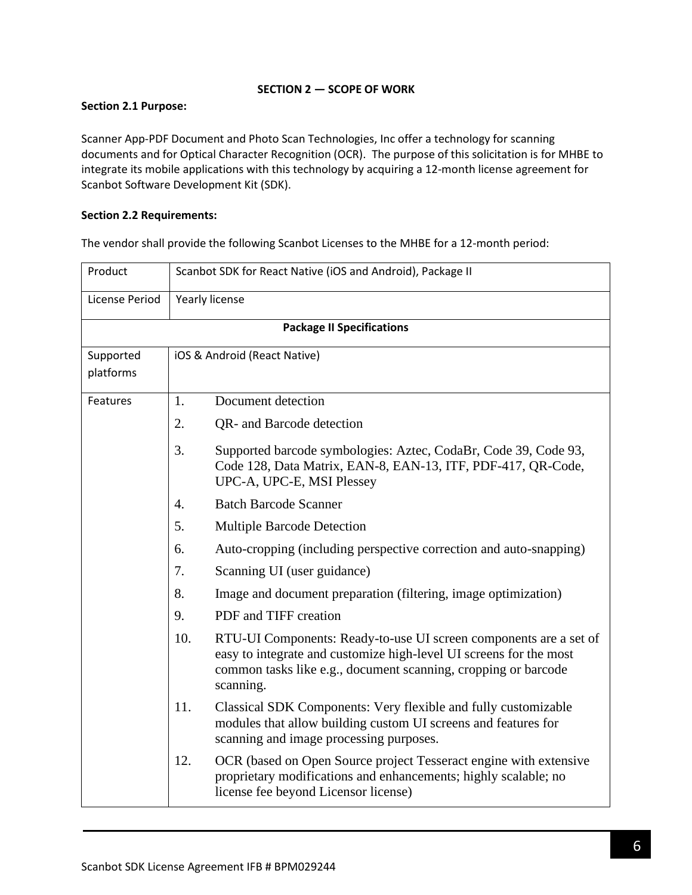**SECTION 2 — SCOPE OF WORK**

**Section 2.1 Purpose:**

Scanner App-PDF Document and Photo Scan Technologies, Inc offer a technology for scanning documents and for Optical Character Recognition (OCR). The purpose of this solicitation is for MHBE to integrate its mobile applications with this technology by acquiring a 12-month license agreement for Scanbot Software Development Kit (SDK).

**Section 2.2 Requirements:**

The vendor shall provide the following Scanbot Licenses to the MHBE for a 12-month period:

| Product | Scanbot SDK for React Native (iOS and Android), Package II |
|---|---|
| License Period | Yearly license |
| **Package II Specifications** | |
| Supported platforms | iOS & Android (React Native) |
| Features | 1. Document detection<br>2. QR- and Barcode detection<br>3. Supported barcode symbologies: Aztec, CodaBr, Code 39, Code 93, Code 128, Data Matrix, EAN-8, EAN-13, ITF, PDF-417, QR-Code, UPC-A, UPC-E, MSI Plessey<br>4. Batch Barcode Scanner<br>5. Multiple Barcode Detection<br>6. Auto-cropping (including perspective correction and auto-snapping)<br>7. Scanning UI (user guidance)<br>8. Image and document preparation (filtering, image optimization)<br>9. PDF and TIFF creation<br>10. RTU-UI Components: Ready-to-use UI screen components are a set of easy to integrate and customize high-level UI screens for the most common tasks like e.g., document scanning, cropping or barcode scanning.<br>11. Classical SDK Components: Very flexible and fully customizable modules that allow building custom UI screens and features for scanning and image processing purposes.<br>12. OCR (based on Open Source project Tesseract engine with extensive proprietary modifications and enhancements; highly scalable; no license fee beyond Licensor license) |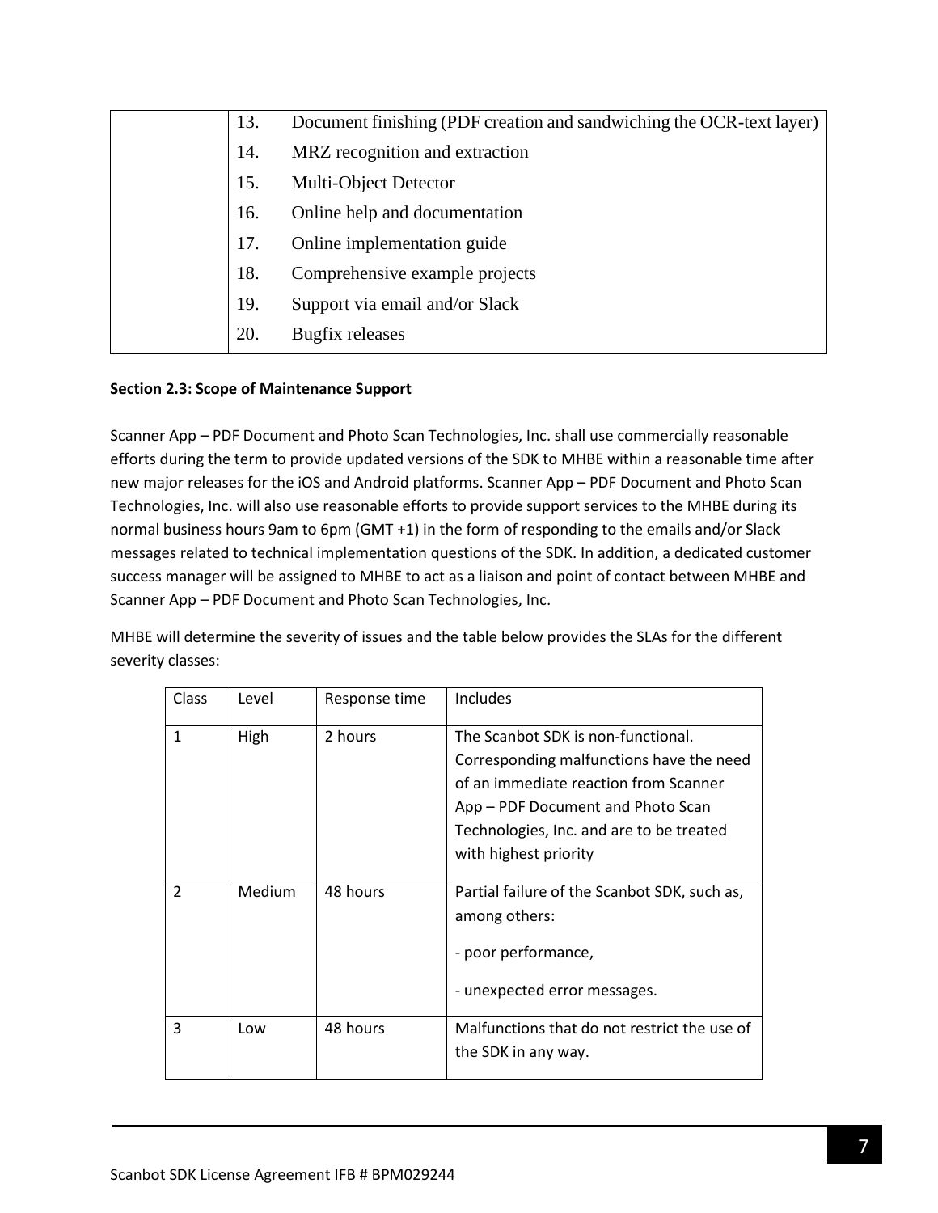| | |
|---|---|
| | 13. Document finishing (PDF creation and sandwiching the OCR-text layer)<br>14. MRZ recognition and extraction<br>15. Multi-Object Detector<br>16. Online help and documentation<br>17. Online implementation guide<br>18. Comprehensive example projects<br>19. Support via email and/or Slack<br>20. Bugfix releases |

**Section 2.3: Scope of Maintenance Support**

Scanner App – PDF Document and Photo Scan Technologies, Inc. shall use commercially reasonable efforts during the term to provide updated versions of the SDK to MHBE within a reasonable time after new major releases for the iOS and Android platforms. Scanner App – PDF Document and Photo Scan Technologies, Inc. will also use reasonable efforts to provide support services to the MHBE during its normal business hours 9am to 6pm (GMT +1) in the form of responding to the emails and/or Slack messages related to technical implementation questions of the SDK. In addition, a dedicated customer success manager will be assigned to MHBE to act as a liaison and point of contact between MHBE and Scanner App – PDF Document and Photo Scan Technologies, Inc.

MHBE will determine the severity of issues and the table below provides the SLAs for the different severity classes:

| Class | Level | Response time | Includes |
|---|---|---|---|
| 1 | High | 2 hours | The Scanbot SDK is non-functional. Corresponding malfunctions have the need of an immediate reaction from Scanner App – PDF Document and Photo Scan Technologies, Inc. and are to be treated with highest priority |
| 2 | Medium | 48 hours | Partial failure of the Scanbot SDK, such as, among others:<br>- poor performance,<br>- unexpected error messages. |
| 3 | Low | 48 hours | Malfunctions that do not restrict the use of the SDK in any way. |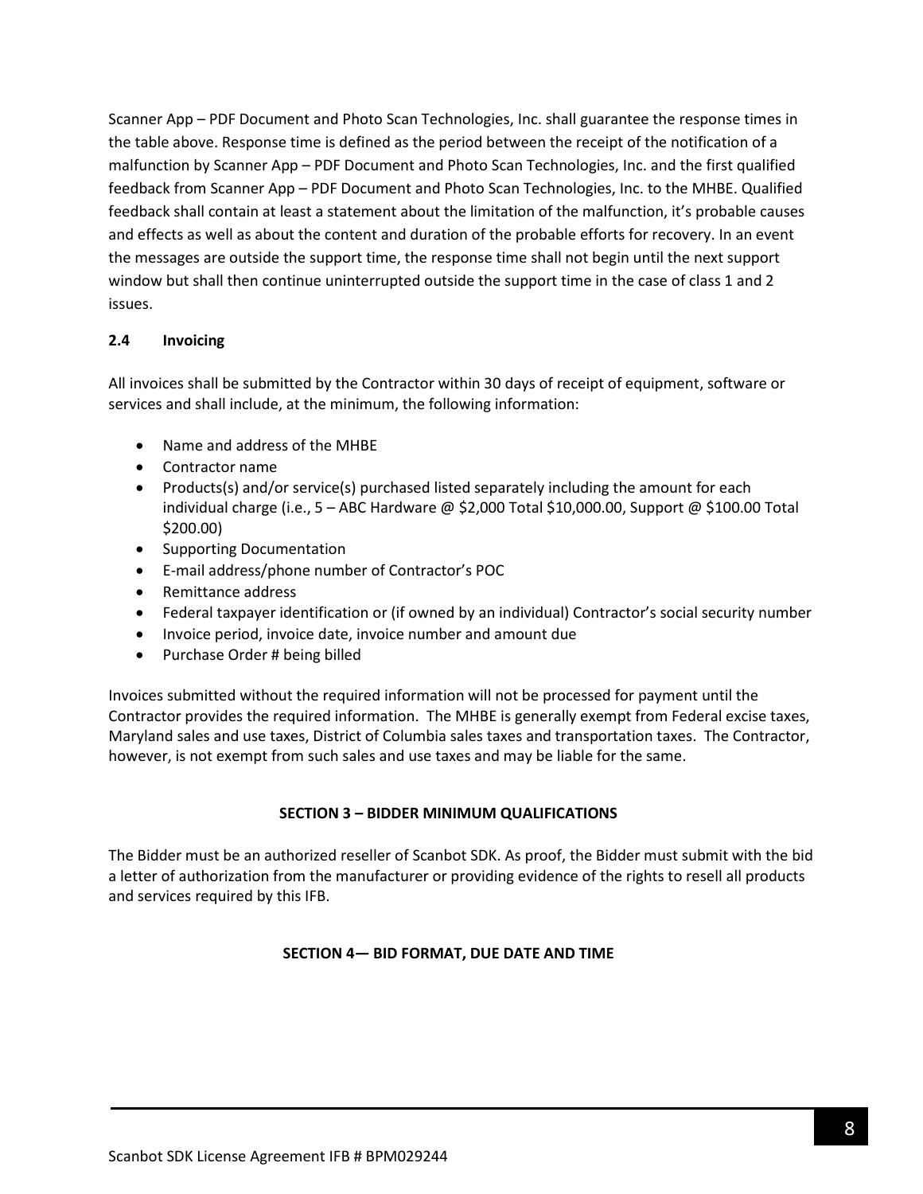Scanner App – PDF Document and Photo Scan Technologies, Inc. shall guarantee the response times in the table above. Response time is defined as the period between the receipt of the notification of a malfunction by Scanner App – PDF Document and Photo Scan Technologies, Inc. and the first qualified feedback from Scanner App – PDF Document and Photo Scan Technologies, Inc. to the MHBE. Qualified feedback shall contain at least a statement about the limitation of the malfunction, it's probable causes and effects as well as about the content and duration of the probable efforts for recovery. In an event the messages are outside the support time, the response time shall not begin until the next support window but shall then continue uninterrupted outside the support time in the case of class 1 and 2 issues.

### 2.4 Invoicing

All invoices shall be submitted by the Contractor within 30 days of receipt of equipment, software or services and shall include, at the minimum, the following information:

- Name and address of the MHBE
- Contractor name
- Products(s) and/or service(s) purchased listed separately including the amount for each individual charge (i.e., 5 – ABC Hardware @ $2,000 Total $10,000.00, Support @ $100.00 Total $200.00)
- Supporting Documentation
- E-mail address/phone number of Contractor's POC
- Remittance address
- Federal taxpayer identification or (if owned by an individual) Contractor's social security number
- Invoice period, invoice date, invoice number and amount due
- Purchase Order # being billed

Invoices submitted without the required information will not be processed for payment until the Contractor provides the required information. The MHBE is generally exempt from Federal excise taxes, Maryland sales and use taxes, District of Columbia sales taxes and transportation taxes. The Contractor, however, is not exempt from such sales and use taxes and may be liable for the same.

## SECTION 3 – BIDDER MINIMUM QUALIFICATIONS

The Bidder must be an authorized reseller of Scanbot SDK. As proof, the Bidder must submit with the bid a letter of authorization from the manufacturer or providing evidence of the rights to resell all products and services required by this IFB.

## SECTION 4— BID FORMAT, DUE DATE AND TIME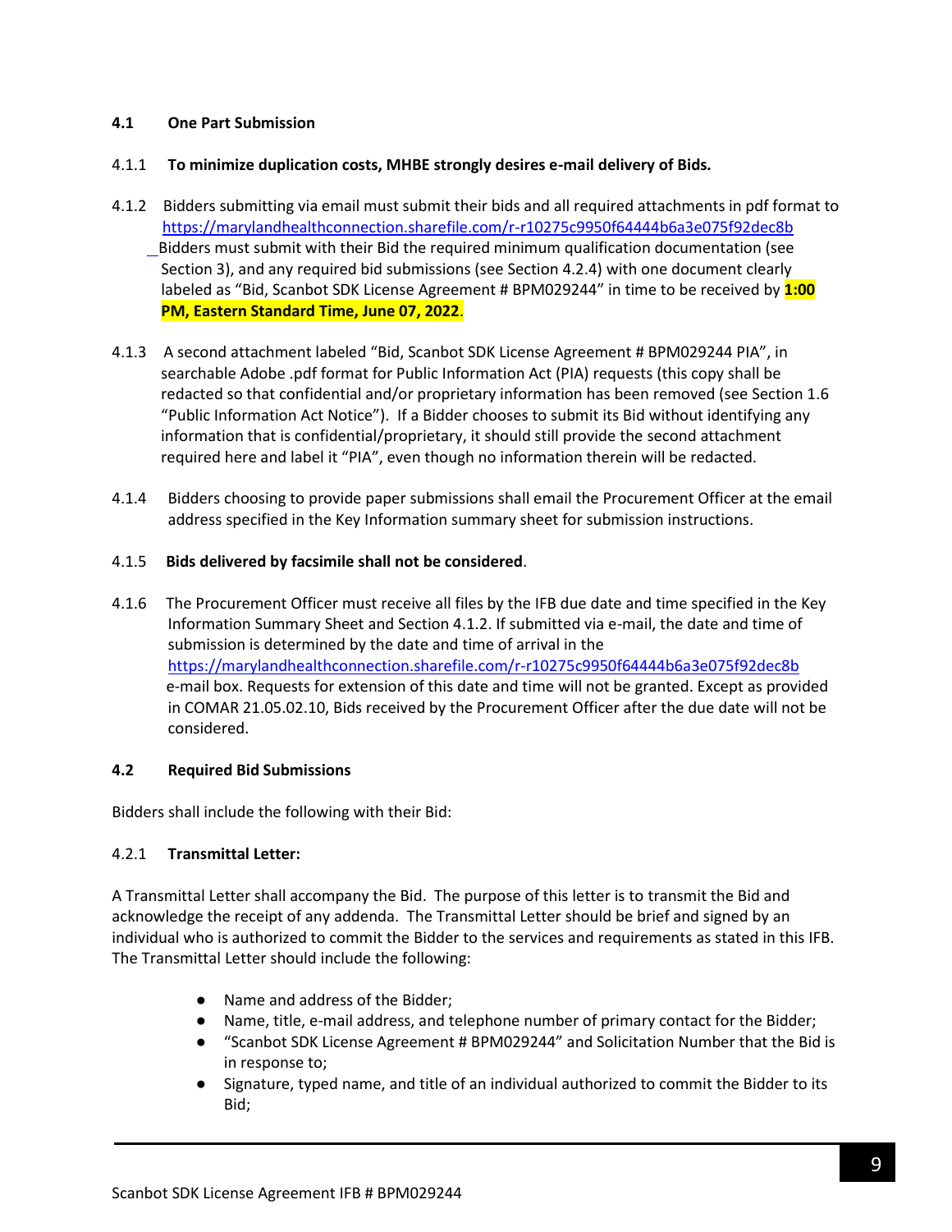### 4.1 One Part Submission

4.1.1 **To minimize duplication costs, MHBE strongly desires e-mail delivery of Bids.**

4.1.2 Bidders submitting via email must submit their bids and all required attachments in pdf format to https://marylandhealthconnection.sharefile.com/r-r10275c9950f64444b6a3e075f92dec8b Bidders must submit with their Bid the required minimum qualification documentation (see Section 3), and any required bid submissions (see Section 4.2.4) with one document clearly labeled as "Bid, Scanbot SDK License Agreement # BPM029244" in time to be received by **1:00 PM, Eastern Standard Time, June 07, 2022**.

4.1.3 A second attachment labeled "Bid, Scanbot SDK License Agreement # BPM029244 PIA", in searchable Adobe .pdf format for Public Information Act (PIA) requests (this copy shall be redacted so that confidential and/or proprietary information has been removed (see Section 1.6 "Public Information Act Notice"). If a Bidder chooses to submit its Bid without identifying any information that is confidential/proprietary, it should still provide the second attachment required here and label it "PIA", even though no information therein will be redacted.

4.1.4 Bidders choosing to provide paper submissions shall email the Procurement Officer at the email address specified in the Key Information summary sheet for submission instructions.

4.1.5 **Bids delivered by facsimile shall not be considered**.

4.1.6 The Procurement Officer must receive all files by the IFB due date and time specified in the Key Information Summary Sheet and Section 4.1.2. If submitted via e-mail, the date and time of submission is determined by the date and time of arrival in the https://marylandhealthconnection.sharefile.com/r-r10275c9950f64444b6a3e075f92dec8b e-mail box. Requests for extension of this date and time will not be granted. Except as provided in COMAR 21.05.02.10, Bids received by the Procurement Officer after the due date will not be considered.

### 4.2 Required Bid Submissions

Bidders shall include the following with their Bid:

4.2.1 **Transmittal Letter:**

A Transmittal Letter shall accompany the Bid. The purpose of this letter is to transmit the Bid and acknowledge the receipt of any addenda. The Transmittal Letter should be brief and signed by an individual who is authorized to commit the Bidder to the services and requirements as stated in this IFB. The Transmittal Letter should include the following:

- Name and address of the Bidder;
- Name, title, e-mail address, and telephone number of primary contact for the Bidder;
- "Scanbot SDK License Agreement # BPM029244" and Solicitation Number that the Bid is in response to;
- Signature, typed name, and title of an individual authorized to commit the Bidder to its Bid;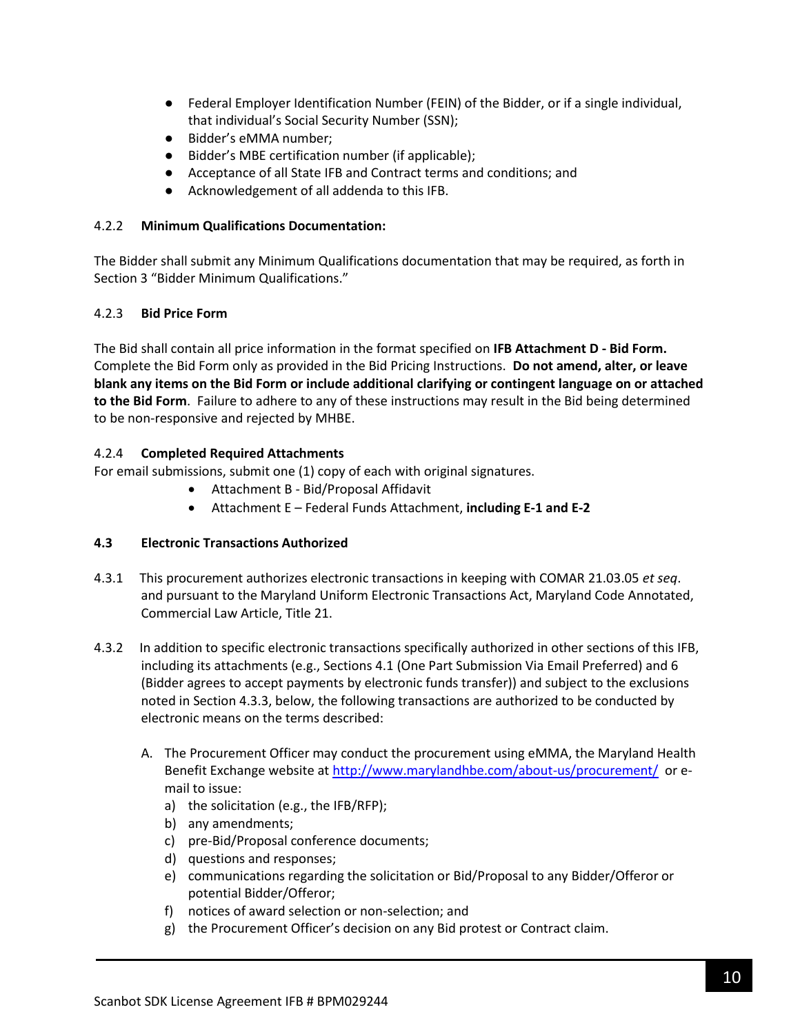- Federal Employer Identification Number (FEIN) of the Bidder, or if a single individual, that individual's Social Security Number (SSN);
- Bidder's eMMA number;
- Bidder's MBE certification number (if applicable);
- Acceptance of all State IFB and Contract terms and conditions; and
- Acknowledgement of all addenda to this IFB.

#### 4.2.2 **Minimum Qualifications Documentation:**

The Bidder shall submit any Minimum Qualifications documentation that may be required, as forth in Section 3 "Bidder Minimum Qualifications."

#### 4.2.3 **Bid Price Form**

The Bid shall contain all price information in the format specified on **IFB Attachment D - Bid Form.** Complete the Bid Form only as provided in the Bid Pricing Instructions. **Do not amend, alter, or leave blank any items on the Bid Form or include additional clarifying or contingent language on or attached to the Bid Form**. Failure to adhere to any of these instructions may result in the Bid being determined to be non-responsive and rejected by MHBE.

#### 4.2.4 **Completed Required Attachments**

For email submissions, submit one (1) copy of each with original signatures.

- Attachment B - Bid/Proposal Affidavit
- Attachment E – Federal Funds Attachment, **including E-1 and E-2**

### 4.3 Electronic Transactions Authorized

4.3.1 This procurement authorizes electronic transactions in keeping with COMAR 21.03.05 *et seq*. and pursuant to the Maryland Uniform Electronic Transactions Act, Maryland Code Annotated, Commercial Law Article, Title 21.

4.3.2 In addition to specific electronic transactions specifically authorized in other sections of this IFB, including its attachments (e.g., Sections 4.1 (One Part Submission Via Email Preferred) and 6 (Bidder agrees to accept payments by electronic funds transfer)) and subject to the exclusions noted in Section 4.3.3, below, the following transactions are authorized to be conducted by electronic means on the terms described:

A. The Procurement Officer may conduct the procurement using eMMA, the Maryland Health Benefit Exchange website at http://www.marylandhbe.com/about-us/procurement/ or e-mail to issue:
   a) the solicitation (e.g., the IFB/RFP);
   b) any amendments;
   c) pre-Bid/Proposal conference documents;
   d) questions and responses;
   e) communications regarding the solicitation or Bid/Proposal to any Bidder/Offeror or potential Bidder/Offeror;
   f) notices of award selection or non-selection; and
   g) the Procurement Officer's decision on any Bid protest or Contract claim.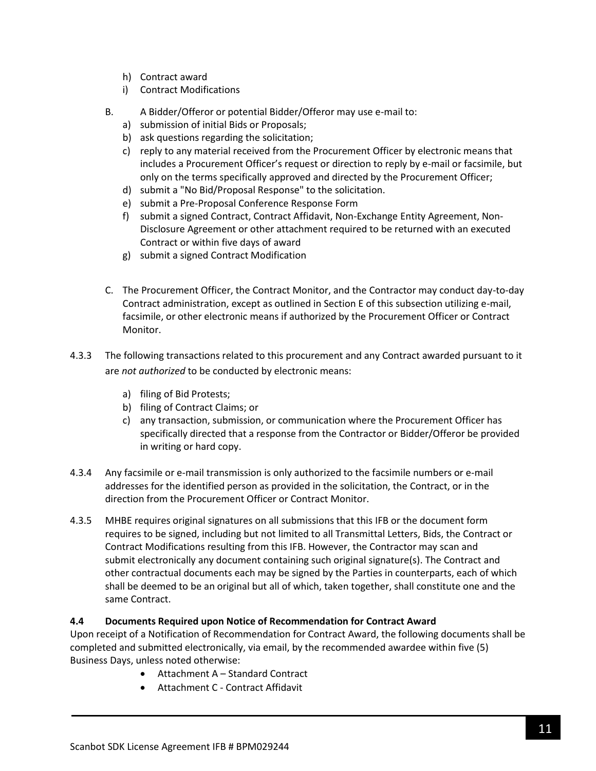h) Contract award
i) Contract Modifications

B. A Bidder/Offeror or potential Bidder/Offeror may use e-mail to:
   a) submission of initial Bids or Proposals;
   b) ask questions regarding the solicitation;
   c) reply to any material received from the Procurement Officer by electronic means that includes a Procurement Officer's request or direction to reply by e-mail or facsimile, but only on the terms specifically approved and directed by the Procurement Officer;
   d) submit a "No Bid/Proposal Response" to the solicitation.
   e) submit a Pre-Proposal Conference Response Form
   f) submit a signed Contract, Contract Affidavit, Non-Exchange Entity Agreement, Non-Disclosure Agreement or other attachment required to be returned with an executed Contract or within five days of award
   g) submit a signed Contract Modification

C. The Procurement Officer, the Contract Monitor, and the Contractor may conduct day-to-day Contract administration, except as outlined in Section E of this subsection utilizing e-mail, facsimile, or other electronic means if authorized by the Procurement Officer or Contract Monitor.

4.3.3 The following transactions related to this procurement and any Contract awarded pursuant to it are *not authorized* to be conducted by electronic means:

   a) filing of Bid Protests;
   b) filing of Contract Claims; or
   c) any transaction, submission, or communication where the Procurement Officer has specifically directed that a response from the Contractor or Bidder/Offeror be provided in writing or hard copy.

4.3.4 Any facsimile or e-mail transmission is only authorized to the facsimile numbers or e-mail addresses for the identified person as provided in the solicitation, the Contract, or in the direction from the Procurement Officer or Contract Monitor.

4.3.5 MHBE requires original signatures on all submissions that this IFB or the document form requires to be signed, including but not limited to all Transmittal Letters, Bids, the Contract or Contract Modifications resulting from this IFB. However, the Contractor may scan and submit electronically any document containing such original signature(s). The Contract and other contractual documents each may be signed by the Parties in counterparts, each of which shall be deemed to be an original but all of which, taken together, shall constitute one and the same Contract.

**4.4 Documents Required upon Notice of Recommendation for Contract Award**

Upon receipt of a Notification of Recommendation for Contract Award, the following documents shall be completed and submitted electronically, via email, by the recommended awardee within five (5) Business Days, unless noted otherwise:

- Attachment A – Standard Contract
- Attachment C - Contract Affidavit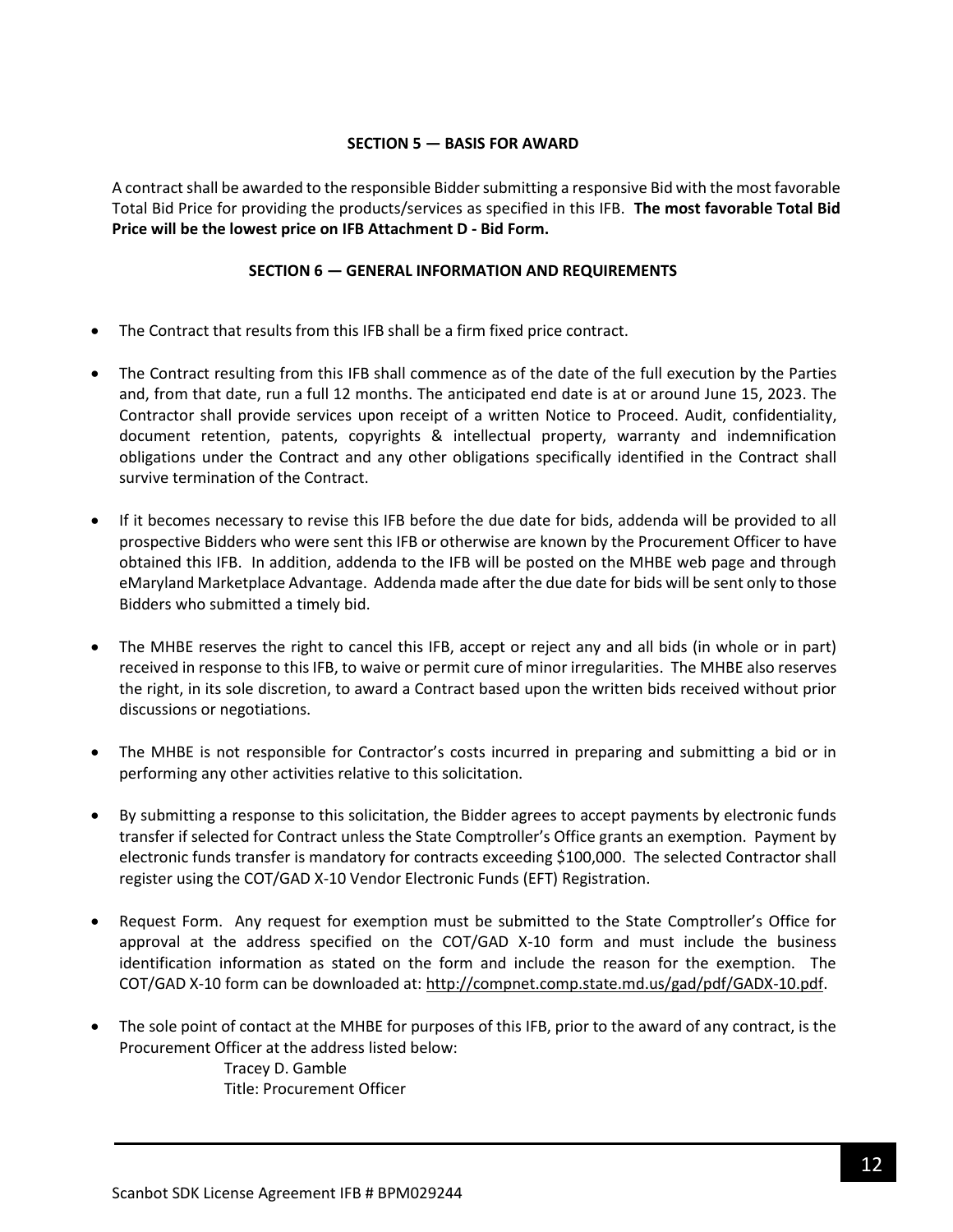## SECTION 5 — BASIS FOR AWARD

A contract shall be awarded to the responsible Bidder submitting a responsive Bid with the most favorable Total Bid Price for providing the products/services as specified in this IFB. **The most favorable Total Bid Price will be the lowest price on IFB Attachment D - Bid Form.**

## SECTION 6 — GENERAL INFORMATION AND REQUIREMENTS

- The Contract that results from this IFB shall be a firm fixed price contract.
- The Contract resulting from this IFB shall commence as of the date of the full execution by the Parties and, from that date, run a full 12 months. The anticipated end date is at or around June 15, 2023. The Contractor shall provide services upon receipt of a written Notice to Proceed. Audit, confidentiality, document retention, patents, copyrights & intellectual property, warranty and indemnification obligations under the Contract and any other obligations specifically identified in the Contract shall survive termination of the Contract.
- If it becomes necessary to revise this IFB before the due date for bids, addenda will be provided to all prospective Bidders who were sent this IFB or otherwise are known by the Procurement Officer to have obtained this IFB. In addition, addenda to the IFB will be posted on the MHBE web page and through eMaryland Marketplace Advantage. Addenda made after the due date for bids will be sent only to those Bidders who submitted a timely bid.
- The MHBE reserves the right to cancel this IFB, accept or reject any and all bids (in whole or in part) received in response to this IFB, to waive or permit cure of minor irregularities. The MHBE also reserves the right, in its sole discretion, to award a Contract based upon the written bids received without prior discussions or negotiations.
- The MHBE is not responsible for Contractor's costs incurred in preparing and submitting a bid or in performing any other activities relative to this solicitation.
- By submitting a response to this solicitation, the Bidder agrees to accept payments by electronic funds transfer if selected for Contract unless the State Comptroller's Office grants an exemption. Payment by electronic funds transfer is mandatory for contracts exceeding $100,000. The selected Contractor shall register using the COT/GAD X-10 Vendor Electronic Funds (EFT) Registration.
- Request Form. Any request for exemption must be submitted to the State Comptroller's Office for approval at the address specified on the COT/GAD X-10 form and must include the business identification information as stated on the form and include the reason for the exemption. The COT/GAD X-10 form can be downloaded at: http://compnet.comp.state.md.us/gad/pdf/GADX-10.pdf.
- The sole point of contact at the MHBE for purposes of this IFB, prior to the award of any contract, is the Procurement Officer at the address listed below:

  Tracey D. Gamble
  Title: Procurement Officer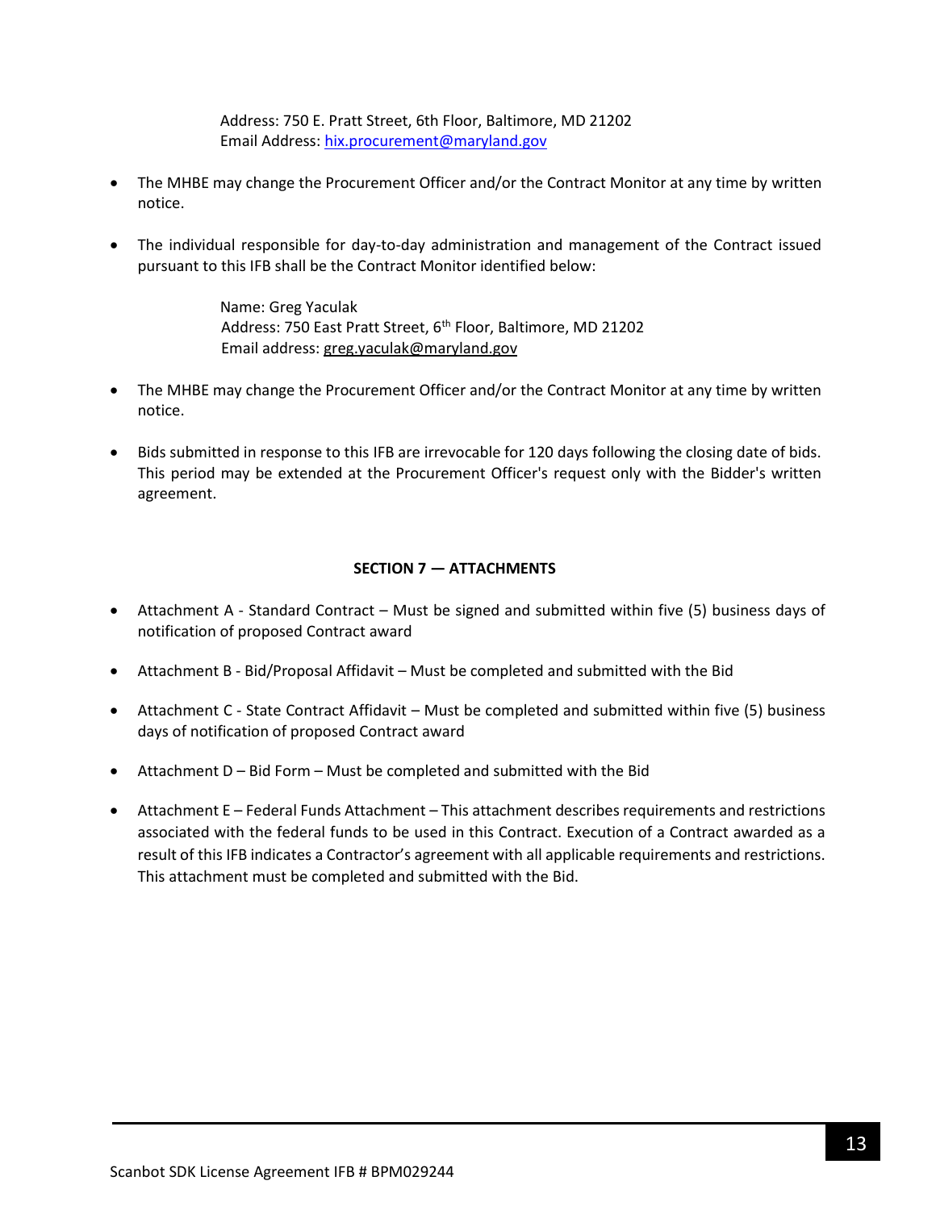Address: 750 E. Pratt Street, 6th Floor, Baltimore, MD 21202
Email Address: [hix.procurement@maryland.gov](mailto:hix.procurement@maryland.gov)

- The MHBE may change the Procurement Officer and/or the Contract Monitor at any time by written notice.
- The individual responsible for day-to-day administration and management of the Contract issued pursuant to this IFB shall be the Contract Monitor identified below:

  Name: Greg Yaculak
  Address: 750 East Pratt Street, 6th Floor, Baltimore, MD 21202
  Email address: greg.yaculak@maryland.gov

- The MHBE may change the Procurement Officer and/or the Contract Monitor at any time by written notice.
- Bids submitted in response to this IFB are irrevocable for 120 days following the closing date of bids. This period may be extended at the Procurement Officer's request only with the Bidder's written agreement.

## SECTION 7 — ATTACHMENTS

- Attachment A - Standard Contract – Must be signed and submitted within five (5) business days of notification of proposed Contract award
- Attachment B - Bid/Proposal Affidavit – Must be completed and submitted with the Bid
- Attachment C - State Contract Affidavit – Must be completed and submitted within five (5) business days of notification of proposed Contract award
- Attachment D – Bid Form – Must be completed and submitted with the Bid
- Attachment E – Federal Funds Attachment – This attachment describes requirements and restrictions associated with the federal funds to be used in this Contract. Execution of a Contract awarded as a result of this IFB indicates a Contractor's agreement with all applicable requirements and restrictions. This attachment must be completed and submitted with the Bid.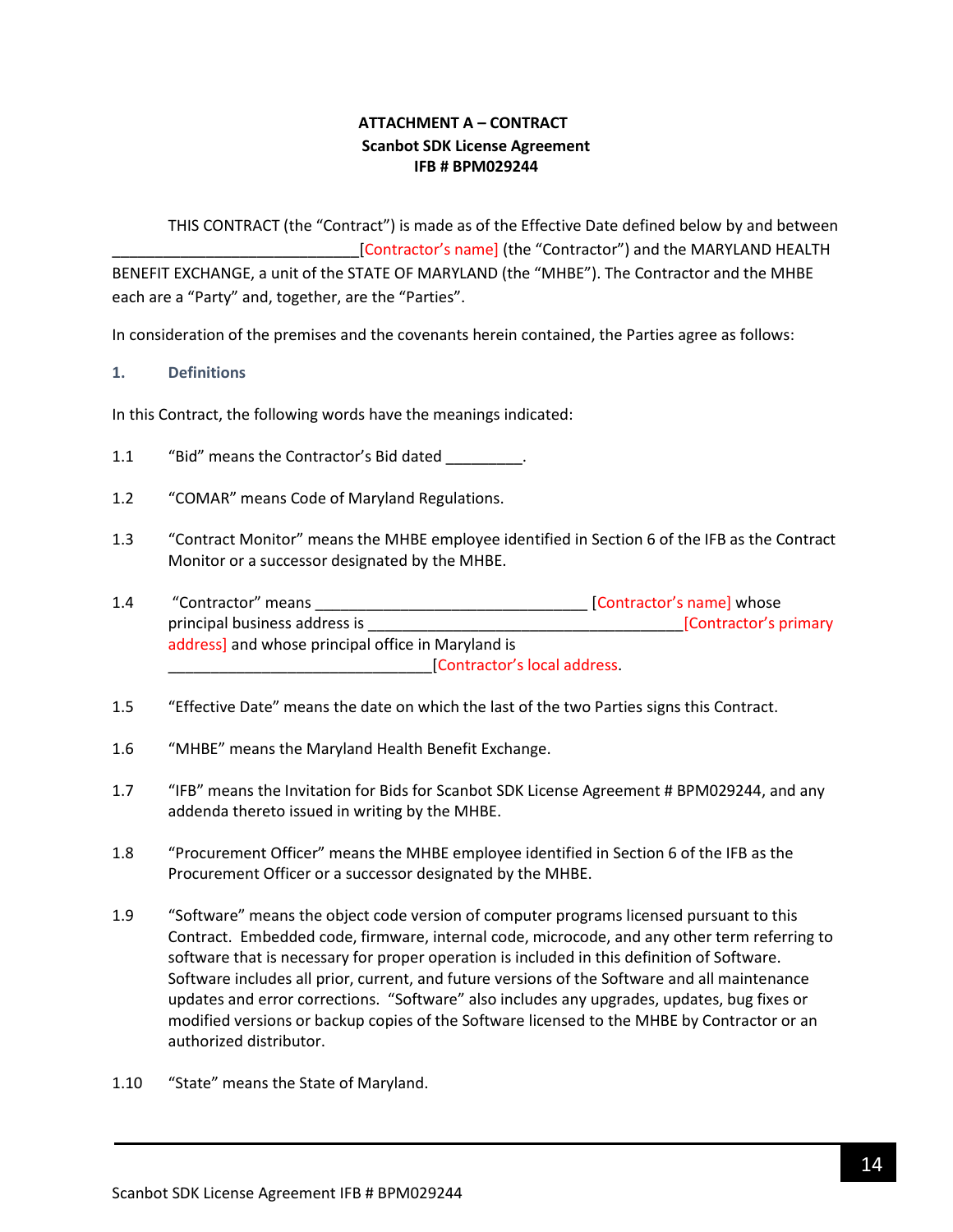**ATTACHMENT A – CONTRACT**
**Scanbot SDK License Agreement**
**IFB # BPM029244**

THIS CONTRACT (the "Contract") is made as of the Effective Date defined below by and between _____________________________[Contractor's name] (the "Contractor") and the MARYLAND HEALTH BENEFIT EXCHANGE, a unit of the STATE OF MARYLAND (the "MHBE"). The Contractor and the MHBE each are a "Party" and, together, are the "Parties".

In consideration of the premises and the covenants herein contained, the Parties agree as follows:

## 1. Definitions

In this Contract, the following words have the meanings indicated:

1.1 "Bid" means the Contractor's Bid dated _________.

1.2 "COMAR" means Code of Maryland Regulations.

1.3 "Contract Monitor" means the MHBE employee identified in Section 6 of the IFB as the Contract Monitor or a successor designated by the MHBE.

1.4 "Contractor" means ________________________________ [Contractor's name] whose principal business address is ______________________________________[Contractor's primary address] and whose principal office in Maryland is _______________________________[Contractor's local address.

1.5 "Effective Date" means the date on which the last of the two Parties signs this Contract.

1.6 "MHBE" means the Maryland Health Benefit Exchange.

1.7 "IFB" means the Invitation for Bids for Scanbot SDK License Agreement # BPM029244, and any addenda thereto issued in writing by the MHBE.

1.8 "Procurement Officer" means the MHBE employee identified in Section 6 of the IFB as the Procurement Officer or a successor designated by the MHBE.

1.9 "Software" means the object code version of computer programs licensed pursuant to this Contract. Embedded code, firmware, internal code, microcode, and any other term referring to software that is necessary for proper operation is included in this definition of Software. Software includes all prior, current, and future versions of the Software and all maintenance updates and error corrections. "Software" also includes any upgrades, updates, bug fixes or modified versions or backup copies of the Software licensed to the MHBE by Contractor or an authorized distributor.

1.10 "State" means the State of Maryland.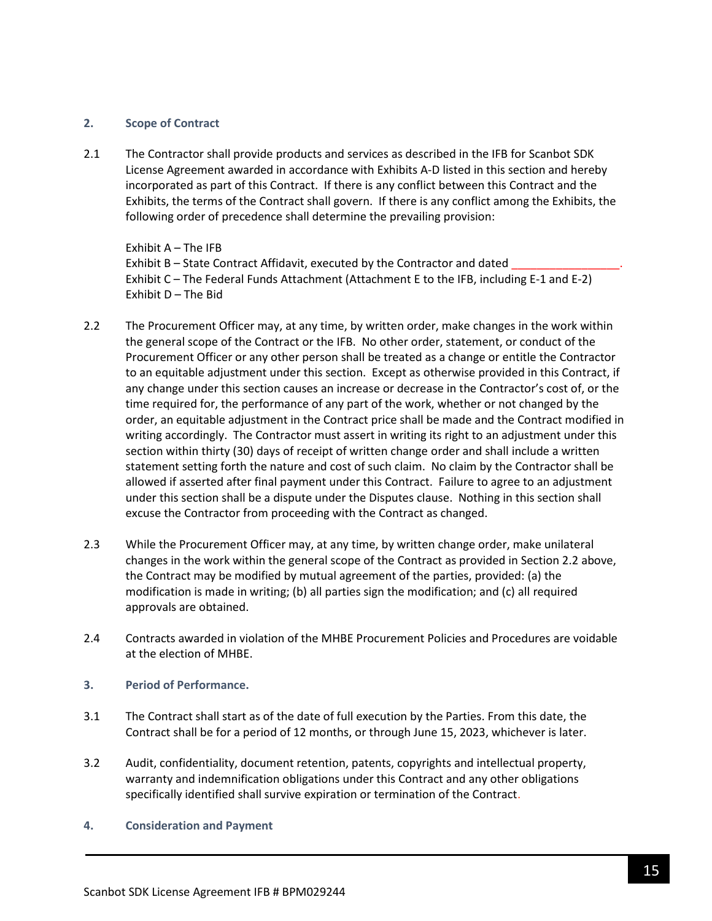## 2. Scope of Contract

2.1 The Contractor shall provide products and services as described in the IFB for Scanbot SDK License Agreement awarded in accordance with Exhibits A-D listed in this section and hereby incorporated as part of this Contract. If there is any conflict between this Contract and the Exhibits, the terms of the Contract shall govern. If there is any conflict among the Exhibits, the following order of precedence shall determine the prevailing provision:

Exhibit A – The IFB
Exhibit B – State Contract Affidavit, executed by the Contractor and dated _________________.
Exhibit C – The Federal Funds Attachment (Attachment E to the IFB, including E-1 and E-2)
Exhibit D – The Bid

2.2 The Procurement Officer may, at any time, by written order, make changes in the work within the general scope of the Contract or the IFB. No other order, statement, or conduct of the Procurement Officer or any other person shall be treated as a change or entitle the Contractor to an equitable adjustment under this section. Except as otherwise provided in this Contract, if any change under this section causes an increase or decrease in the Contractor's cost of, or the time required for, the performance of any part of the work, whether or not changed by the order, an equitable adjustment in the Contract price shall be made and the Contract modified in writing accordingly. The Contractor must assert in writing its right to an adjustment under this section within thirty (30) days of receipt of written change order and shall include a written statement setting forth the nature and cost of such claim. No claim by the Contractor shall be allowed if asserted after final payment under this Contract. Failure to agree to an adjustment under this section shall be a dispute under the Disputes clause. Nothing in this section shall excuse the Contractor from proceeding with the Contract as changed.

2.3 While the Procurement Officer may, at any time, by written change order, make unilateral changes in the work within the general scope of the Contract as provided in Section 2.2 above, the Contract may be modified by mutual agreement of the parties, provided: (a) the modification is made in writing; (b) all parties sign the modification; and (c) all required approvals are obtained.

2.4 Contracts awarded in violation of the MHBE Procurement Policies and Procedures are voidable at the election of MHBE.

## 3. Period of Performance.

3.1 The Contract shall start as of the date of full execution by the Parties. From this date, the Contract shall be for a period of 12 months, or through June 15, 2023, whichever is later.

3.2 Audit, confidentiality, document retention, patents, copyrights and intellectual property, warranty and indemnification obligations under this Contract and any other obligations specifically identified shall survive expiration or termination of the Contract.

## 4. Consideration and Payment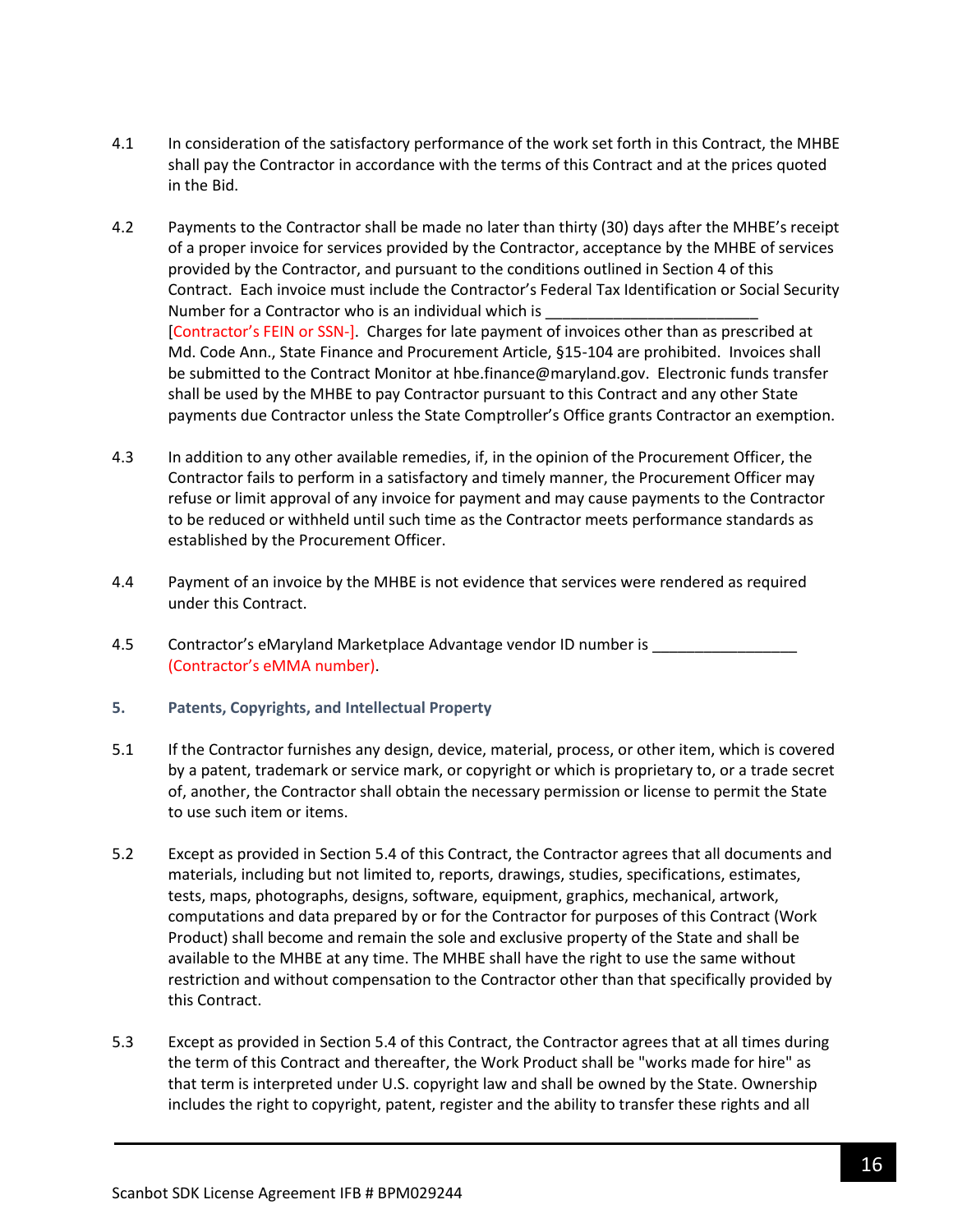4.1 In consideration of the satisfactory performance of the work set forth in this Contract, the MHBE shall pay the Contractor in accordance with the terms of this Contract and at the prices quoted in the Bid.

4.2 Payments to the Contractor shall be made no later than thirty (30) days after the MHBE's receipt of a proper invoice for services provided by the Contractor, acceptance by the MHBE of services provided by the Contractor, and pursuant to the conditions outlined in Section 4 of this Contract. Each invoice must include the Contractor's Federal Tax Identification or Social Security Number for a Contractor who is an individual which is _________________________ [Contractor's FEIN or SSN-]. Charges for late payment of invoices other than as prescribed at Md. Code Ann., State Finance and Procurement Article, §15-104 are prohibited. Invoices shall be submitted to the Contract Monitor at hbe.finance@maryland.gov. Electronic funds transfer shall be used by the MHBE to pay Contractor pursuant to this Contract and any other State payments due Contractor unless the State Comptroller's Office grants Contractor an exemption.

4.3 In addition to any other available remedies, if, in the opinion of the Procurement Officer, the Contractor fails to perform in a satisfactory and timely manner, the Procurement Officer may refuse or limit approval of any invoice for payment and may cause payments to the Contractor to be reduced or withheld until such time as the Contractor meets performance standards as established by the Procurement Officer.

4.4 Payment of an invoice by the MHBE is not evidence that services were rendered as required under this Contract.

4.5 Contractor's eMaryland Marketplace Advantage vendor ID number is _________________ (Contractor's eMMA number).

### 5. Patents, Copyrights, and Intellectual Property

5.1 If the Contractor furnishes any design, device, material, process, or other item, which is covered by a patent, trademark or service mark, or copyright or which is proprietary to, or a trade secret of, another, the Contractor shall obtain the necessary permission or license to permit the State to use such item or items.

5.2 Except as provided in Section 5.4 of this Contract, the Contractor agrees that all documents and materials, including but not limited to, reports, drawings, studies, specifications, estimates, tests, maps, photographs, designs, software, equipment, graphics, mechanical, artwork, computations and data prepared by or for the Contractor for purposes of this Contract (Work Product) shall become and remain the sole and exclusive property of the State and shall be available to the MHBE at any time. The MHBE shall have the right to use the same without restriction and without compensation to the Contractor other than that specifically provided by this Contract.

5.3 Except as provided in Section 5.4 of this Contract, the Contractor agrees that at all times during the term of this Contract and thereafter, the Work Product shall be "works made for hire" as that term is interpreted under U.S. copyright law and shall be owned by the State. Ownership includes the right to copyright, patent, register and the ability to transfer these rights and all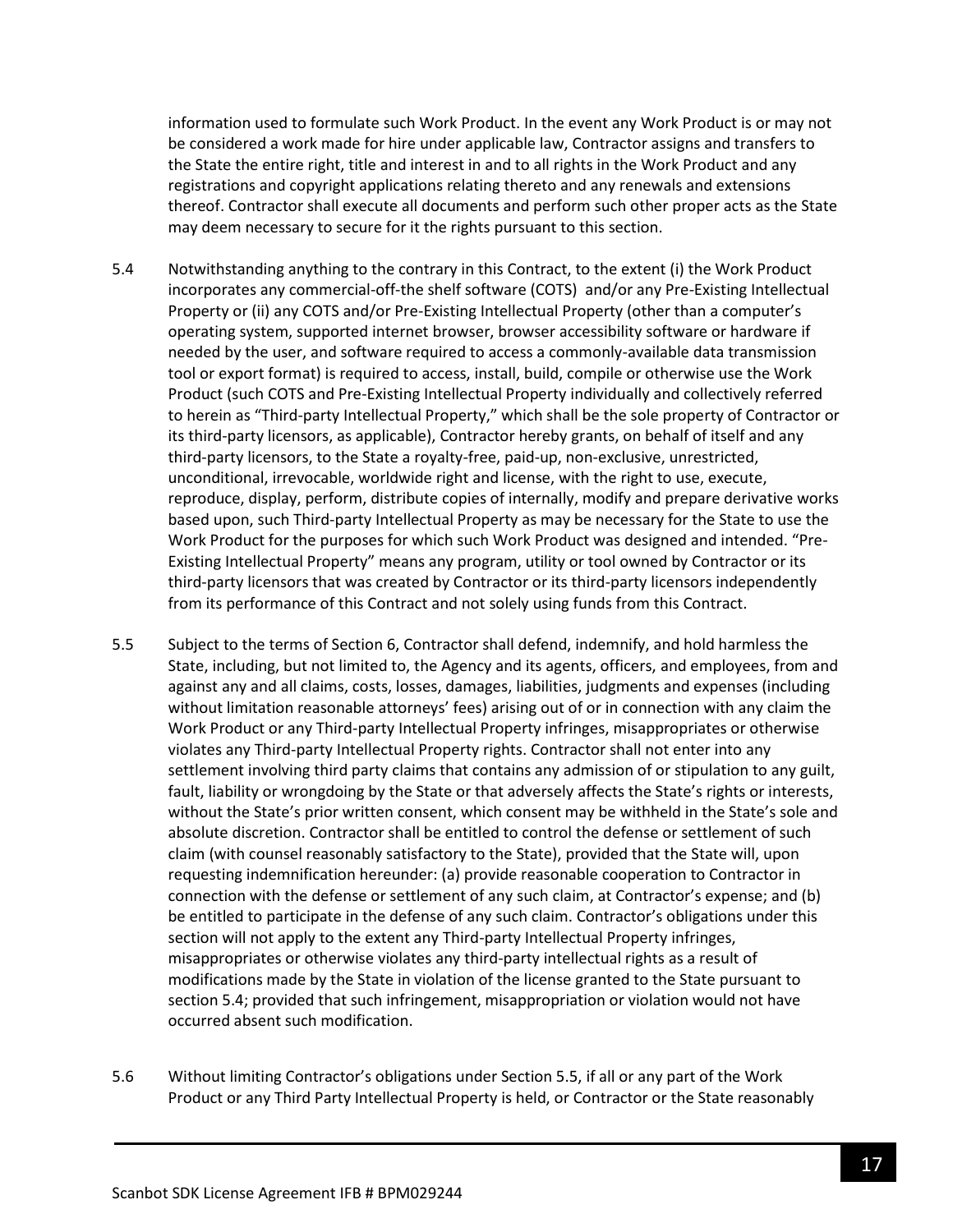information used to formulate such Work Product. In the event any Work Product is or may not be considered a work made for hire under applicable law, Contractor assigns and transfers to the State the entire right, title and interest in and to all rights in the Work Product and any registrations and copyright applications relating thereto and any renewals and extensions thereof. Contractor shall execute all documents and perform such other proper acts as the State may deem necessary to secure for it the rights pursuant to this section.

5.4 Notwithstanding anything to the contrary in this Contract, to the extent (i) the Work Product incorporates any commercial-off-the shelf software (COTS) and/or any Pre-Existing Intellectual Property or (ii) any COTS and/or Pre-Existing Intellectual Property (other than a computer's operating system, supported internet browser, browser accessibility software or hardware if needed by the user, and software required to access a commonly-available data transmission tool or export format) is required to access, install, build, compile or otherwise use the Work Product (such COTS and Pre-Existing Intellectual Property individually and collectively referred to herein as "Third-party Intellectual Property," which shall be the sole property of Contractor or its third-party licensors, as applicable), Contractor hereby grants, on behalf of itself and any third-party licensors, to the State a royalty-free, paid-up, non-exclusive, unrestricted, unconditional, irrevocable, worldwide right and license, with the right to use, execute, reproduce, display, perform, distribute copies of internally, modify and prepare derivative works based upon, such Third-party Intellectual Property as may be necessary for the State to use the Work Product for the purposes for which such Work Product was designed and intended. "Pre-Existing Intellectual Property" means any program, utility or tool owned by Contractor or its third-party licensors that was created by Contractor or its third-party licensors independently from its performance of this Contract and not solely using funds from this Contract.

5.5 Subject to the terms of Section 6, Contractor shall defend, indemnify, and hold harmless the State, including, but not limited to, the Agency and its agents, officers, and employees, from and against any and all claims, costs, losses, damages, liabilities, judgments and expenses (including without limitation reasonable attorneys' fees) arising out of or in connection with any claim the Work Product or any Third-party Intellectual Property infringes, misappropriates or otherwise violates any Third-party Intellectual Property rights. Contractor shall not enter into any settlement involving third party claims that contains any admission of or stipulation to any guilt, fault, liability or wrongdoing by the State or that adversely affects the State's rights or interests, without the State's prior written consent, which consent may be withheld in the State's sole and absolute discretion. Contractor shall be entitled to control the defense or settlement of such claim (with counsel reasonably satisfactory to the State), provided that the State will, upon requesting indemnification hereunder: (a) provide reasonable cooperation to Contractor in connection with the defense or settlement of any such claim, at Contractor's expense; and (b) be entitled to participate in the defense of any such claim. Contractor's obligations under this section will not apply to the extent any Third-party Intellectual Property infringes, misappropriates or otherwise violates any third-party intellectual rights as a result of modifications made by the State in violation of the license granted to the State pursuant to section 5.4; provided that such infringement, misappropriation or violation would not have occurred absent such modification.

5.6 Without limiting Contractor's obligations under Section 5.5, if all or any part of the Work Product or any Third Party Intellectual Property is held, or Contractor or the State reasonably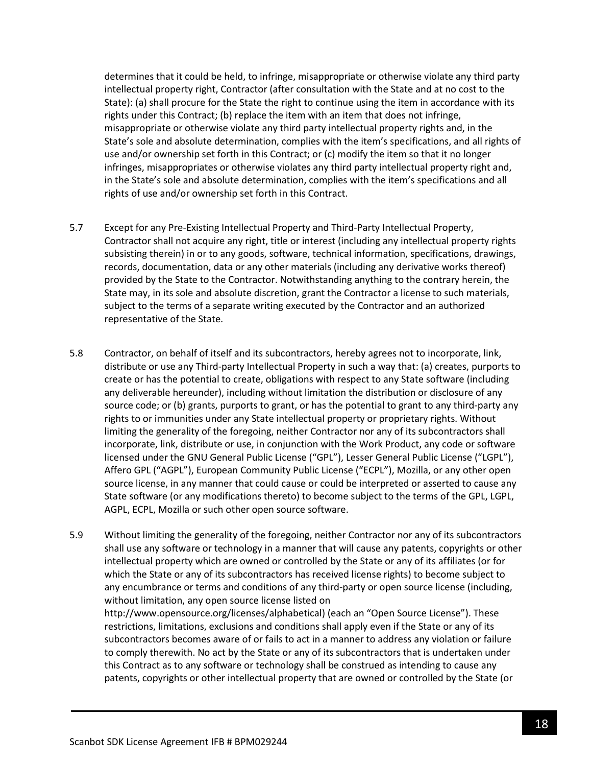determines that it could be held, to infringe, misappropriate or otherwise violate any third party intellectual property right, Contractor (after consultation with the State and at no cost to the State): (a) shall procure for the State the right to continue using the item in accordance with its rights under this Contract; (b) replace the item with an item that does not infringe, misappropriate or otherwise violate any third party intellectual property rights and, in the State's sole and absolute determination, complies with the item's specifications, and all rights of use and/or ownership set forth in this Contract; or (c) modify the item so that it no longer infringes, misappropriates or otherwise violates any third party intellectual property right and, in the State's sole and absolute determination, complies with the item's specifications and all rights of use and/or ownership set forth in this Contract.

5.7 Except for any Pre-Existing Intellectual Property and Third-Party Intellectual Property, Contractor shall not acquire any right, title or interest (including any intellectual property rights subsisting therein) in or to any goods, software, technical information, specifications, drawings, records, documentation, data or any other materials (including any derivative works thereof) provided by the State to the Contractor. Notwithstanding anything to the contrary herein, the State may, in its sole and absolute discretion, grant the Contractor a license to such materials, subject to the terms of a separate writing executed by the Contractor and an authorized representative of the State.

5.8 Contractor, on behalf of itself and its subcontractors, hereby agrees not to incorporate, link, distribute or use any Third-party Intellectual Property in such a way that: (a) creates, purports to create or has the potential to create, obligations with respect to any State software (including any deliverable hereunder), including without limitation the distribution or disclosure of any source code; or (b) grants, purports to grant, or has the potential to grant to any third-party any rights to or immunities under any State intellectual property or proprietary rights. Without limiting the generality of the foregoing, neither Contractor nor any of its subcontractors shall incorporate, link, distribute or use, in conjunction with the Work Product, any code or software licensed under the GNU General Public License ("GPL"), Lesser General Public License ("LGPL"), Affero GPL ("AGPL"), European Community Public License ("ECPL"), Mozilla, or any other open source license, in any manner that could cause or could be interpreted or asserted to cause any State software (or any modifications thereto) to become subject to the terms of the GPL, LGPL, AGPL, ECPL, Mozilla or such other open source software.

5.9 Without limiting the generality of the foregoing, neither Contractor nor any of its subcontractors shall use any software or technology in a manner that will cause any patents, copyrights or other intellectual property which are owned or controlled by the State or any of its affiliates (or for which the State or any of its subcontractors has received license rights) to become subject to any encumbrance or terms and conditions of any third-party or open source license (including, without limitation, any open source license listed on http://www.opensource.org/licenses/alphabetical) (each an "Open Source License"). These restrictions, limitations, exclusions and conditions shall apply even if the State or any of its subcontractors becomes aware of or fails to act in a manner to address any violation or failure to comply therewith. No act by the State or any of its subcontractors that is undertaken under this Contract as to any software or technology shall be construed as intending to cause any patents, copyrights or other intellectual property that are owned or controlled by the State (or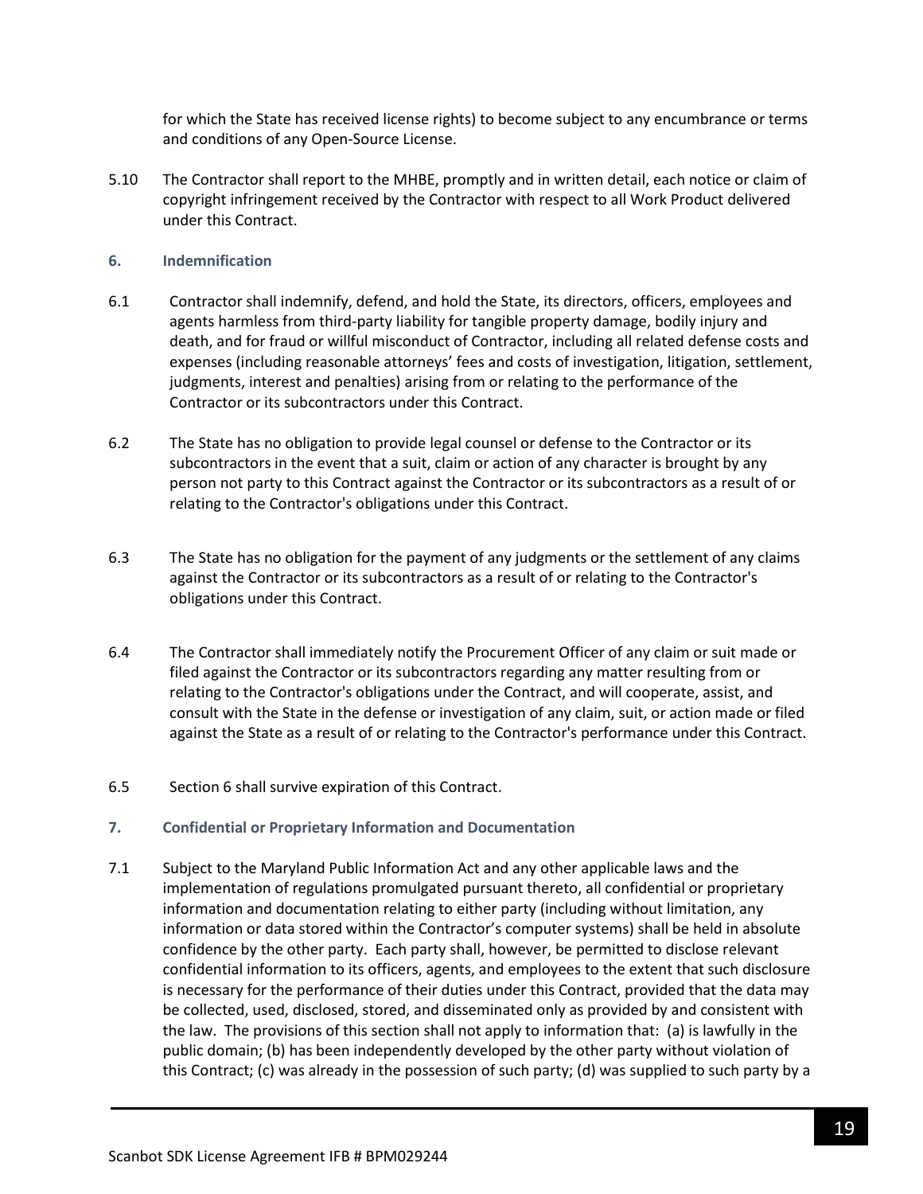for which the State has received license rights) to become subject to any encumbrance or terms and conditions of any Open-Source License.

5.10 The Contractor shall report to the MHBE, promptly and in written detail, each notice or claim of copyright infringement received by the Contractor with respect to all Work Product delivered under this Contract.

## 6. Indemnification

6.1 Contractor shall indemnify, defend, and hold the State, its directors, officers, employees and agents harmless from third-party liability for tangible property damage, bodily injury and death, and for fraud or willful misconduct of Contractor, including all related defense costs and expenses (including reasonable attorneys' fees and costs of investigation, litigation, settlement, judgments, interest and penalties) arising from or relating to the performance of the Contractor or its subcontractors under this Contract.

6.2 The State has no obligation to provide legal counsel or defense to the Contractor or its subcontractors in the event that a suit, claim or action of any character is brought by any person not party to this Contract against the Contractor or its subcontractors as a result of or relating to the Contractor's obligations under this Contract.

6.3 The State has no obligation for the payment of any judgments or the settlement of any claims against the Contractor or its subcontractors as a result of or relating to the Contractor's obligations under this Contract.

6.4 The Contractor shall immediately notify the Procurement Officer of any claim or suit made or filed against the Contractor or its subcontractors regarding any matter resulting from or relating to the Contractor's obligations under the Contract, and will cooperate, assist, and consult with the State in the defense or investigation of any claim, suit, or action made or filed against the State as a result of or relating to the Contractor's performance under this Contract.

6.5 Section 6 shall survive expiration of this Contract.

## 7. Confidential or Proprietary Information and Documentation

7.1 Subject to the Maryland Public Information Act and any other applicable laws and the implementation of regulations promulgated pursuant thereto, all confidential or proprietary information and documentation relating to either party (including without limitation, any information or data stored within the Contractor's computer systems) shall be held in absolute confidence by the other party. Each party shall, however, be permitted to disclose relevant confidential information to its officers, agents, and employees to the extent that such disclosure is necessary for the performance of their duties under this Contract, provided that the data may be collected, used, disclosed, stored, and disseminated only as provided by and consistent with the law. The provisions of this section shall not apply to information that: (a) is lawfully in the public domain; (b) has been independently developed by the other party without violation of this Contract; (c) was already in the possession of such party; (d) was supplied to such party by a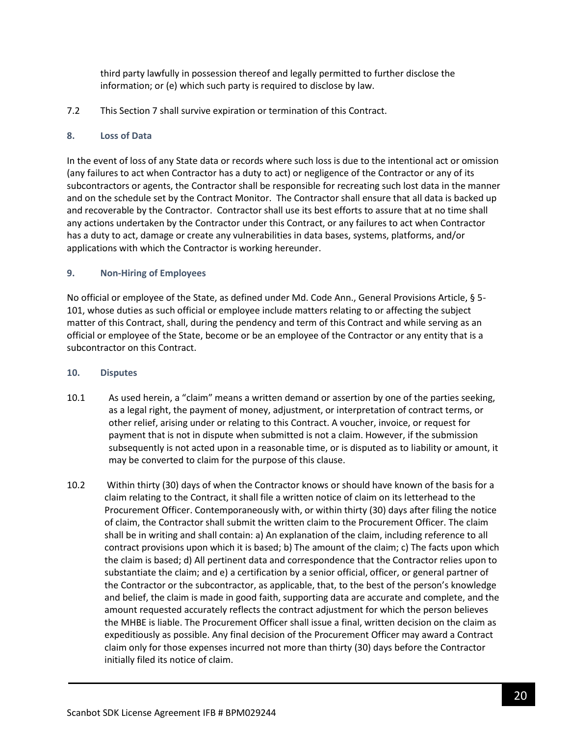third party lawfully in possession thereof and legally permitted to further disclose the information; or (e) which such party is required to disclose by law.

7.2 This Section 7 shall survive expiration or termination of this Contract.

### 8. Loss of Data

In the event of loss of any State data or records where such loss is due to the intentional act or omission (any failures to act when Contractor has a duty to act) or negligence of the Contractor or any of its subcontractors or agents, the Contractor shall be responsible for recreating such lost data in the manner and on the schedule set by the Contract Monitor. The Contractor shall ensure that all data is backed up and recoverable by the Contractor. Contractor shall use its best efforts to assure that at no time shall any actions undertaken by the Contractor under this Contract, or any failures to act when Contractor has a duty to act, damage or create any vulnerabilities in data bases, systems, platforms, and/or applications with which the Contractor is working hereunder.

### 9. Non-Hiring of Employees

No official or employee of the State, as defined under Md. Code Ann., General Provisions Article, § 5-101, whose duties as such official or employee include matters relating to or affecting the subject matter of this Contract, shall, during the pendency and term of this Contract and while serving as an official or employee of the State, become or be an employee of the Contractor or any entity that is a subcontractor on this Contract.

### 10. Disputes

10.1 As used herein, a "claim" means a written demand or assertion by one of the parties seeking, as a legal right, the payment of money, adjustment, or interpretation of contract terms, or other relief, arising under or relating to this Contract. A voucher, invoice, or request for payment that is not in dispute when submitted is not a claim. However, if the submission subsequently is not acted upon in a reasonable time, or is disputed as to liability or amount, it may be converted to claim for the purpose of this clause.

10.2 Within thirty (30) days of when the Contractor knows or should have known of the basis for a claim relating to the Contract, it shall file a written notice of claim on its letterhead to the Procurement Officer. Contemporaneously with, or within thirty (30) days after filing the notice of claim, the Contractor shall submit the written claim to the Procurement Officer. The claim shall be in writing and shall contain: a) An explanation of the claim, including reference to all contract provisions upon which it is based; b) The amount of the claim; c) The facts upon which the claim is based; d) All pertinent data and correspondence that the Contractor relies upon to substantiate the claim; and e) a certification by a senior official, officer, or general partner of the Contractor or the subcontractor, as applicable, that, to the best of the person's knowledge and belief, the claim is made in good faith, supporting data are accurate and complete, and the amount requested accurately reflects the contract adjustment for which the person believes the MHBE is liable. The Procurement Officer shall issue a final, written decision on the claim as expeditiously as possible. Any final decision of the Procurement Officer may award a Contract claim only for those expenses incurred not more than thirty (30) days before the Contractor initially filed its notice of claim.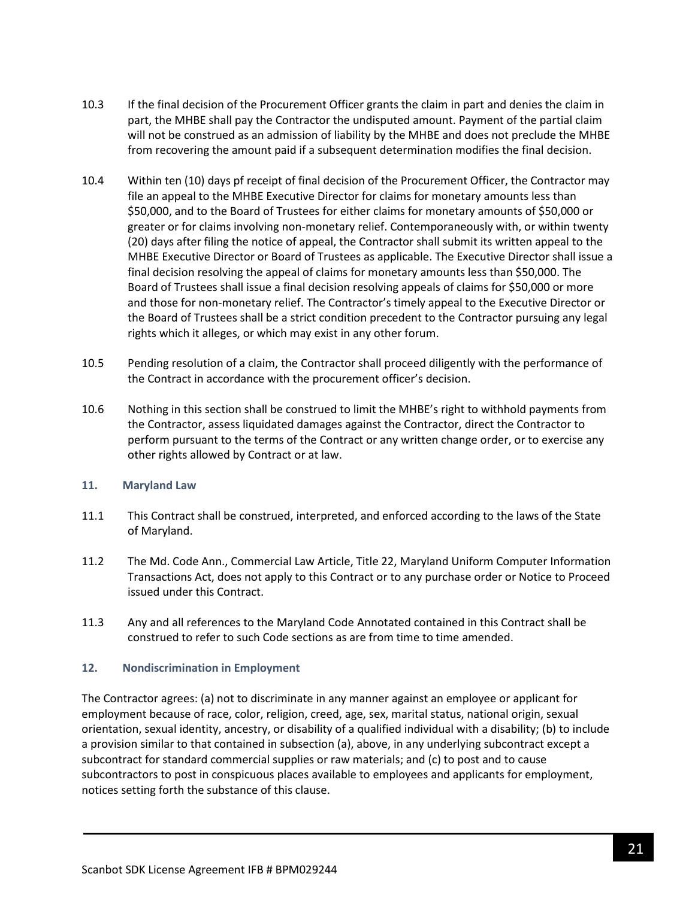10.3 If the final decision of the Procurement Officer grants the claim in part and denies the claim in part, the MHBE shall pay the Contractor the undisputed amount. Payment of the partial claim will not be construed as an admission of liability by the MHBE and does not preclude the MHBE from recovering the amount paid if a subsequent determination modifies the final decision.

10.4 Within ten (10) days pf receipt of final decision of the Procurement Officer, the Contractor may file an appeal to the MHBE Executive Director for claims for monetary amounts less than $50,000, and to the Board of Trustees for either claims for monetary amounts of $50,000 or greater or for claims involving non-monetary relief. Contemporaneously with, or within twenty (20) days after filing the notice of appeal, the Contractor shall submit its written appeal to the MHBE Executive Director or Board of Trustees as applicable. The Executive Director shall issue a final decision resolving the appeal of claims for monetary amounts less than $50,000. The Board of Trustees shall issue a final decision resolving appeals of claims for $50,000 or more and those for non-monetary relief. The Contractor's timely appeal to the Executive Director or the Board of Trustees shall be a strict condition precedent to the Contractor pursuing any legal rights which it alleges, or which may exist in any other forum.

10.5 Pending resolution of a claim, the Contractor shall proceed diligently with the performance of the Contract in accordance with the procurement officer's decision.

10.6 Nothing in this section shall be construed to limit the MHBE's right to withhold payments from the Contractor, assess liquidated damages against the Contractor, direct the Contractor to perform pursuant to the terms of the Contract or any written change order, or to exercise any other rights allowed by Contract or at law.

### 11. Maryland Law

11.1 This Contract shall be construed, interpreted, and enforced according to the laws of the State of Maryland.

11.2 The Md. Code Ann., Commercial Law Article, Title 22, Maryland Uniform Computer Information Transactions Act, does not apply to this Contract or to any purchase order or Notice to Proceed issued under this Contract.

11.3 Any and all references to the Maryland Code Annotated contained in this Contract shall be construed to refer to such Code sections as are from time to time amended.

### 12. Nondiscrimination in Employment

The Contractor agrees: (a) not to discriminate in any manner against an employee or applicant for employment because of race, color, religion, creed, age, sex, marital status, national origin, sexual orientation, sexual identity, ancestry, or disability of a qualified individual with a disability; (b) to include a provision similar to that contained in subsection (a), above, in any underlying subcontract except a subcontract for standard commercial supplies or raw materials; and (c) to post and to cause subcontractors to post in conspicuous places available to employees and applicants for employment, notices setting forth the substance of this clause.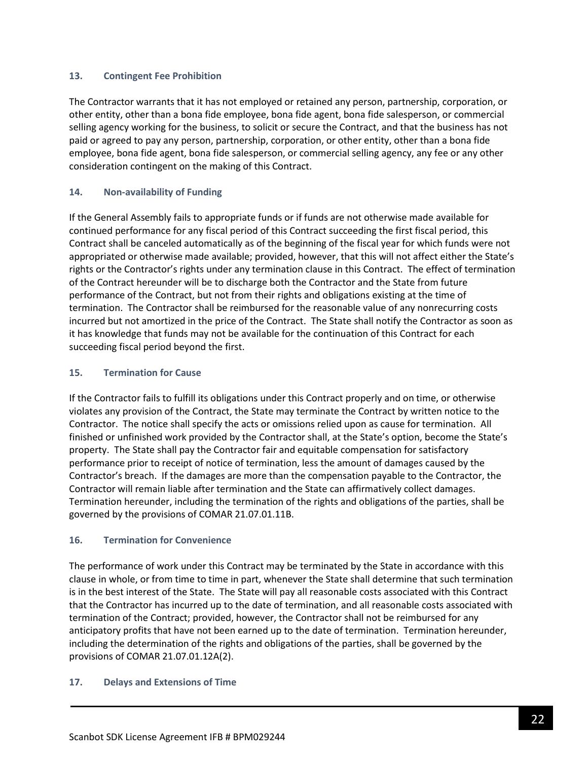### 13. Contingent Fee Prohibition

The Contractor warrants that it has not employed or retained any person, partnership, corporation, or other entity, other than a bona fide employee, bona fide agent, bona fide salesperson, or commercial selling agency working for the business, to solicit or secure the Contract, and that the business has not paid or agreed to pay any person, partnership, corporation, or other entity, other than a bona fide employee, bona fide agent, bona fide salesperson, or commercial selling agency, any fee or any other consideration contingent on the making of this Contract.

### 14. Non-availability of Funding

If the General Assembly fails to appropriate funds or if funds are not otherwise made available for continued performance for any fiscal period of this Contract succeeding the first fiscal period, this Contract shall be canceled automatically as of the beginning of the fiscal year for which funds were not appropriated or otherwise made available; provided, however, that this will not affect either the State's rights or the Contractor's rights under any termination clause in this Contract. The effect of termination of the Contract hereunder will be to discharge both the Contractor and the State from future performance of the Contract, but not from their rights and obligations existing at the time of termination. The Contractor shall be reimbursed for the reasonable value of any nonrecurring costs incurred but not amortized in the price of the Contract. The State shall notify the Contractor as soon as it has knowledge that funds may not be available for the continuation of this Contract for each succeeding fiscal period beyond the first.

### 15. Termination for Cause

If the Contractor fails to fulfill its obligations under this Contract properly and on time, or otherwise violates any provision of the Contract, the State may terminate the Contract by written notice to the Contractor. The notice shall specify the acts or omissions relied upon as cause for termination. All finished or unfinished work provided by the Contractor shall, at the State's option, become the State's property. The State shall pay the Contractor fair and equitable compensation for satisfactory performance prior to receipt of notice of termination, less the amount of damages caused by the Contractor's breach. If the damages are more than the compensation payable to the Contractor, the Contractor will remain liable after termination and the State can affirmatively collect damages. Termination hereunder, including the termination of the rights and obligations of the parties, shall be governed by the provisions of COMAR 21.07.01.11B.

### 16. Termination for Convenience

The performance of work under this Contract may be terminated by the State in accordance with this clause in whole, or from time to time in part, whenever the State shall determine that such termination is in the best interest of the State. The State will pay all reasonable costs associated with this Contract that the Contractor has incurred up to the date of termination, and all reasonable costs associated with termination of the Contract; provided, however, the Contractor shall not be reimbursed for any anticipatory profits that have not been earned up to the date of termination. Termination hereunder, including the determination of the rights and obligations of the parties, shall be governed by the provisions of COMAR 21.07.01.12A(2).

### 17. Delays and Extensions of Time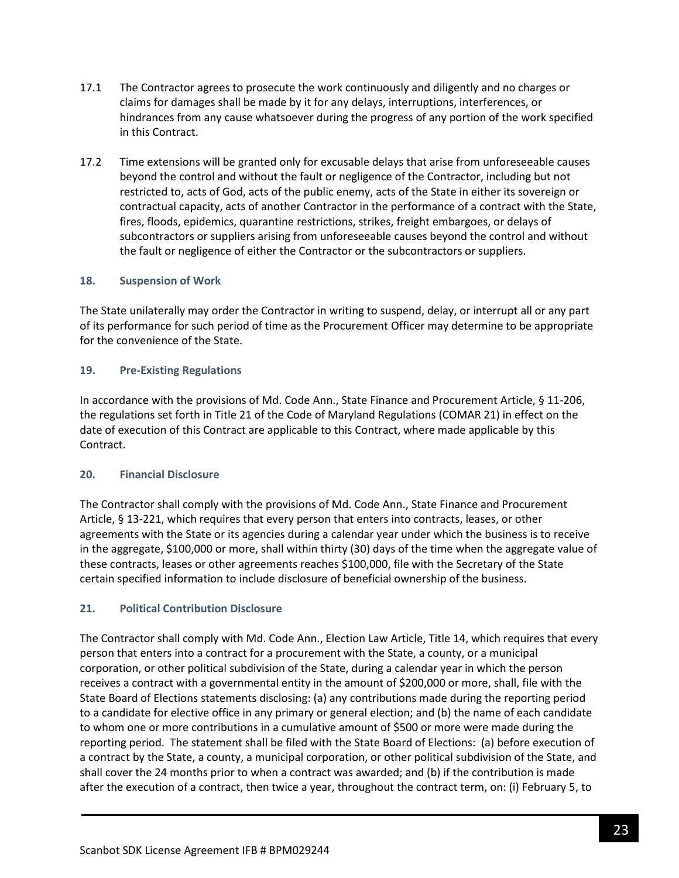17.1 The Contractor agrees to prosecute the work continuously and diligently and no charges or claims for damages shall be made by it for any delays, interruptions, interferences, or hindrances from any cause whatsoever during the progress of any portion of the work specified in this Contract.

17.2 Time extensions will be granted only for excusable delays that arise from unforeseeable causes beyond the control and without the fault or negligence of the Contractor, including but not restricted to, acts of God, acts of the public enemy, acts of the State in either its sovereign or contractual capacity, acts of another Contractor in the performance of a contract with the State, fires, floods, epidemics, quarantine restrictions, strikes, freight embargoes, or delays of subcontractors or suppliers arising from unforeseeable causes beyond the control and without the fault or negligence of either the Contractor or the subcontractors or suppliers.

### 18. Suspension of Work

The State unilaterally may order the Contractor in writing to suspend, delay, or interrupt all or any part of its performance for such period of time as the Procurement Officer may determine to be appropriate for the convenience of the State.

### 19. Pre-Existing Regulations

In accordance with the provisions of Md. Code Ann., State Finance and Procurement Article, § 11-206, the regulations set forth in Title 21 of the Code of Maryland Regulations (COMAR 21) in effect on the date of execution of this Contract are applicable to this Contract, where made applicable by this Contract.

### 20. Financial Disclosure

The Contractor shall comply with the provisions of Md. Code Ann., State Finance and Procurement Article, § 13-221, which requires that every person that enters into contracts, leases, or other agreements with the State or its agencies during a calendar year under which the business is to receive in the aggregate, $100,000 or more, shall within thirty (30) days of the time when the aggregate value of these contracts, leases or other agreements reaches $100,000, file with the Secretary of the State certain specified information to include disclosure of beneficial ownership of the business.

### 21. Political Contribution Disclosure

The Contractor shall comply with Md. Code Ann., Election Law Article, Title 14, which requires that every person that enters into a contract for a procurement with the State, a county, or a municipal corporation, or other political subdivision of the State, during a calendar year in which the person receives a contract with a governmental entity in the amount of $200,000 or more, shall, file with the State Board of Elections statements disclosing: (a) any contributions made during the reporting period to a candidate for elective office in any primary or general election; and (b) the name of each candidate to whom one or more contributions in a cumulative amount of $500 or more were made during the reporting period. The statement shall be filed with the State Board of Elections: (a) before execution of a contract by the State, a county, a municipal corporation, or other political subdivision of the State, and shall cover the 24 months prior to when a contract was awarded; and (b) if the contribution is made after the execution of a contract, then twice a year, throughout the contract term, on: (i) February 5, to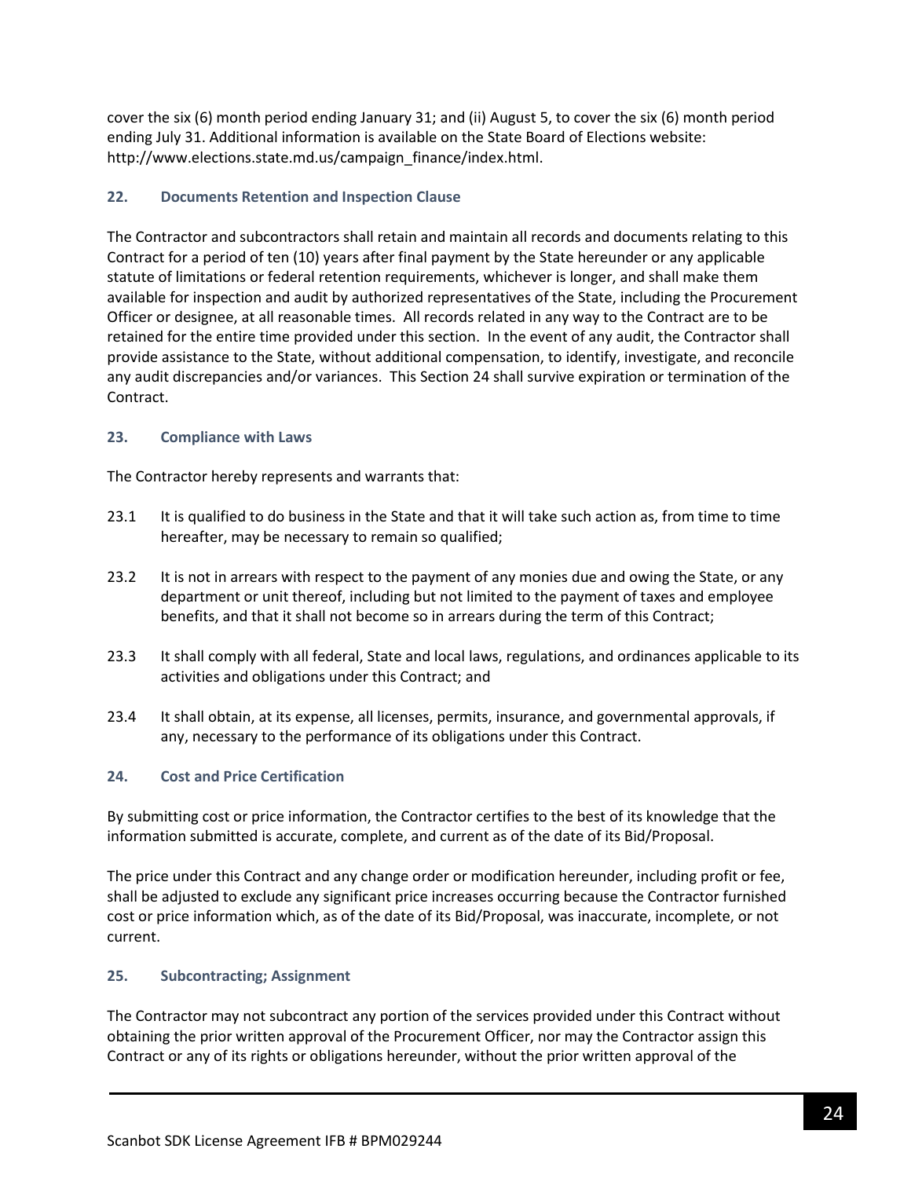cover the six (6) month period ending January 31; and (ii) August 5, to cover the six (6) month period ending July 31. Additional information is available on the State Board of Elections website: http://www.elections.state.md.us/campaign_finance/index.html.

### 22. Documents Retention and Inspection Clause

The Contractor and subcontractors shall retain and maintain all records and documents relating to this Contract for a period of ten (10) years after final payment by the State hereunder or any applicable statute of limitations or federal retention requirements, whichever is longer, and shall make them available for inspection and audit by authorized representatives of the State, including the Procurement Officer or designee, at all reasonable times. All records related in any way to the Contract are to be retained for the entire time provided under this section. In the event of any audit, the Contractor shall provide assistance to the State, without additional compensation, to identify, investigate, and reconcile any audit discrepancies and/or variances. This Section 24 shall survive expiration or termination of the Contract.

### 23. Compliance with Laws

The Contractor hereby represents and warrants that:

23.1 It is qualified to do business in the State and that it will take such action as, from time to time hereafter, may be necessary to remain so qualified;

23.2 It is not in arrears with respect to the payment of any monies due and owing the State, or any department or unit thereof, including but not limited to the payment of taxes and employee benefits, and that it shall not become so in arrears during the term of this Contract;

23.3 It shall comply with all federal, State and local laws, regulations, and ordinances applicable to its activities and obligations under this Contract; and

23.4 It shall obtain, at its expense, all licenses, permits, insurance, and governmental approvals, if any, necessary to the performance of its obligations under this Contract.

### 24. Cost and Price Certification

By submitting cost or price information, the Contractor certifies to the best of its knowledge that the information submitted is accurate, complete, and current as of the date of its Bid/Proposal.

The price under this Contract and any change order or modification hereunder, including profit or fee, shall be adjusted to exclude any significant price increases occurring because the Contractor furnished cost or price information which, as of the date of its Bid/Proposal, was inaccurate, incomplete, or not current.

### 25. Subcontracting; Assignment

The Contractor may not subcontract any portion of the services provided under this Contract without obtaining the prior written approval of the Procurement Officer, nor may the Contractor assign this Contract or any of its rights or obligations hereunder, without the prior written approval of the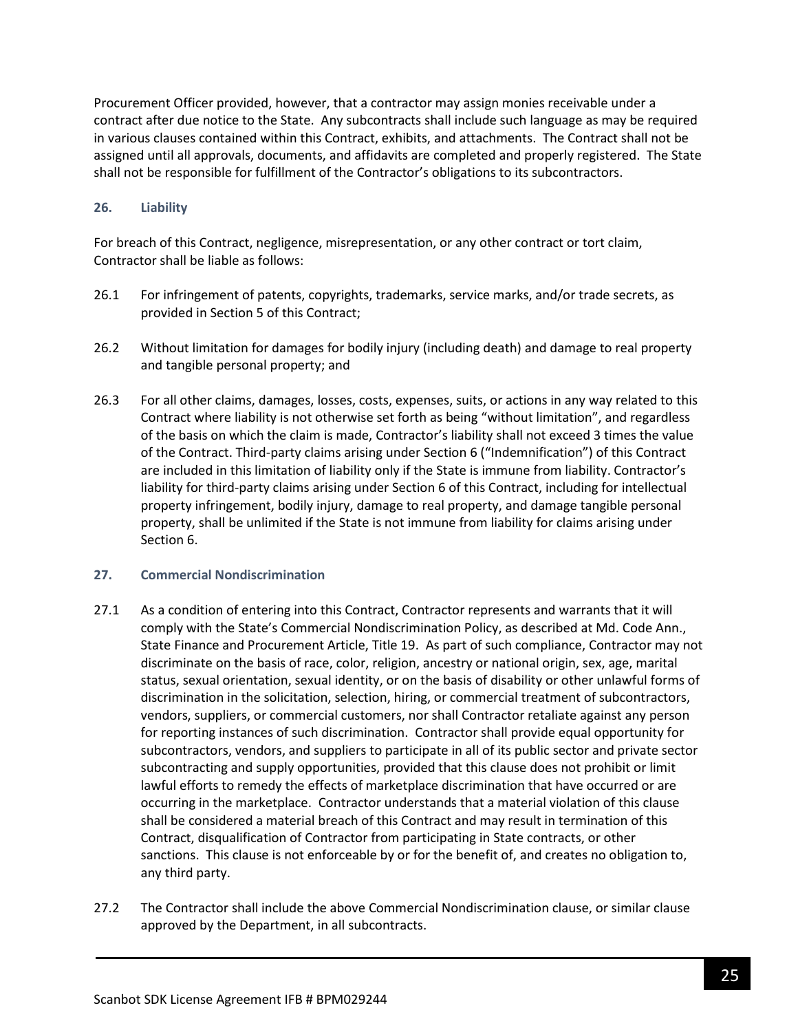Procurement Officer provided, however, that a contractor may assign monies receivable under a contract after due notice to the State. Any subcontracts shall include such language as may be required in various clauses contained within this Contract, exhibits, and attachments. The Contract shall not be assigned until all approvals, documents, and affidavits are completed and properly registered. The State shall not be responsible for fulfillment of the Contractor's obligations to its subcontractors.

### 26. Liability

For breach of this Contract, negligence, misrepresentation, or any other contract or tort claim, Contractor shall be liable as follows:

26.1 For infringement of patents, copyrights, trademarks, service marks, and/or trade secrets, as provided in Section 5 of this Contract;

26.2 Without limitation for damages for bodily injury (including death) and damage to real property and tangible personal property; and

26.3 For all other claims, damages, losses, costs, expenses, suits, or actions in any way related to this Contract where liability is not otherwise set forth as being "without limitation", and regardless of the basis on which the claim is made, Contractor's liability shall not exceed 3 times the value of the Contract. Third-party claims arising under Section 6 ("Indemnification") of this Contract are included in this limitation of liability only if the State is immune from liability. Contractor's liability for third-party claims arising under Section 6 of this Contract, including for intellectual property infringement, bodily injury, damage to real property, and damage tangible personal property, shall be unlimited if the State is not immune from liability for claims arising under Section 6.

### 27. Commercial Nondiscrimination

27.1 As a condition of entering into this Contract, Contractor represents and warrants that it will comply with the State's Commercial Nondiscrimination Policy, as described at Md. Code Ann., State Finance and Procurement Article, Title 19. As part of such compliance, Contractor may not discriminate on the basis of race, color, religion, ancestry or national origin, sex, age, marital status, sexual orientation, sexual identity, or on the basis of disability or other unlawful forms of discrimination in the solicitation, selection, hiring, or commercial treatment of subcontractors, vendors, suppliers, or commercial customers, nor shall Contractor retaliate against any person for reporting instances of such discrimination. Contractor shall provide equal opportunity for subcontractors, vendors, and suppliers to participate in all of its public sector and private sector subcontracting and supply opportunities, provided that this clause does not prohibit or limit lawful efforts to remedy the effects of marketplace discrimination that have occurred or are occurring in the marketplace. Contractor understands that a material violation of this clause shall be considered a material breach of this Contract and may result in termination of this Contract, disqualification of Contractor from participating in State contracts, or other sanctions. This clause is not enforceable by or for the benefit of, and creates no obligation to, any third party.

27.2 The Contractor shall include the above Commercial Nondiscrimination clause, or similar clause approved by the Department, in all subcontracts.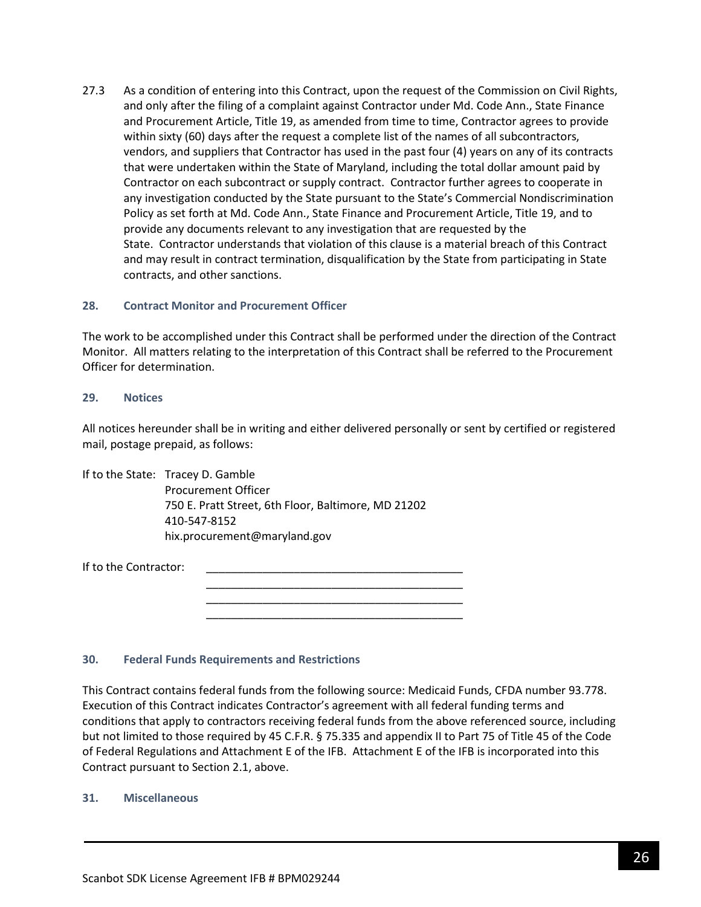27.3 As a condition of entering into this Contract, upon the request of the Commission on Civil Rights, and only after the filing of a complaint against Contractor under Md. Code Ann., State Finance and Procurement Article, Title 19, as amended from time to time, Contractor agrees to provide within sixty (60) days after the request a complete list of the names of all subcontractors, vendors, and suppliers that Contractor has used in the past four (4) years on any of its contracts that were undertaken within the State of Maryland, including the total dollar amount paid by Contractor on each subcontract or supply contract. Contractor further agrees to cooperate in any investigation conducted by the State pursuant to the State's Commercial Nondiscrimination Policy as set forth at Md. Code Ann., State Finance and Procurement Article, Title 19, and to provide any documents relevant to any investigation that are requested by the State. Contractor understands that violation of this clause is a material breach of this Contract and may result in contract termination, disqualification by the State from participating in State contracts, and other sanctions.

### 28. Contract Monitor and Procurement Officer

The work to be accomplished under this Contract shall be performed under the direction of the Contract Monitor. All matters relating to the interpretation of this Contract shall be referred to the Procurement Officer for determination.

### 29. Notices

All notices hereunder shall be in writing and either delivered personally or sent by certified or registered mail, postage prepaid, as follows:

If to the State: Tracey D. Gamble
Procurement Officer
750 E. Pratt Street, 6th Floor, Baltimore, MD 21202
410-547-8152
hix.procurement@maryland.gov

If to the Contractor: ___________________________________________
___________________________________________
___________________________________________
___________________________________________

### 30. Federal Funds Requirements and Restrictions

This Contract contains federal funds from the following source: Medicaid Funds, CFDA number 93.778. Execution of this Contract indicates Contractor's agreement with all federal funding terms and conditions that apply to contractors receiving federal funds from the above referenced source, including but not limited to those required by 45 C.F.R. § 75.335 and appendix II to Part 75 of Title 45 of the Code of Federal Regulations and Attachment E of the IFB. Attachment E of the IFB is incorporated into this Contract pursuant to Section 2.1, above.

### 31. Miscellaneous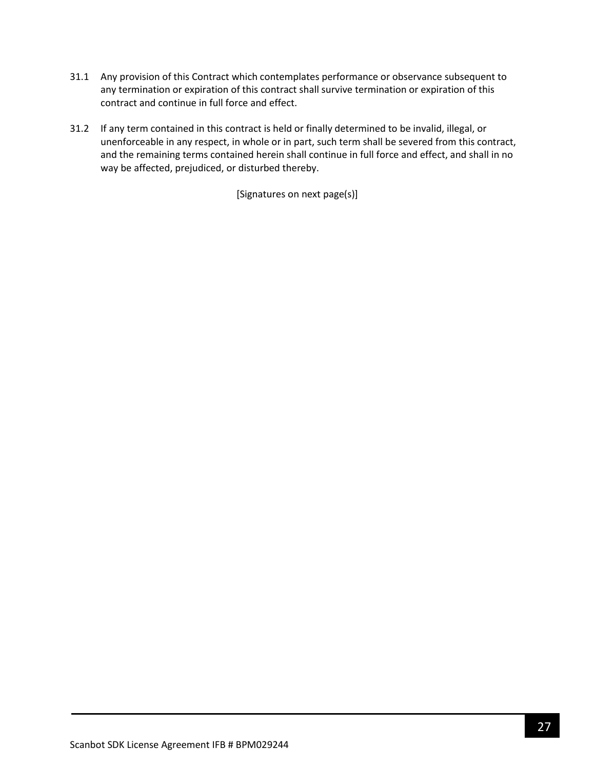31.1 Any provision of this Contract which contemplates performance or observance subsequent to any termination or expiration of this contract shall survive termination or expiration of this contract and continue in full force and effect.

31.2 If any term contained in this contract is held or finally determined to be invalid, illegal, or unenforceable in any respect, in whole or in part, such term shall be severed from this contract, and the remaining terms contained herein shall continue in full force and effect, and shall in no way be affected, prejudiced, or disturbed thereby.

[Signatures on next page(s)]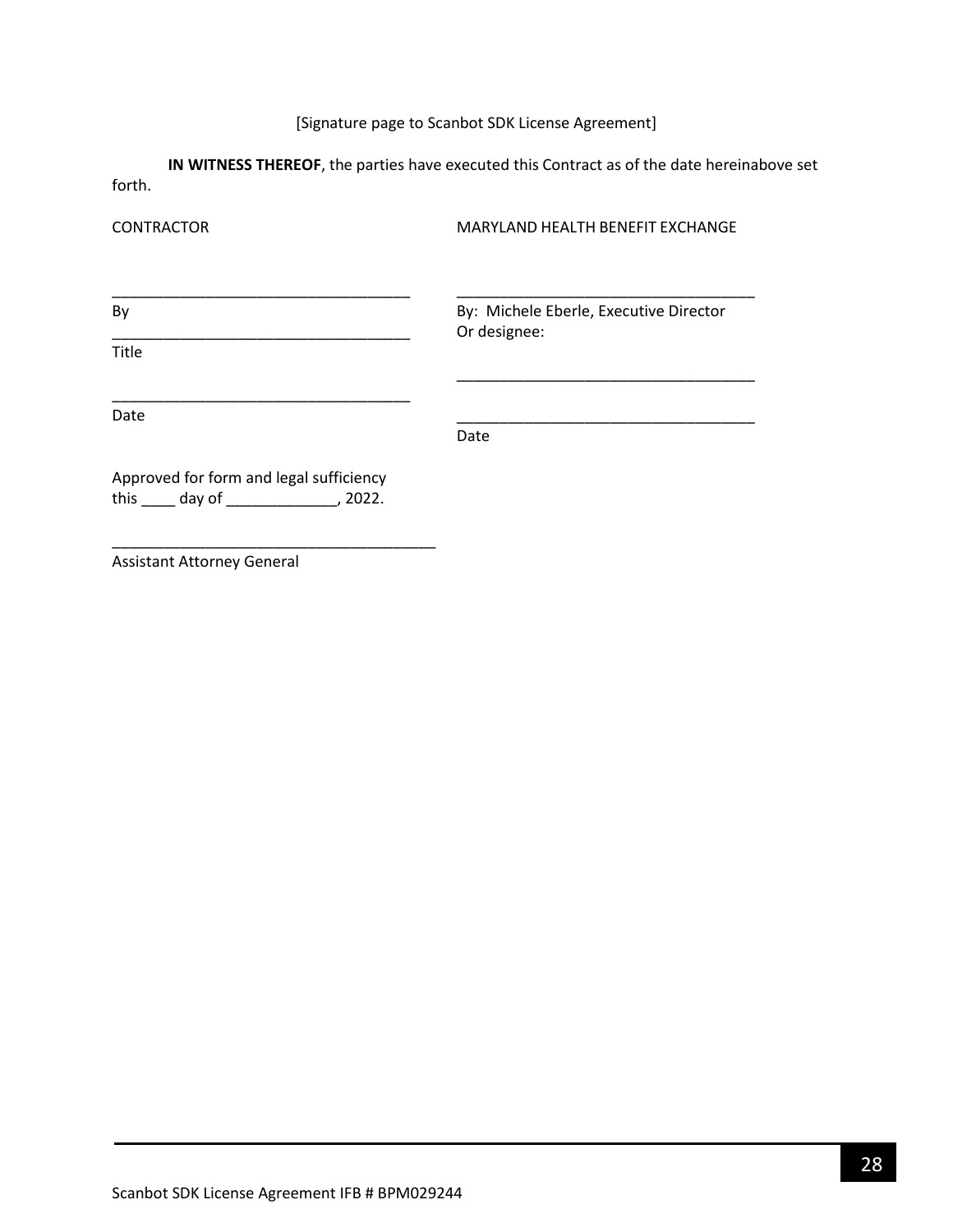[Signature page to Scanbot SDK License Agreement]

**IN WITNESS THEREOF**, the parties have executed this Contract as of the date hereinabove set forth.

| CONTRACTOR | MARYLAND HEALTH BENEFIT EXCHANGE |
|---|---|
| ___________________________________ | ___________________________________ |
| By | By: Michele Eberle, Executive Director |
| ___________________________________ | Or designee: |
| Title | |
| | ___________________________________ |
| ___________________________________ | |
| Date | ___________________________________ |
| | Date |

Approved for form and legal sufficiency
this ____ day of _____________, 2022.

_______________________________________
Assistant Attorney General

Scanbot SDK License Agreement IFB # BPM029244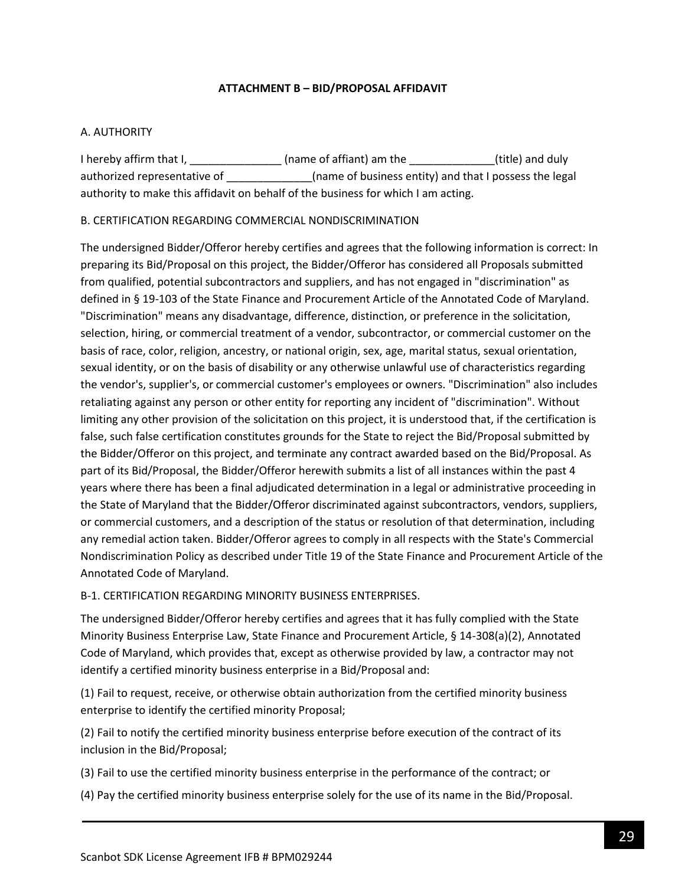## ATTACHMENT B – BID/PROPOSAL AFFIDAVIT

A. AUTHORITY

I hereby affirm that I, _______________ (name of affiant) am the ______________(title) and duly authorized representative of ______________(name of business entity) and that I possess the legal authority to make this affidavit on behalf of the business for which I am acting.

B. CERTIFICATION REGARDING COMMERCIAL NONDISCRIMINATION

The undersigned Bidder/Offeror hereby certifies and agrees that the following information is correct: In preparing its Bid/Proposal on this project, the Bidder/Offeror has considered all Proposals submitted from qualified, potential subcontractors and suppliers, and has not engaged in "discrimination" as defined in § 19-103 of the State Finance and Procurement Article of the Annotated Code of Maryland. "Discrimination" means any disadvantage, difference, distinction, or preference in the solicitation, selection, hiring, or commercial treatment of a vendor, subcontractor, or commercial customer on the basis of race, color, religion, ancestry, or national origin, sex, age, marital status, sexual orientation, sexual identity, or on the basis of disability or any otherwise unlawful use of characteristics regarding the vendor's, supplier's, or commercial customer's employees or owners. "Discrimination" also includes retaliating against any person or other entity for reporting any incident of "discrimination". Without limiting any other provision of the solicitation on this project, it is understood that, if the certification is false, such false certification constitutes grounds for the State to reject the Bid/Proposal submitted by the Bidder/Offeror on this project, and terminate any contract awarded based on the Bid/Proposal. As part of its Bid/Proposal, the Bidder/Offeror herewith submits a list of all instances within the past 4 years where there has been a final adjudicated determination in a legal or administrative proceeding in the State of Maryland that the Bidder/Offeror discriminated against subcontractors, vendors, suppliers, or commercial customers, and a description of the status or resolution of that determination, including any remedial action taken. Bidder/Offeror agrees to comply in all respects with the State's Commercial Nondiscrimination Policy as described under Title 19 of the State Finance and Procurement Article of the Annotated Code of Maryland.

B-1. CERTIFICATION REGARDING MINORITY BUSINESS ENTERPRISES.

The undersigned Bidder/Offeror hereby certifies and agrees that it has fully complied with the State Minority Business Enterprise Law, State Finance and Procurement Article, § 14-308(a)(2), Annotated Code of Maryland, which provides that, except as otherwise provided by law, a contractor may not identify a certified minority business enterprise in a Bid/Proposal and:

(1) Fail to request, receive, or otherwise obtain authorization from the certified minority business enterprise to identify the certified minority Proposal;

(2) Fail to notify the certified minority business enterprise before execution of the contract of its inclusion in the Bid/Proposal;

(3) Fail to use the certified minority business enterprise in the performance of the contract; or

(4) Pay the certified minority business enterprise solely for the use of its name in the Bid/Proposal.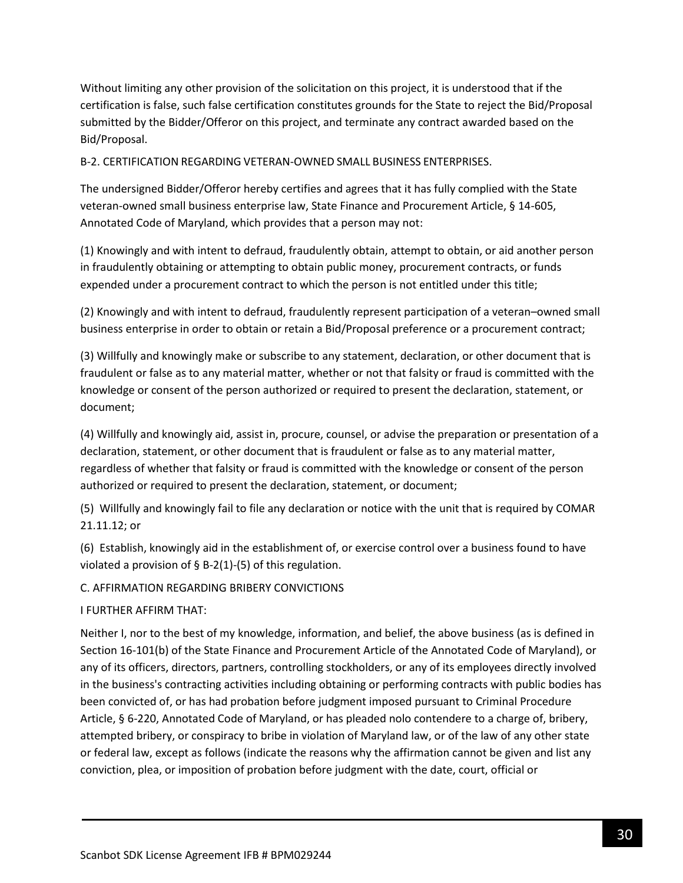Without limiting any other provision of the solicitation on this project, it is understood that if the certification is false, such false certification constitutes grounds for the State to reject the Bid/Proposal submitted by the Bidder/Offeror on this project, and terminate any contract awarded based on the Bid/Proposal.

B-2. CERTIFICATION REGARDING VETERAN-OWNED SMALL BUSINESS ENTERPRISES.

The undersigned Bidder/Offeror hereby certifies and agrees that it has fully complied with the State veteran-owned small business enterprise law, State Finance and Procurement Article, § 14-605, Annotated Code of Maryland, which provides that a person may not:

(1) Knowingly and with intent to defraud, fraudulently obtain, attempt to obtain, or aid another person in fraudulently obtaining or attempting to obtain public money, procurement contracts, or funds expended under a procurement contract to which the person is not entitled under this title;

(2) Knowingly and with intent to defraud, fraudulently represent participation of a veteran–owned small business enterprise in order to obtain or retain a Bid/Proposal preference or a procurement contract;

(3) Willfully and knowingly make or subscribe to any statement, declaration, or other document that is fraudulent or false as to any material matter, whether or not that falsity or fraud is committed with the knowledge or consent of the person authorized or required to present the declaration, statement, or document;

(4) Willfully and knowingly aid, assist in, procure, counsel, or advise the preparation or presentation of a declaration, statement, or other document that is fraudulent or false as to any material matter, regardless of whether that falsity or fraud is committed with the knowledge or consent of the person authorized or required to present the declaration, statement, or document;

(5) Willfully and knowingly fail to file any declaration or notice with the unit that is required by COMAR 21.11.12; or

(6) Establish, knowingly aid in the establishment of, or exercise control over a business found to have violated a provision of § B-2(1)-(5) of this regulation.

C. AFFIRMATION REGARDING BRIBERY CONVICTIONS

I FURTHER AFFIRM THAT:

Neither I, nor to the best of my knowledge, information, and belief, the above business (as is defined in Section 16-101(b) of the State Finance and Procurement Article of the Annotated Code of Maryland), or any of its officers, directors, partners, controlling stockholders, or any of its employees directly involved in the business's contracting activities including obtaining or performing contracts with public bodies has been convicted of, or has had probation before judgment imposed pursuant to Criminal Procedure Article, § 6-220, Annotated Code of Maryland, or has pleaded nolo contendere to a charge of, bribery, attempted bribery, or conspiracy to bribe in violation of Maryland law, or of the law of any other state or federal law, except as follows (indicate the reasons why the affirmation cannot be given and list any conviction, plea, or imposition of probation before judgment with the date, court, official or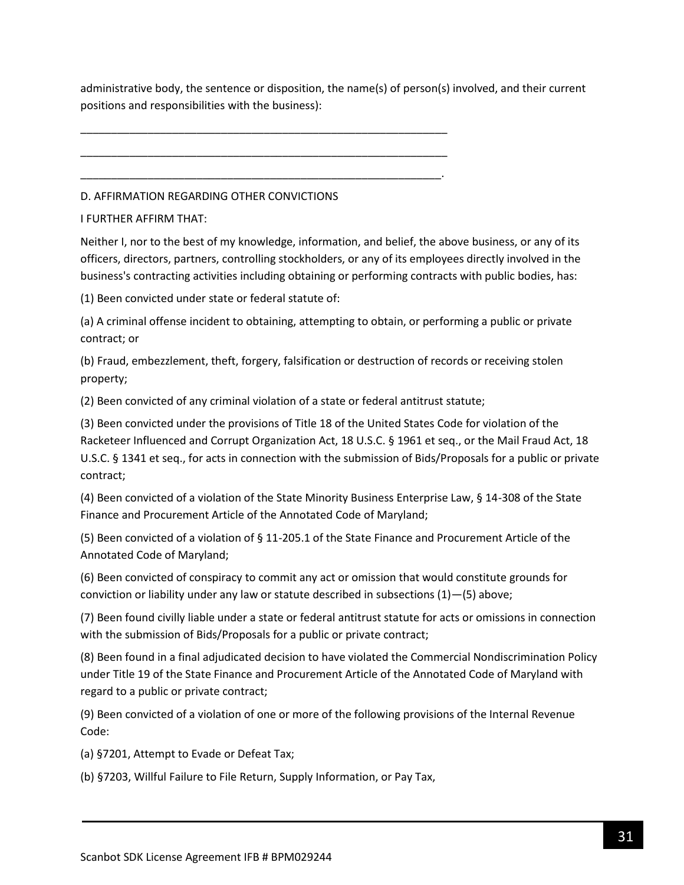administrative body, the sentence or disposition, the name(s) of person(s) involved, and their current positions and responsibilities with the business):

_______________________________________________________________

_______________________________________________________________

______________________________________________________________.

D. AFFIRMATION REGARDING OTHER CONVICTIONS

I FURTHER AFFIRM THAT:

Neither I, nor to the best of my knowledge, information, and belief, the above business, or any of its officers, directors, partners, controlling stockholders, or any of its employees directly involved in the business's contracting activities including obtaining or performing contracts with public bodies, has:

(1) Been convicted under state or federal statute of:

(a) A criminal offense incident to obtaining, attempting to obtain, or performing a public or private contract; or

(b) Fraud, embezzlement, theft, forgery, falsification or destruction of records or receiving stolen property;

(2) Been convicted of any criminal violation of a state or federal antitrust statute;

(3) Been convicted under the provisions of Title 18 of the United States Code for violation of the Racketeer Influenced and Corrupt Organization Act, 18 U.S.C. § 1961 et seq., or the Mail Fraud Act, 18 U.S.C. § 1341 et seq., for acts in connection with the submission of Bids/Proposals for a public or private contract;

(4) Been convicted of a violation of the State Minority Business Enterprise Law, § 14-308 of the State Finance and Procurement Article of the Annotated Code of Maryland;

(5) Been convicted of a violation of § 11-205.1 of the State Finance and Procurement Article of the Annotated Code of Maryland;

(6) Been convicted of conspiracy to commit any act or omission that would constitute grounds for conviction or liability under any law or statute described in subsections (1)—(5) above;

(7) Been found civilly liable under a state or federal antitrust statute for acts or omissions in connection with the submission of Bids/Proposals for a public or private contract;

(8) Been found in a final adjudicated decision to have violated the Commercial Nondiscrimination Policy under Title 19 of the State Finance and Procurement Article of the Annotated Code of Maryland with regard to a public or private contract;

(9) Been convicted of a violation of one or more of the following provisions of the Internal Revenue Code:

(a) §7201, Attempt to Evade or Defeat Tax;

(b) §7203, Willful Failure to File Return, Supply Information, or Pay Tax,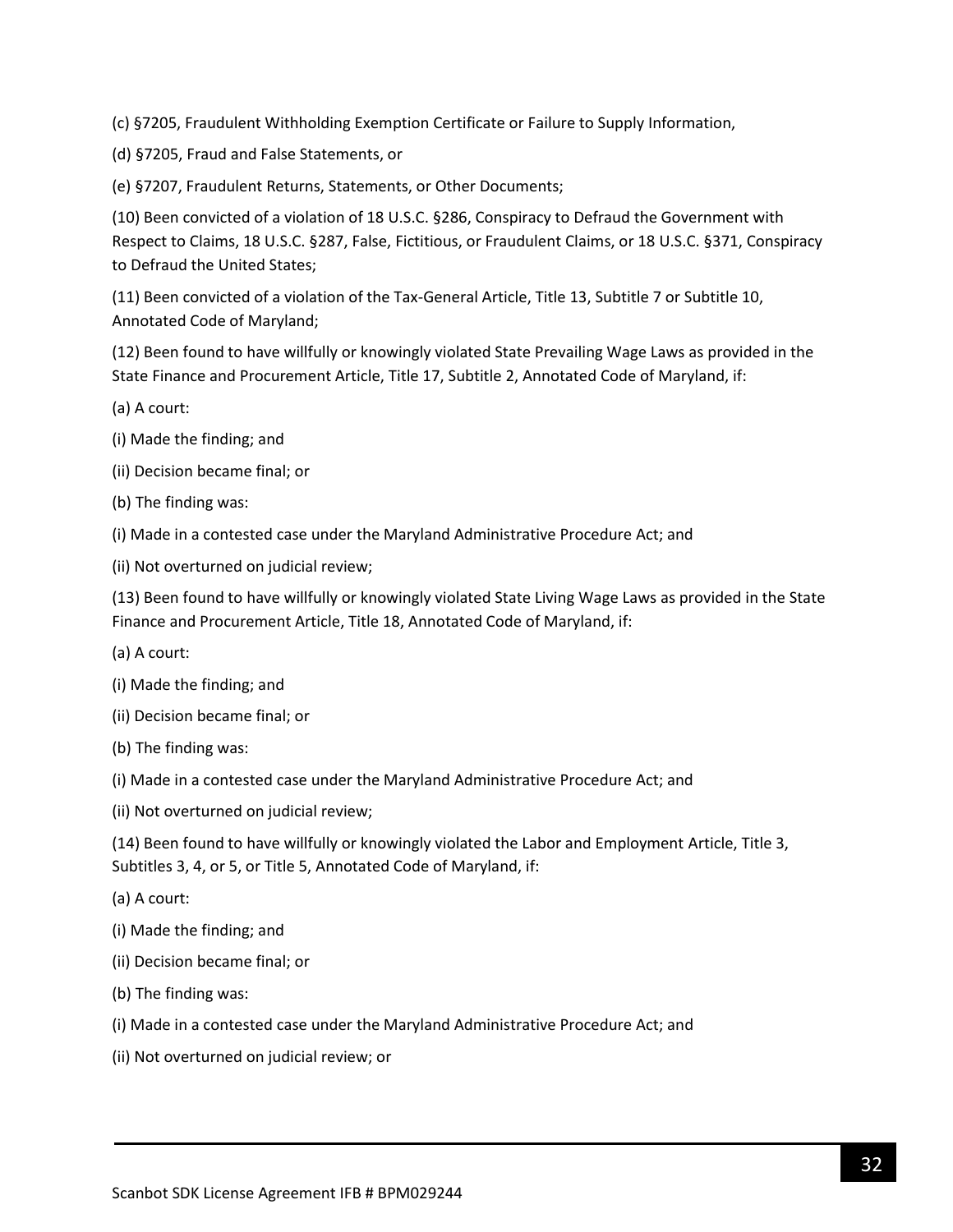(c) §7205, Fraudulent Withholding Exemption Certificate or Failure to Supply Information,

(d) §7205, Fraud and False Statements, or

(e) §7207, Fraudulent Returns, Statements, or Other Documents;

(10) Been convicted of a violation of 18 U.S.C. §286, Conspiracy to Defraud the Government with Respect to Claims, 18 U.S.C. §287, False, Fictitious, or Fraudulent Claims, or 18 U.S.C. §371, Conspiracy to Defraud the United States;

(11) Been convicted of a violation of the Tax-General Article, Title 13, Subtitle 7 or Subtitle 10, Annotated Code of Maryland;

(12) Been found to have willfully or knowingly violated State Prevailing Wage Laws as provided in the State Finance and Procurement Article, Title 17, Subtitle 2, Annotated Code of Maryland, if:

(a) A court:

(i) Made the finding; and

(ii) Decision became final; or

(b) The finding was:

(i) Made in a contested case under the Maryland Administrative Procedure Act; and

(ii) Not overturned on judicial review;

(13) Been found to have willfully or knowingly violated State Living Wage Laws as provided in the State Finance and Procurement Article, Title 18, Annotated Code of Maryland, if:

(a) A court:

(i) Made the finding; and

(ii) Decision became final; or

(b) The finding was:

(i) Made in a contested case under the Maryland Administrative Procedure Act; and

(ii) Not overturned on judicial review;

(14) Been found to have willfully or knowingly violated the Labor and Employment Article, Title 3, Subtitles 3, 4, or 5, or Title 5, Annotated Code of Maryland, if:

(a) A court:

(i) Made the finding; and

(ii) Decision became final; or

(b) The finding was:

(i) Made in a contested case under the Maryland Administrative Procedure Act; and

(ii) Not overturned on judicial review; or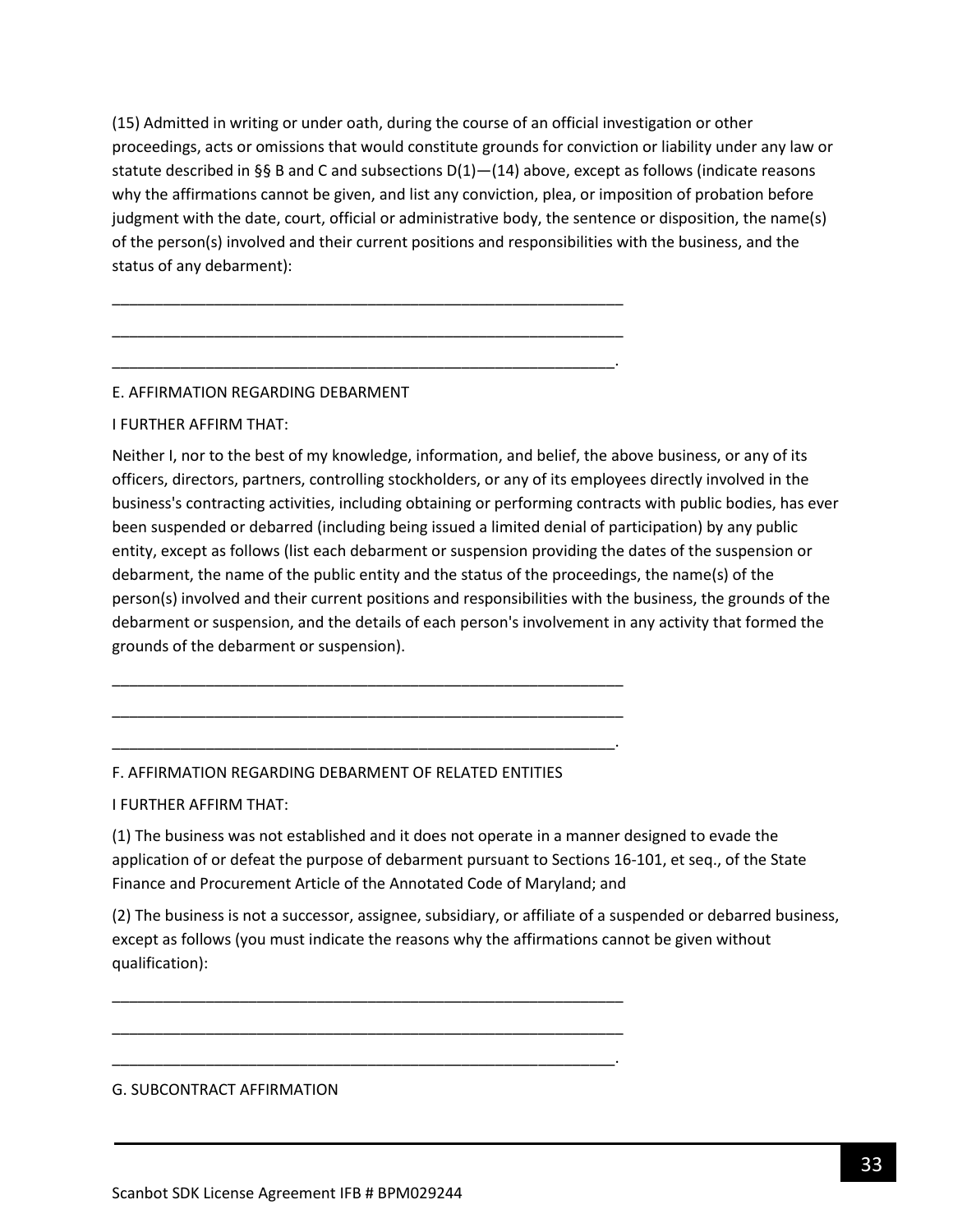(15) Admitted in writing or under oath, during the course of an official investigation or other proceedings, acts or omissions that would constitute grounds for conviction or liability under any law or statute described in §§ B and C and subsections D(1)—(14) above, except as follows (indicate reasons why the affirmations cannot be given, and list any conviction, plea, or imposition of probation before judgment with the date, court, official or administrative body, the sentence or disposition, the name(s) of the person(s) involved and their current positions and responsibilities with the business, and the status of any debarment):

\_\_\_\_\_\_\_\_\_\_\_\_\_\_\_\_\_\_\_\_\_\_\_\_\_\_\_\_\_\_\_\_\_\_\_\_\_\_\_\_\_\_\_\_\_\_\_\_\_\_\_\_\_\_\_\_\_\_\_\_

\_\_\_\_\_\_\_\_\_\_\_\_\_\_\_\_\_\_\_\_\_\_\_\_\_\_\_\_\_\_\_\_\_\_\_\_\_\_\_\_\_\_\_\_\_\_\_\_\_\_\_\_\_\_\_\_\_\_\_\_

\_\_\_\_\_\_\_\_\_\_\_\_\_\_\_\_\_\_\_\_\_\_\_\_\_\_\_\_\_\_\_\_\_\_\_\_\_\_\_\_\_\_\_\_\_\_\_\_\_\_\_\_\_\_\_\_\_\_\_.

E. AFFIRMATION REGARDING DEBARMENT

I FURTHER AFFIRM THAT:

Neither I, nor to the best of my knowledge, information, and belief, the above business, or any of its officers, directors, partners, controlling stockholders, or any of its employees directly involved in the business's contracting activities, including obtaining or performing contracts with public bodies, has ever been suspended or debarred (including being issued a limited denial of participation) by any public entity, except as follows (list each debarment or suspension providing the dates of the suspension or debarment, the name of the public entity and the status of the proceedings, the name(s) of the person(s) involved and their current positions and responsibilities with the business, the grounds of the debarment or suspension, and the details of each person's involvement in any activity that formed the grounds of the debarment or suspension).

\_\_\_\_\_\_\_\_\_\_\_\_\_\_\_\_\_\_\_\_\_\_\_\_\_\_\_\_\_\_\_\_\_\_\_\_\_\_\_\_\_\_\_\_\_\_\_\_\_\_\_\_\_\_\_\_\_\_\_\_

\_\_\_\_\_\_\_\_\_\_\_\_\_\_\_\_\_\_\_\_\_\_\_\_\_\_\_\_\_\_\_\_\_\_\_\_\_\_\_\_\_\_\_\_\_\_\_\_\_\_\_\_\_\_\_\_\_\_\_\_

\_\_\_\_\_\_\_\_\_\_\_\_\_\_\_\_\_\_\_\_\_\_\_\_\_\_\_\_\_\_\_\_\_\_\_\_\_\_\_\_\_\_\_\_\_\_\_\_\_\_\_\_\_\_\_\_\_\_\_.

F. AFFIRMATION REGARDING DEBARMENT OF RELATED ENTITIES

I FURTHER AFFIRM THAT:

(1) The business was not established and it does not operate in a manner designed to evade the application of or defeat the purpose of debarment pursuant to Sections 16-101, et seq., of the State Finance and Procurement Article of the Annotated Code of Maryland; and

(2) The business is not a successor, assignee, subsidiary, or affiliate of a suspended or debarred business, except as follows (you must indicate the reasons why the affirmations cannot be given without qualification):

\_\_\_\_\_\_\_\_\_\_\_\_\_\_\_\_\_\_\_\_\_\_\_\_\_\_\_\_\_\_\_\_\_\_\_\_\_\_\_\_\_\_\_\_\_\_\_\_\_\_\_\_\_\_\_\_\_\_\_\_

\_\_\_\_\_\_\_\_\_\_\_\_\_\_\_\_\_\_\_\_\_\_\_\_\_\_\_\_\_\_\_\_\_\_\_\_\_\_\_\_\_\_\_\_\_\_\_\_\_\_\_\_\_\_\_\_\_\_\_\_

\_\_\_\_\_\_\_\_\_\_\_\_\_\_\_\_\_\_\_\_\_\_\_\_\_\_\_\_\_\_\_\_\_\_\_\_\_\_\_\_\_\_\_\_\_\_\_\_\_\_\_\_\_\_\_\_\_\_\_.

G. SUBCONTRACT AFFIRMATION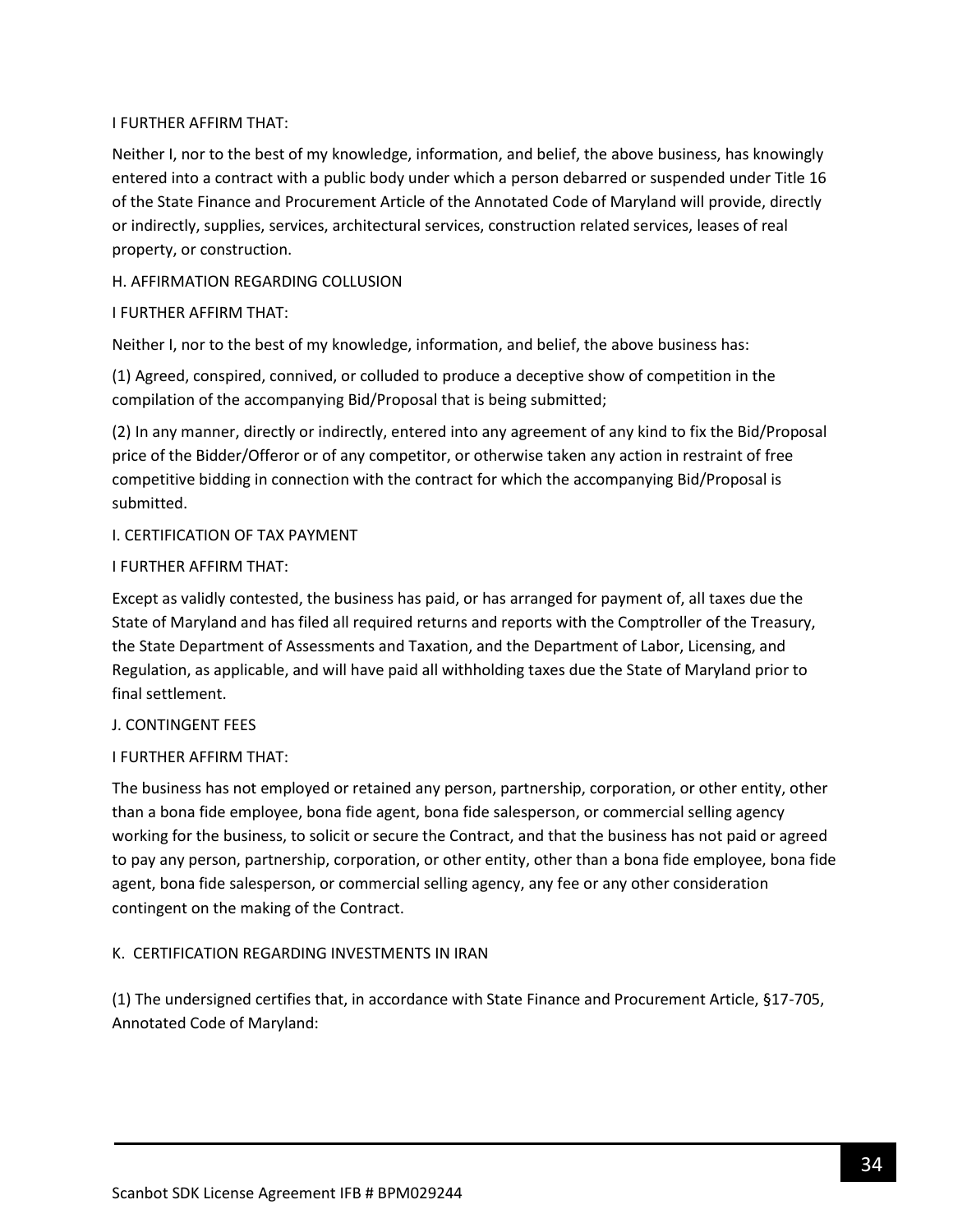I FURTHER AFFIRM THAT:

Neither I, nor to the best of my knowledge, information, and belief, the above business, has knowingly entered into a contract with a public body under which a person debarred or suspended under Title 16 of the State Finance and Procurement Article of the Annotated Code of Maryland will provide, directly or indirectly, supplies, services, architectural services, construction related services, leases of real property, or construction.

H. AFFIRMATION REGARDING COLLUSION

I FURTHER AFFIRM THAT:

Neither I, nor to the best of my knowledge, information, and belief, the above business has:

(1) Agreed, conspired, connived, or colluded to produce a deceptive show of competition in the compilation of the accompanying Bid/Proposal that is being submitted;

(2) In any manner, directly or indirectly, entered into any agreement of any kind to fix the Bid/Proposal price of the Bidder/Offeror or of any competitor, or otherwise taken any action in restraint of free competitive bidding in connection with the contract for which the accompanying Bid/Proposal is submitted.

I. CERTIFICATION OF TAX PAYMENT

I FURTHER AFFIRM THAT:

Except as validly contested, the business has paid, or has arranged for payment of, all taxes due the State of Maryland and has filed all required returns and reports with the Comptroller of the Treasury, the State Department of Assessments and Taxation, and the Department of Labor, Licensing, and Regulation, as applicable, and will have paid all withholding taxes due the State of Maryland prior to final settlement.

J. CONTINGENT FEES

I FURTHER AFFIRM THAT:

The business has not employed or retained any person, partnership, corporation, or other entity, other than a bona fide employee, bona fide agent, bona fide salesperson, or commercial selling agency working for the business, to solicit or secure the Contract, and that the business has not paid or agreed to pay any person, partnership, corporation, or other entity, other than a bona fide employee, bona fide agent, bona fide salesperson, or commercial selling agency, any fee or any other consideration contingent on the making of the Contract.

K. CERTIFICATION REGARDING INVESTMENTS IN IRAN

(1) The undersigned certifies that, in accordance with State Finance and Procurement Article, §17-705, Annotated Code of Maryland: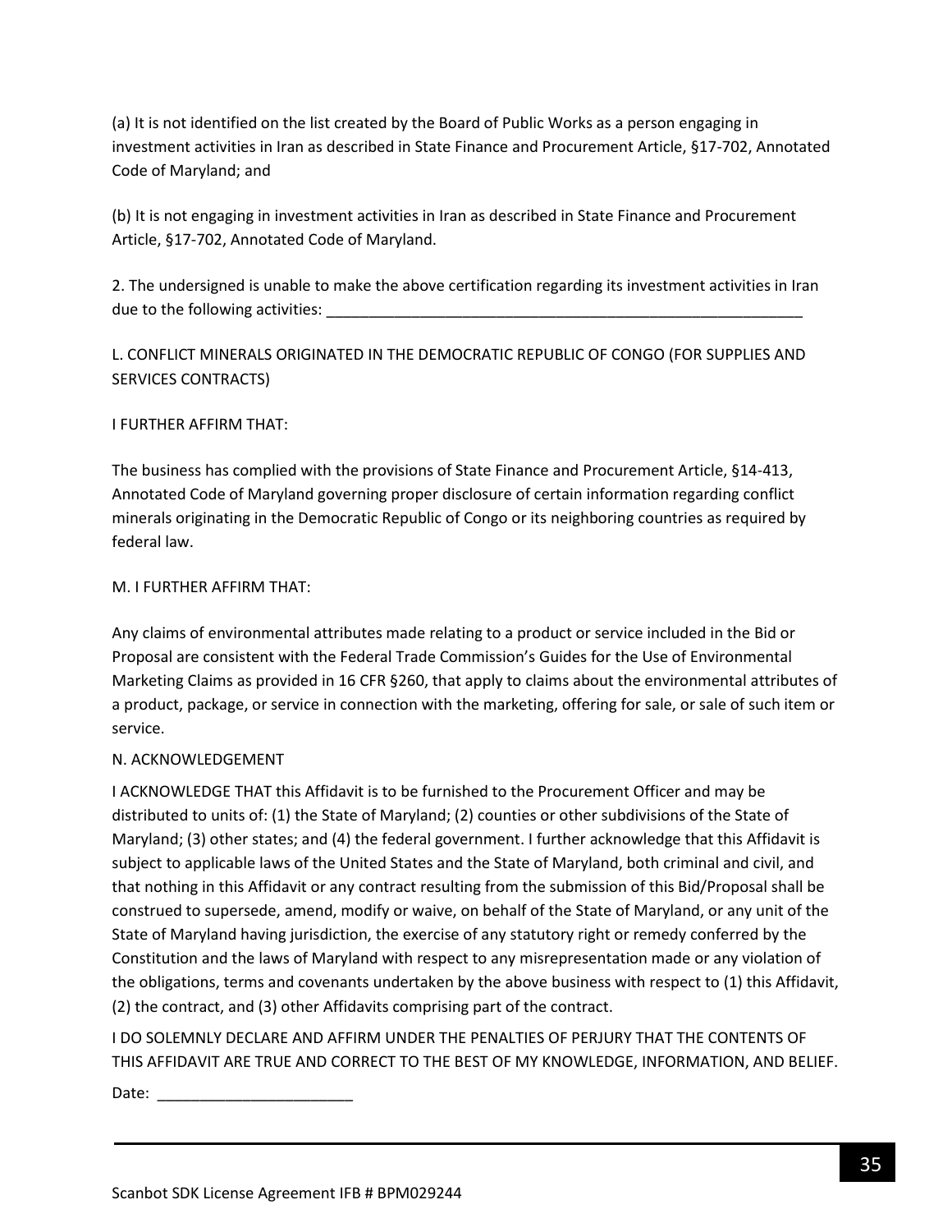(a) It is not identified on the list created by the Board of Public Works as a person engaging in investment activities in Iran as described in State Finance and Procurement Article, §17-702, Annotated Code of Maryland; and

(b) It is not engaging in investment activities in Iran as described in State Finance and Procurement Article, §17-702, Annotated Code of Maryland.

2. The undersigned is unable to make the above certification regarding its investment activities in Iran due to the following activities: ___________________________________________________________

L. CONFLICT MINERALS ORIGINATED IN THE DEMOCRATIC REPUBLIC OF CONGO (FOR SUPPLIES AND SERVICES CONTRACTS)

I FURTHER AFFIRM THAT:

The business has complied with the provisions of State Finance and Procurement Article, §14-413, Annotated Code of Maryland governing proper disclosure of certain information regarding conflict minerals originating in the Democratic Republic of Congo or its neighboring countries as required by federal law.

M. I FURTHER AFFIRM THAT:

Any claims of environmental attributes made relating to a product or service included in the Bid or Proposal are consistent with the Federal Trade Commission's Guides for the Use of Environmental Marketing Claims as provided in 16 CFR §260, that apply to claims about the environmental attributes of a product, package, or service in connection with the marketing, offering for sale, or sale of such item or service.

N. ACKNOWLEDGEMENT

I ACKNOWLEDGE THAT this Affidavit is to be furnished to the Procurement Officer and may be distributed to units of: (1) the State of Maryland; (2) counties or other subdivisions of the State of Maryland; (3) other states; and (4) the federal government. I further acknowledge that this Affidavit is subject to applicable laws of the United States and the State of Maryland, both criminal and civil, and that nothing in this Affidavit or any contract resulting from the submission of this Bid/Proposal shall be construed to supersede, amend, modify or waive, on behalf of the State of Maryland, or any unit of the State of Maryland having jurisdiction, the exercise of any statutory right or remedy conferred by the Constitution and the laws of Maryland with respect to any misrepresentation made or any violation of the obligations, terms and covenants undertaken by the above business with respect to (1) this Affidavit, (2) the contract, and (3) other Affidavits comprising part of the contract.

I DO SOLEMNLY DECLARE AND AFFIRM UNDER THE PENALTIES OF PERJURY THAT THE CONTENTS OF THIS AFFIDAVIT ARE TRUE AND CORRECT TO THE BEST OF MY KNOWLEDGE, INFORMATION, AND BELIEF.

Date: _______________________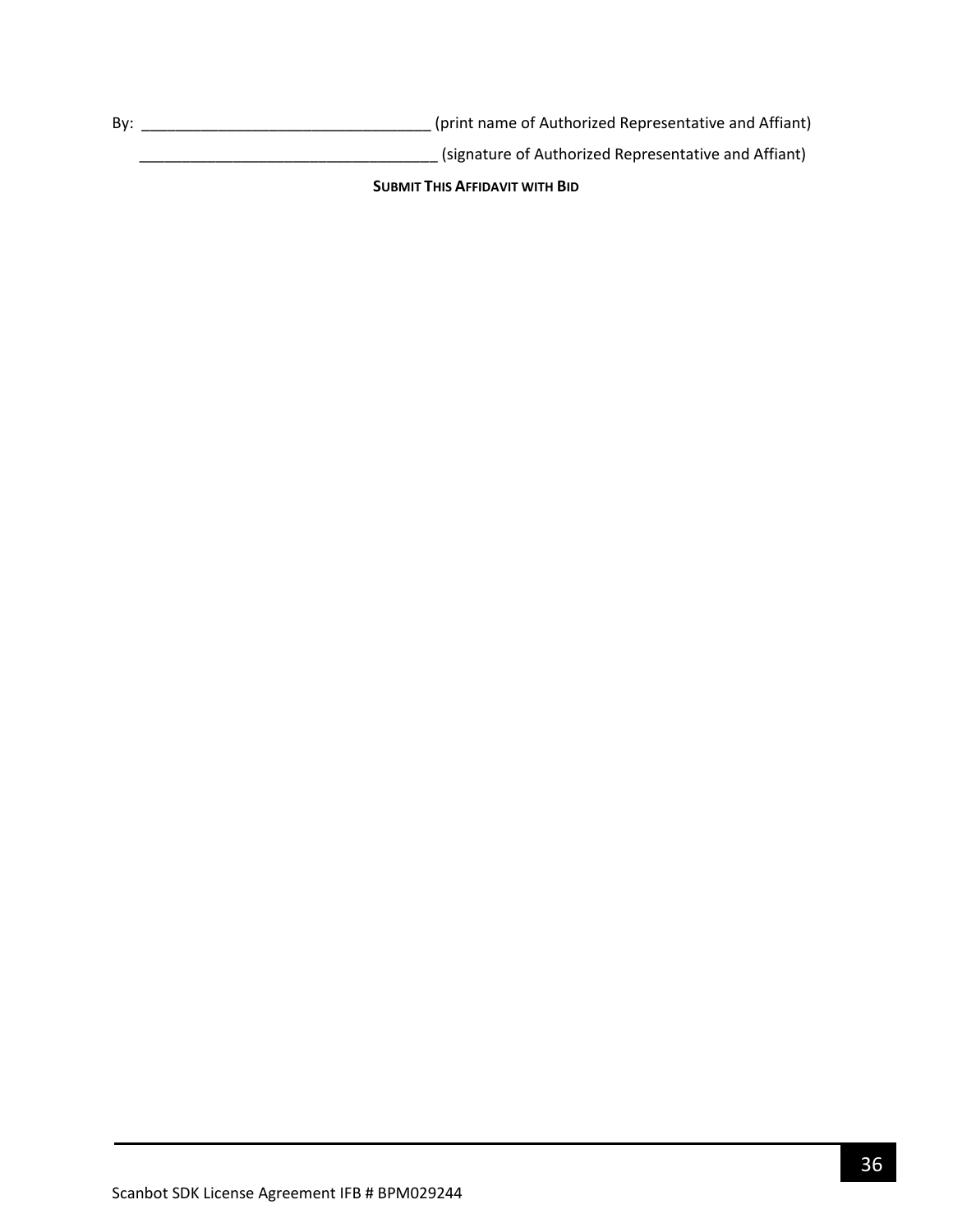By: ___________________________________ (print name of Authorized Representative and Affiant)

___________________________________ (signature of Authorized Representative and Affiant)

**SUBMIT THIS AFFIDAVIT WITH BID**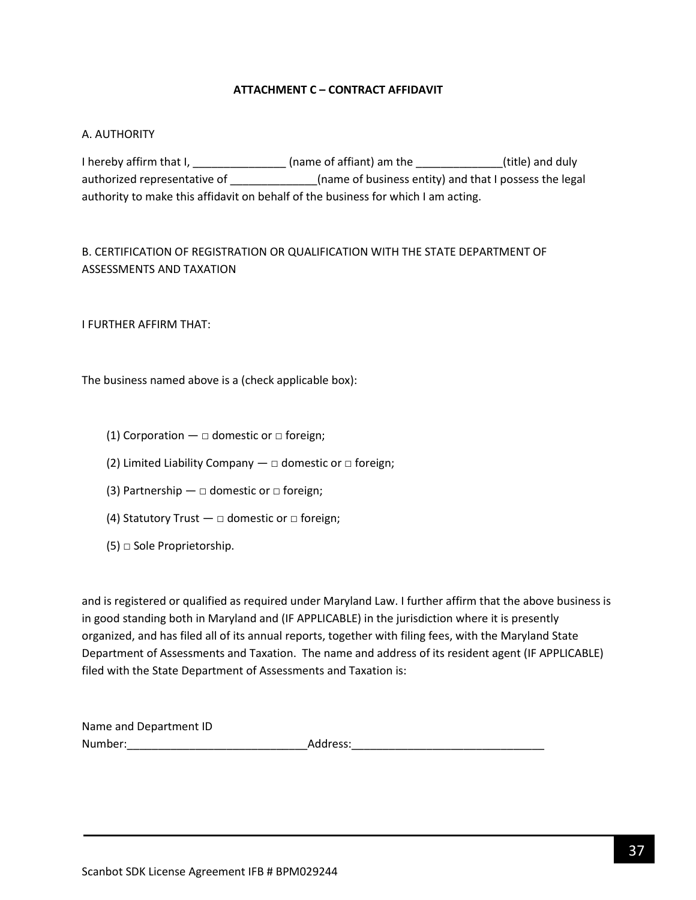**ATTACHMENT C – CONTRACT AFFIDAVIT**

A. AUTHORITY

I hereby affirm that I, _______________ (name of affiant) am the ______________(title) and duly authorized representative of ______________(name of business entity) and that I possess the legal authority to make this affidavit on behalf of the business for which I am acting.

B. CERTIFICATION OF REGISTRATION OR QUALIFICATION WITH THE STATE DEPARTMENT OF ASSESSMENTS AND TAXATION

I FURTHER AFFIRM THAT:

The business named above is a (check applicable box):

(1) Corporation — □ domestic or □ foreign;

(2) Limited Liability Company — □ domestic or □ foreign;

(3) Partnership — □ domestic or □ foreign;

(4) Statutory Trust — □ domestic or □ foreign;

(5) □ Sole Proprietorship.

and is registered or qualified as required under Maryland Law. I further affirm that the above business is in good standing both in Maryland and (IF APPLICABLE) in the jurisdiction where it is presently organized, and has filed all of its annual reports, together with filing fees, with the Maryland State Department of Assessments and Taxation. The name and address of its resident agent (IF APPLICABLE) filed with the State Department of Assessments and Taxation is:

Name and Department ID Number:_____________________________Address:_______________________________

Scanbot SDK License Agreement IFB # BPM029244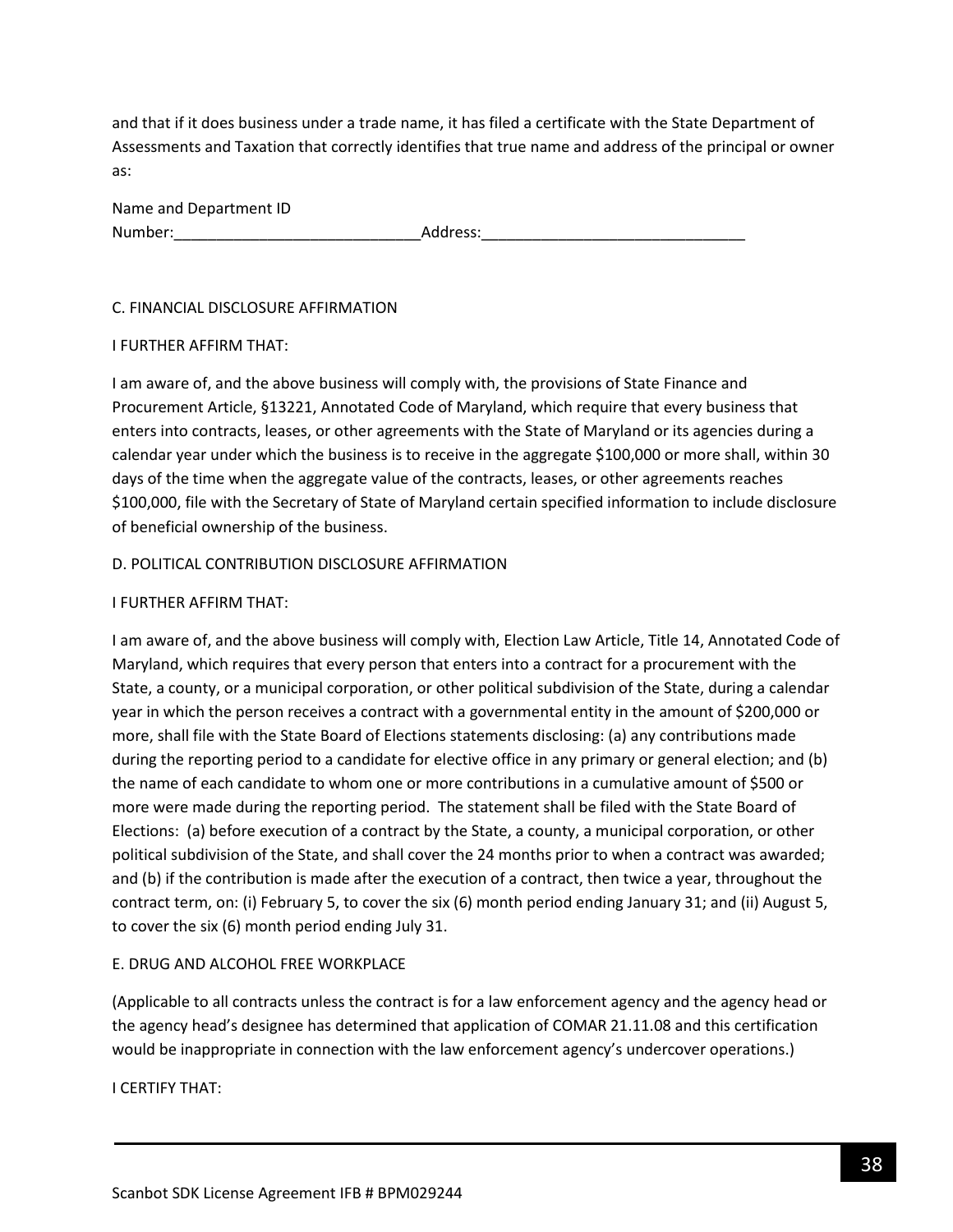and that if it does business under a trade name, it has filed a certificate with the State Department of Assessments and Taxation that correctly identifies that true name and address of the principal or owner as:

Name and Department ID Number:_____________________________Address:_______________________________

C. FINANCIAL DISCLOSURE AFFIRMATION

I FURTHER AFFIRM THAT:

I am aware of, and the above business will comply with, the provisions of State Finance and Procurement Article, §13221, Annotated Code of Maryland, which require that every business that enters into contracts, leases, or other agreements with the State of Maryland or its agencies during a calendar year under which the business is to receive in the aggregate $100,000 or more shall, within 30 days of the time when the aggregate value of the contracts, leases, or other agreements reaches $100,000, file with the Secretary of State of Maryland certain specified information to include disclosure of beneficial ownership of the business.

D. POLITICAL CONTRIBUTION DISCLOSURE AFFIRMATION

I FURTHER AFFIRM THAT:

I am aware of, and the above business will comply with, Election Law Article, Title 14, Annotated Code of Maryland, which requires that every person that enters into a contract for a procurement with the State, a county, or a municipal corporation, or other political subdivision of the State, during a calendar year in which the person receives a contract with a governmental entity in the amount of $200,000 or more, shall file with the State Board of Elections statements disclosing: (a) any contributions made during the reporting period to a candidate for elective office in any primary or general election; and (b) the name of each candidate to whom one or more contributions in a cumulative amount of $500 or more were made during the reporting period. The statement shall be filed with the State Board of Elections: (a) before execution of a contract by the State, a county, a municipal corporation, or other political subdivision of the State, and shall cover the 24 months prior to when a contract was awarded; and (b) if the contribution is made after the execution of a contract, then twice a year, throughout the contract term, on: (i) February 5, to cover the six (6) month period ending January 31; and (ii) August 5, to cover the six (6) month period ending July 31.

E. DRUG AND ALCOHOL FREE WORKPLACE

(Applicable to all contracts unless the contract is for a law enforcement agency and the agency head or the agency head's designee has determined that application of COMAR 21.11.08 and this certification would be inappropriate in connection with the law enforcement agency's undercover operations.)

I CERTIFY THAT: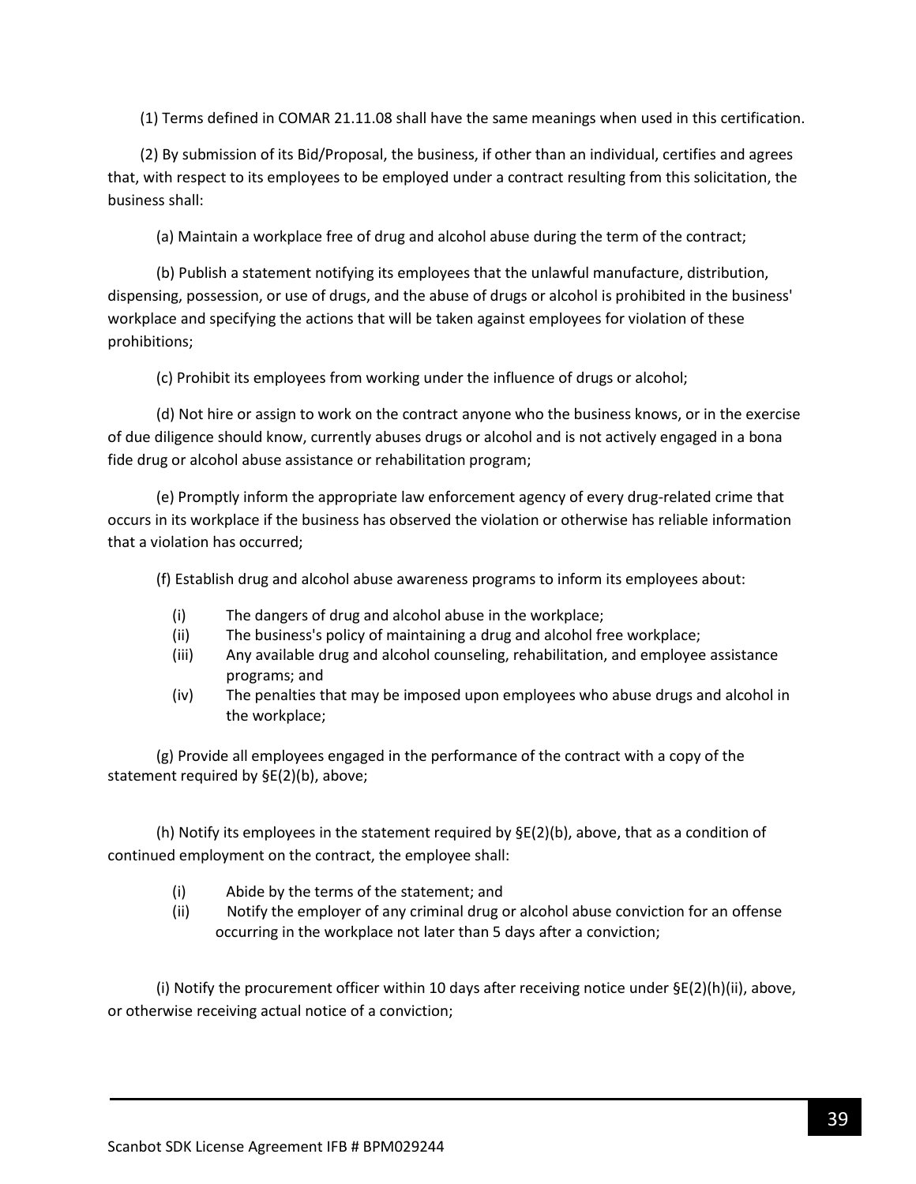(1) Terms defined in COMAR 21.11.08 shall have the same meanings when used in this certification.

(2) By submission of its Bid/Proposal, the business, if other than an individual, certifies and agrees that, with respect to its employees to be employed under a contract resulting from this solicitation, the business shall:

(a) Maintain a workplace free of drug and alcohol abuse during the term of the contract;

(b) Publish a statement notifying its employees that the unlawful manufacture, distribution, dispensing, possession, or use of drugs, and the abuse of drugs or alcohol is prohibited in the business' workplace and specifying the actions that will be taken against employees for violation of these prohibitions;

(c) Prohibit its employees from working under the influence of drugs or alcohol;

(d) Not hire or assign to work on the contract anyone who the business knows, or in the exercise of due diligence should know, currently abuses drugs or alcohol and is not actively engaged in a bona fide drug or alcohol abuse assistance or rehabilitation program;

(e) Promptly inform the appropriate law enforcement agency of every drug-related crime that occurs in its workplace if the business has observed the violation or otherwise has reliable information that a violation has occurred;

(f) Establish drug and alcohol abuse awareness programs to inform its employees about:

- (i) The dangers of drug and alcohol abuse in the workplace;
- (ii) The business's policy of maintaining a drug and alcohol free workplace;
- (iii) Any available drug and alcohol counseling, rehabilitation, and employee assistance programs; and
- (iv) The penalties that may be imposed upon employees who abuse drugs and alcohol in the workplace;

(g) Provide all employees engaged in the performance of the contract with a copy of the statement required by §E(2)(b), above;

(h) Notify its employees in the statement required by §E(2)(b), above, that as a condition of continued employment on the contract, the employee shall:

- (i) Abide by the terms of the statement; and
- (ii) Notify the employer of any criminal drug or alcohol abuse conviction for an offense occurring in the workplace not later than 5 days after a conviction;

(i) Notify the procurement officer within 10 days after receiving notice under §E(2)(h)(ii), above, or otherwise receiving actual notice of a conviction;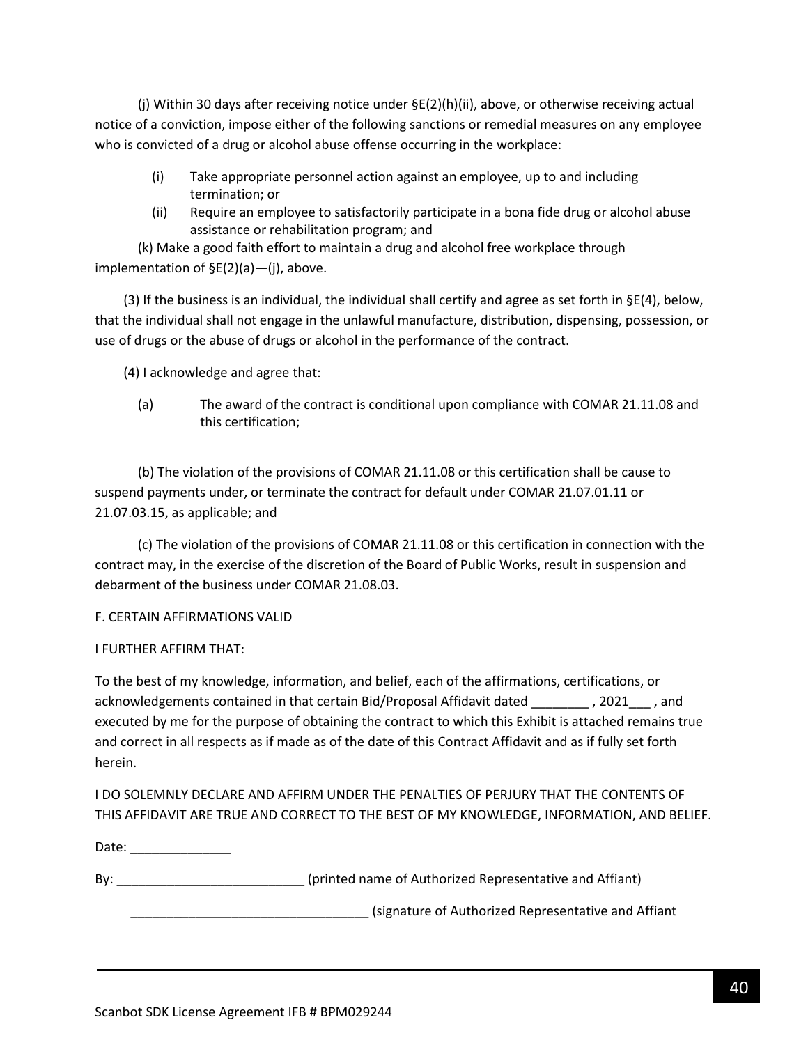(j) Within 30 days after receiving notice under §E(2)(h)(ii), above, or otherwise receiving actual notice of a conviction, impose either of the following sanctions or remedial measures on any employee who is convicted of a drug or alcohol abuse offense occurring in the workplace:

(i) Take appropriate personnel action against an employee, up to and including termination; or

(ii) Require an employee to satisfactorily participate in a bona fide drug or alcohol abuse assistance or rehabilitation program; and

(k) Make a good faith effort to maintain a drug and alcohol free workplace through implementation of §E(2)(a)—(j), above.

(3) If the business is an individual, the individual shall certify and agree as set forth in §E(4), below, that the individual shall not engage in the unlawful manufacture, distribution, dispensing, possession, or use of drugs or the abuse of drugs or alcohol in the performance of the contract.

(4) I acknowledge and agree that:

(a) The award of the contract is conditional upon compliance with COMAR 21.11.08 and this certification;

(b) The violation of the provisions of COMAR 21.11.08 or this certification shall be cause to suspend payments under, or terminate the contract for default under COMAR 21.07.01.11 or 21.07.03.15, as applicable; and

(c) The violation of the provisions of COMAR 21.11.08 or this certification in connection with the contract may, in the exercise of the discretion of the Board of Public Works, result in suspension and debarment of the business under COMAR 21.08.03.

F. CERTAIN AFFIRMATIONS VALID

I FURTHER AFFIRM THAT:

To the best of my knowledge, information, and belief, each of the affirmations, certifications, or acknowledgements contained in that certain Bid/Proposal Affidavit dated ________ , 2021___ , and executed by me for the purpose of obtaining the contract to which this Exhibit is attached remains true and correct in all respects as if made as of the date of this Contract Affidavit and as if fully set forth herein.

I DO SOLEMNLY DECLARE AND AFFIRM UNDER THE PENALTIES OF PERJURY THAT THE CONTENTS OF THIS AFFIDAVIT ARE TRUE AND CORRECT TO THE BEST OF MY KNOWLEDGE, INFORMATION, AND BELIEF.

Date: ______________

By: __________________________ (printed name of Authorized Representative and Affiant)

_________________________________ (signature of Authorized Representative and Affiant

Scanbot SDK License Agreement IFB # BPM029244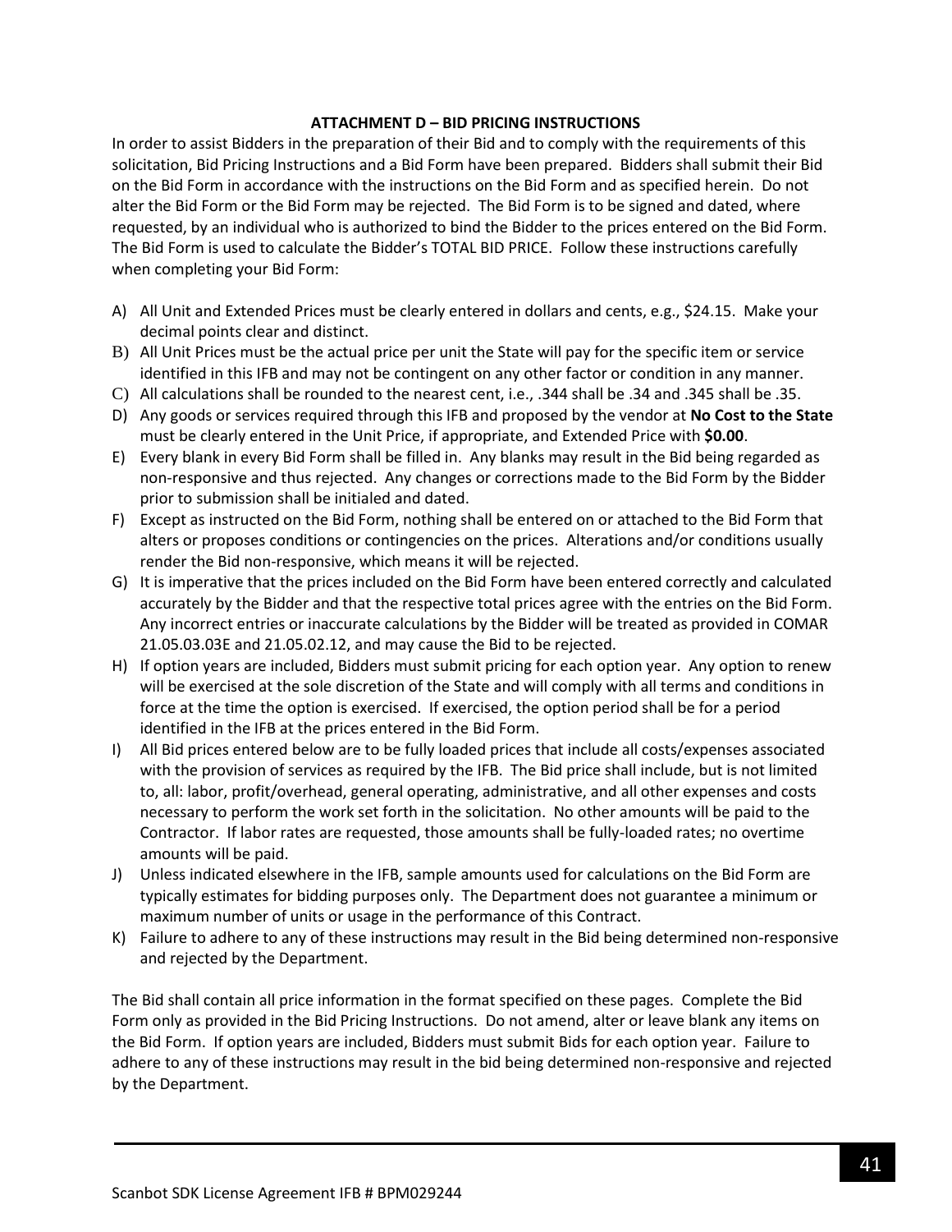## ATTACHMENT D – BID PRICING INSTRUCTIONS

In order to assist Bidders in the preparation of their Bid and to comply with the requirements of this solicitation, Bid Pricing Instructions and a Bid Form have been prepared. Bidders shall submit their Bid on the Bid Form in accordance with the instructions on the Bid Form and as specified herein. Do not alter the Bid Form or the Bid Form may be rejected. The Bid Form is to be signed and dated, where requested, by an individual who is authorized to bind the Bidder to the prices entered on the Bid Form. The Bid Form is used to calculate the Bidder's TOTAL BID PRICE. Follow these instructions carefully when completing your Bid Form:

A) All Unit and Extended Prices must be clearly entered in dollars and cents, e.g., $24.15. Make your decimal points clear and distinct.
B) All Unit Prices must be the actual price per unit the State will pay for the specific item or service identified in this IFB and may not be contingent on any other factor or condition in any manner.
C) All calculations shall be rounded to the nearest cent, i.e., .344 shall be .34 and .345 shall be .35.
D) Any goods or services required through this IFB and proposed by the vendor at **No Cost to the State** must be clearly entered in the Unit Price, if appropriate, and Extended Price with **$0.00**.
E) Every blank in every Bid Form shall be filled in. Any blanks may result in the Bid being regarded as non-responsive and thus rejected. Any changes or corrections made to the Bid Form by the Bidder prior to submission shall be initialed and dated.
F) Except as instructed on the Bid Form, nothing shall be entered on or attached to the Bid Form that alters or proposes conditions or contingencies on the prices. Alterations and/or conditions usually render the Bid non-responsive, which means it will be rejected.
G) It is imperative that the prices included on the Bid Form have been entered correctly and calculated accurately by the Bidder and that the respective total prices agree with the entries on the Bid Form. Any incorrect entries or inaccurate calculations by the Bidder will be treated as provided in COMAR 21.05.03.03E and 21.05.02.12, and may cause the Bid to be rejected.
H) If option years are included, Bidders must submit pricing for each option year. Any option to renew will be exercised at the sole discretion of the State and will comply with all terms and conditions in force at the time the option is exercised. If exercised, the option period shall be for a period identified in the IFB at the prices entered in the Bid Form.
I) All Bid prices entered below are to be fully loaded prices that include all costs/expenses associated with the provision of services as required by the IFB. The Bid price shall include, but is not limited to, all: labor, profit/overhead, general operating, administrative, and all other expenses and costs necessary to perform the work set forth in the solicitation. No other amounts will be paid to the Contractor. If labor rates are requested, those amounts shall be fully-loaded rates; no overtime amounts will be paid.
J) Unless indicated elsewhere in the IFB, sample amounts used for calculations on the Bid Form are typically estimates for bidding purposes only. The Department does not guarantee a minimum or maximum number of units or usage in the performance of this Contract.
K) Failure to adhere to any of these instructions may result in the Bid being determined non-responsive and rejected by the Department.

The Bid shall contain all price information in the format specified on these pages. Complete the Bid Form only as provided in the Bid Pricing Instructions. Do not amend, alter or leave blank any items on the Bid Form. If option years are included, Bidders must submit Bids for each option year. Failure to adhere to any of these instructions may result in the bid being determined non-responsive and rejected by the Department.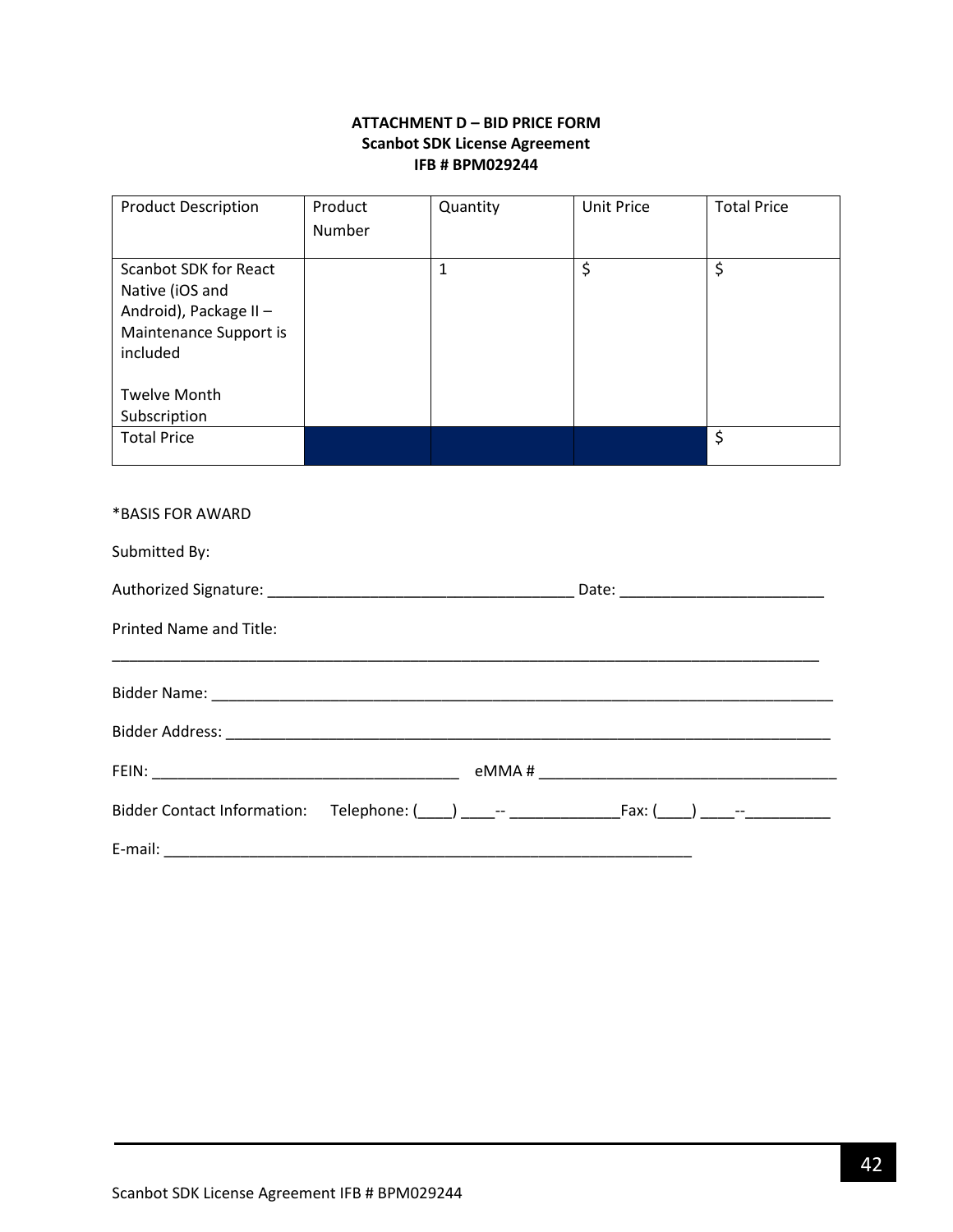**ATTACHMENT D – BID PRICE FORM**
**Scanbot SDK License Agreement**
**IFB # BPM029244**

| Product Description | Product Number | Quantity | Unit Price | Total Price |
|---|---|---|---|---|
| Scanbot SDK for React Native (iOS and Android), Package II – Maintenance Support is included<br><br>Twelve Month Subscription | | 1 | $ | $ |
| Total Price | | | | $ |

*BASIS FOR AWARD

Submitted By:

Authorized Signature: ____________________________________ Date: ________________________

Printed Name and Title:

_________________________________________________________________________________________

Bidder Name: ___________________________________________________________________________

Bidder Address: _________________________________________________________________________

FEIN: ____________________________________ eMMA # ___________________________________

Bidder Contact Information: Telephone: (____) ____-- _____________Fax: (____) ____--__________

E-mail: _______________________________________________________________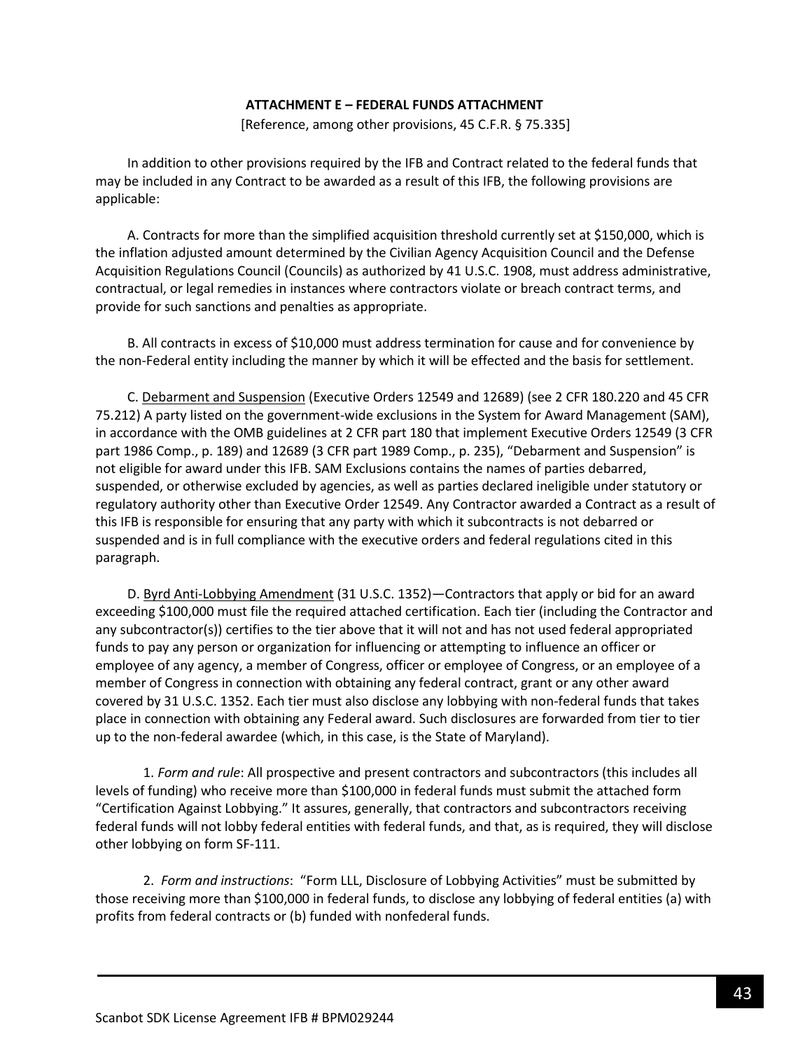**ATTACHMENT E – FEDERAL FUNDS ATTACHMENT**

[Reference, among other provisions, 45 C.F.R. § 75.335]

In addition to other provisions required by the IFB and Contract related to the federal funds that may be included in any Contract to be awarded as a result of this IFB, the following provisions are applicable:

A. Contracts for more than the simplified acquisition threshold currently set at $150,000, which is the inflation adjusted amount determined by the Civilian Agency Acquisition Council and the Defense Acquisition Regulations Council (Councils) as authorized by 41 U.S.C. 1908, must address administrative, contractual, or legal remedies in instances where contractors violate or breach contract terms, and provide for such sanctions and penalties as appropriate.

B. All contracts in excess of $10,000 must address termination for cause and for convenience by the non-Federal entity including the manner by which it will be effected and the basis for settlement.

C. <u>Debarment and Suspension</u> (Executive Orders 12549 and 12689) (see 2 CFR 180.220 and 45 CFR 75.212) A party listed on the government-wide exclusions in the System for Award Management (SAM), in accordance with the OMB guidelines at 2 CFR part 180 that implement Executive Orders 12549 (3 CFR part 1986 Comp., p. 189) and 12689 (3 CFR part 1989 Comp., p. 235), "Debarment and Suspension" is not eligible for award under this IFB. SAM Exclusions contains the names of parties debarred, suspended, or otherwise excluded by agencies, as well as parties declared ineligible under statutory or regulatory authority other than Executive Order 12549. Any Contractor awarded a Contract as a result of this IFB is responsible for ensuring that any party with which it subcontracts is not debarred or suspended and is in full compliance with the executive orders and federal regulations cited in this paragraph.

D. <u>Byrd Anti-Lobbying Amendment</u> (31 U.S.C. 1352)—Contractors that apply or bid for an award exceeding $100,000 must file the required attached certification. Each tier (including the Contractor and any subcontractor(s)) certifies to the tier above that it will not and has not used federal appropriated funds to pay any person or organization for influencing or attempting to influence an officer or employee of any agency, a member of Congress, officer or employee of Congress, or an employee of a member of Congress in connection with obtaining any federal contract, grant or any other award covered by 31 U.S.C. 1352. Each tier must also disclose any lobbying with non-federal funds that takes place in connection with obtaining any Federal award. Such disclosures are forwarded from tier to tier up to the non-federal awardee (which, in this case, is the State of Maryland).

1. *Form and rule*: All prospective and present contractors and subcontractors (this includes all levels of funding) who receive more than $100,000 in federal funds must submit the attached form "Certification Against Lobbying." It assures, generally, that contractors and subcontractors receiving federal funds will not lobby federal entities with federal funds, and that, as is required, they will disclose other lobbying on form SF-111.

2. *Form and instructions*: "Form LLL, Disclosure of Lobbying Activities" must be submitted by those receiving more than $100,000 in federal funds, to disclose any lobbying of federal entities (a) with profits from federal contracts or (b) funded with nonfederal funds.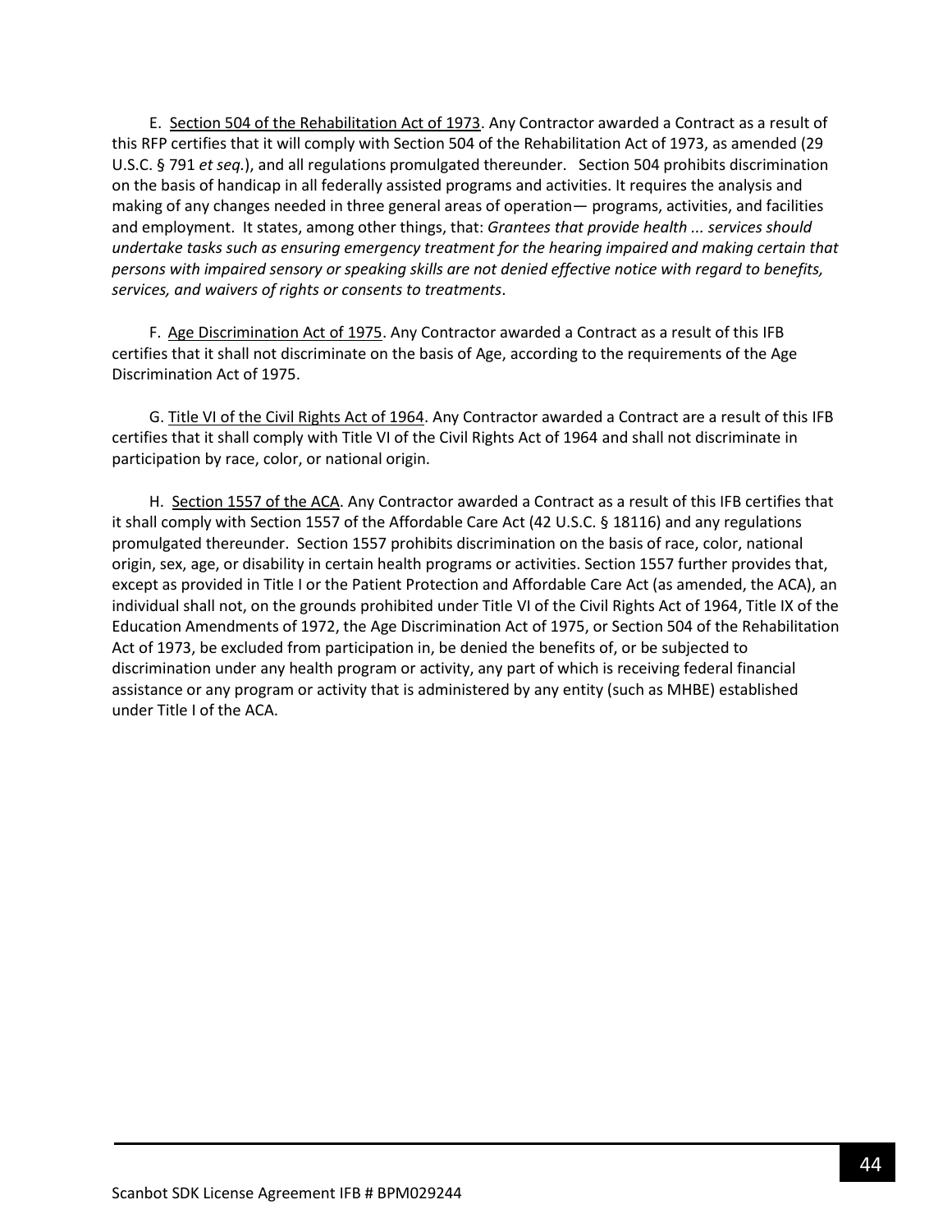E. Section 504 of the Rehabilitation Act of 1973. Any Contractor awarded a Contract as a result of this RFP certifies that it will comply with Section 504 of the Rehabilitation Act of 1973, as amended (29 U.S.C. § 791 *et seq.*), and all regulations promulgated thereunder. Section 504 prohibits discrimination on the basis of handicap in all federally assisted programs and activities. It requires the analysis and making of any changes needed in three general areas of operation— programs, activities, and facilities and employment. It states, among other things, that: *Grantees that provide health ... services should undertake tasks such as ensuring emergency treatment for the hearing impaired and making certain that persons with impaired sensory or speaking skills are not denied effective notice with regard to benefits, services, and waivers of rights or consents to treatments*.

F. Age Discrimination Act of 1975. Any Contractor awarded a Contract as a result of this IFB certifies that it shall not discriminate on the basis of Age, according to the requirements of the Age Discrimination Act of 1975.

G. Title VI of the Civil Rights Act of 1964. Any Contractor awarded a Contract are a result of this IFB certifies that it shall comply with Title VI of the Civil Rights Act of 1964 and shall not discriminate in participation by race, color, or national origin.

H. Section 1557 of the ACA. Any Contractor awarded a Contract as a result of this IFB certifies that it shall comply with Section 1557 of the Affordable Care Act (42 U.S.C. § 18116) and any regulations promulgated thereunder. Section 1557 prohibits discrimination on the basis of race, color, national origin, sex, age, or disability in certain health programs or activities. Section 1557 further provides that, except as provided in Title I or the Patient Protection and Affordable Care Act (as amended, the ACA), an individual shall not, on the grounds prohibited under Title VI of the Civil Rights Act of 1964, Title IX of the Education Amendments of 1972, the Age Discrimination Act of 1975, or Section 504 of the Rehabilitation Act of 1973, be excluded from participation in, be denied the benefits of, or be subjected to discrimination under any health program or activity, any part of which is receiving federal financial assistance or any program or activity that is administered by any entity (such as MHBE) established under Title I of the ACA.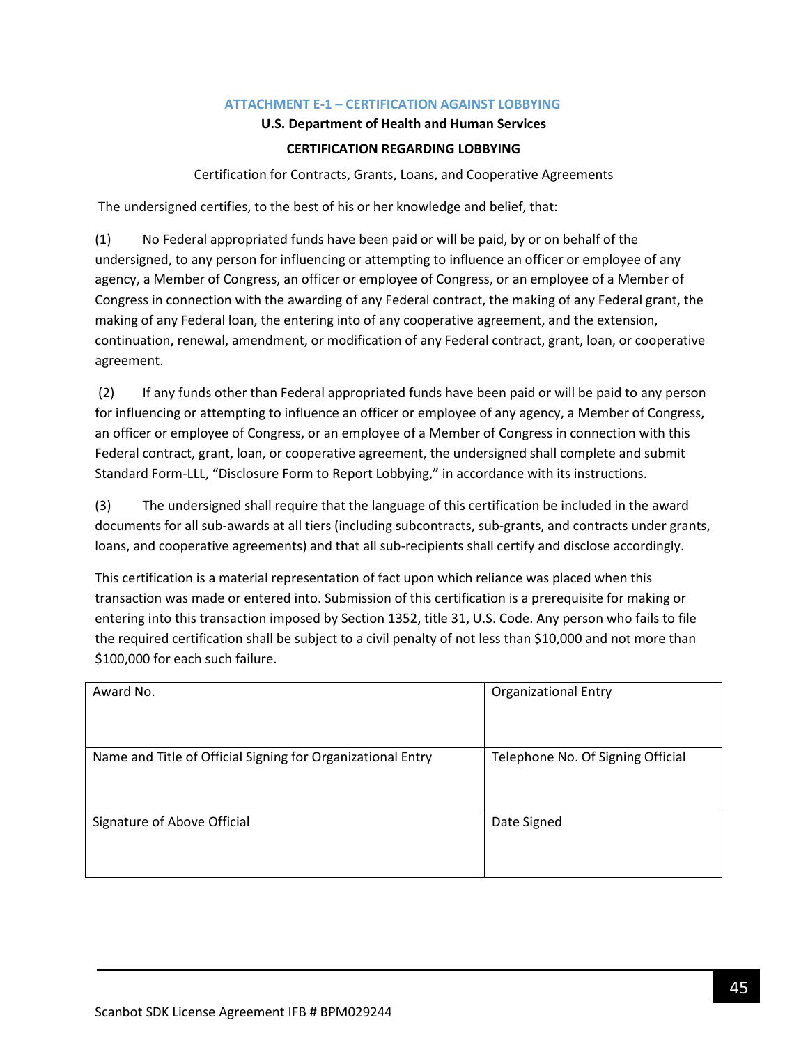## ATTACHMENT E-1 – CERTIFICATION AGAINST LOBBYING

**U.S. Department of Health and Human Services**

**CERTIFICATION REGARDING LOBBYING**

Certification for Contracts, Grants, Loans, and Cooperative Agreements

The undersigned certifies, to the best of his or her knowledge and belief, that:

(1) No Federal appropriated funds have been paid or will be paid, by or on behalf of the undersigned, to any person for influencing or attempting to influence an officer or employee of any agency, a Member of Congress, an officer or employee of Congress, or an employee of a Member of Congress in connection with the awarding of any Federal contract, the making of any Federal grant, the making of any Federal loan, the entering into of any cooperative agreement, and the extension, continuation, renewal, amendment, or modification of any Federal contract, grant, loan, or cooperative agreement.

(2) If any funds other than Federal appropriated funds have been paid or will be paid to any person for influencing or attempting to influence an officer or employee of any agency, a Member of Congress, an officer or employee of Congress, or an employee of a Member of Congress in connection with this Federal contract, grant, loan, or cooperative agreement, the undersigned shall complete and submit Standard Form-LLL, "Disclosure Form to Report Lobbying," in accordance with its instructions.

(3) The undersigned shall require that the language of this certification be included in the award documents for all sub-awards at all tiers (including subcontracts, sub-grants, and contracts under grants, loans, and cooperative agreements) and that all sub-recipients shall certify and disclose accordingly.

This certification is a material representation of fact upon which reliance was placed when this transaction was made or entered into. Submission of this certification is a prerequisite for making or entering into this transaction imposed by Section 1352, title 31, U.S. Code. Any person who fails to file the required certification shall be subject to a civil penalty of not less than $10,000 and not more than $100,000 for each such failure.

| Award No. | Organizational Entry |
|---|---|
| Name and Title of Official Signing for Organizational Entry | Telephone No. Of Signing Official |
| Signature of Above Official | Date Signed |

Scanbot SDK License Agreement IFB # BPM029244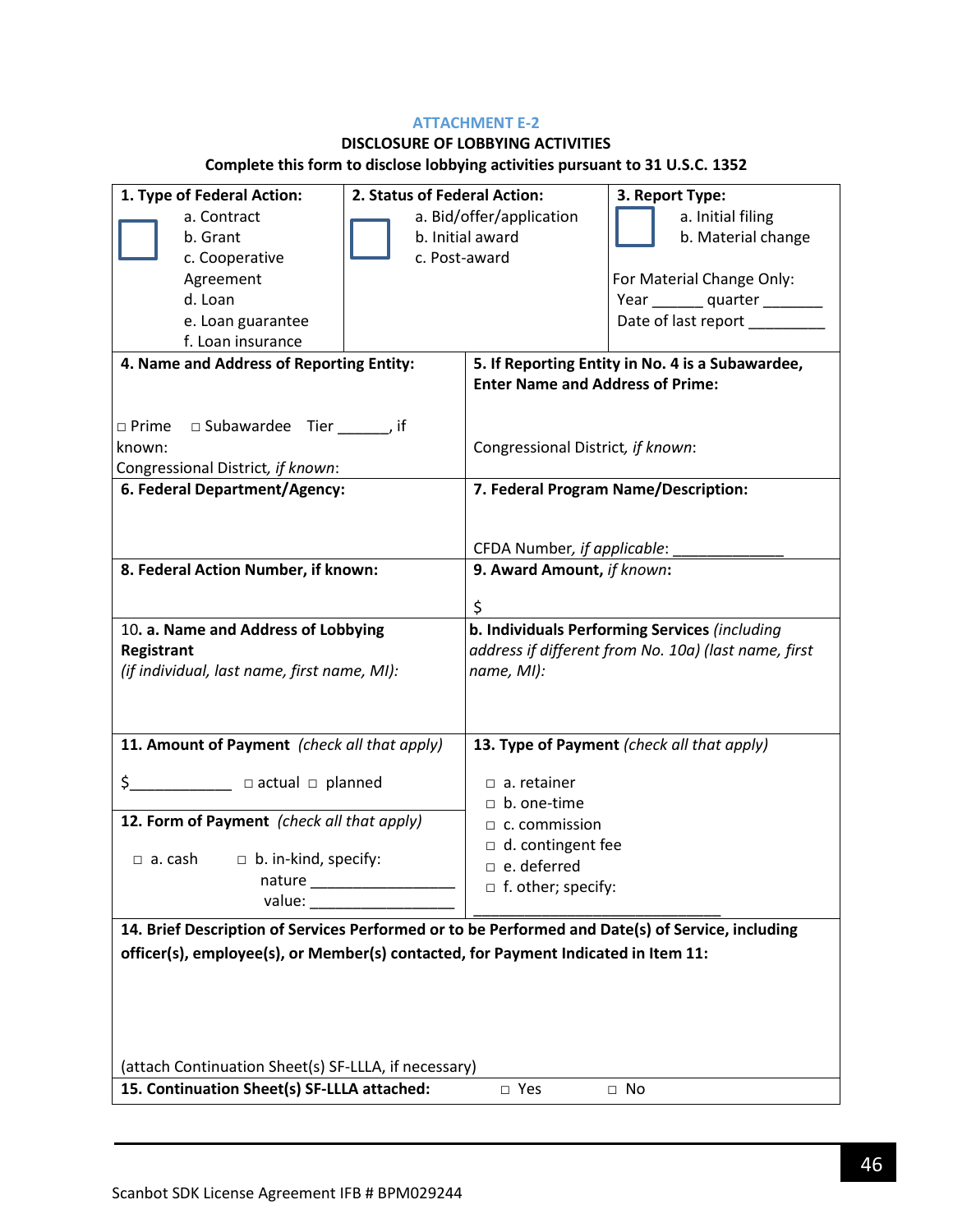ATTACHMENT E-2

**DISCLOSURE OF LOBBYING ACTIVITIES**

**Complete this form to disclose lobbying activities pursuant to 31 U.S.C. 1352**

| **1. Type of Federal Action:** | **2. Status of Federal Action:** | **3. Report Type:** |
|---|---|---|
| ☐ a. Contract<br>b. Grant<br>c. Cooperative Agreement<br>d. Loan<br>e. Loan guarantee<br>f. Loan insurance | ☐ a. Bid/offer/application<br>b. Initial award<br>c. Post-award | ☐ a. Initial filing<br>b. Material change<br><br>For Material Change Only:<br>Year ______ quarter _______<br>Date of last report _________ |

| **4. Name and Address of Reporting Entity:** | **5. If Reporting Entity in No. 4 is a Subawardee, Enter Name and Address of Prime:** |
|---|---|
| □ Prime □ Subawardee Tier ______, if known:<br>Congressional District, *if known*: | Congressional District, *if known*: |
| **6. Federal Department/Agency:** | **7. Federal Program Name/Description:**<br><br>CFDA Number, *if applicable*: _____________ |
| **8. Federal Action Number, if known:** | **9. Award Amount,** ***if known*****:**<br><br>$ |
| 10. **a. Name and Address of Lobbying Registrant**<br>*(if individual, last name, first name, MI):* | **b. Individuals Performing Services** *(including address if different from No. 10a) (last name, first name, MI):* |
| **11. Amount of Payment** *(check all that apply)*<br><br>$____________ □ actual □ planned<br><br>**12. Form of Payment** *(check all that apply)*<br><br>□ a. cash □ b. in-kind, specify:<br>nature _________________<br>value: _________________ | **13. Type of Payment** *(check all that apply)*<br><br>□ a. retainer<br>□ b. one-time<br>□ c. commission<br>□ d. contingent fee<br>□ e. deferred<br>□ f. other; specify:<br>_______________________________ |

**14. Brief Description of Services Performed or to be Performed and Date(s) of Service, including officer(s), employee(s), or Member(s) contacted, for Payment Indicated in Item 11:**

(attach Continuation Sheet(s) SF-LLLA, if necessary)

**15. Continuation Sheet(s) SF-LLLA attached:** □ Yes □ No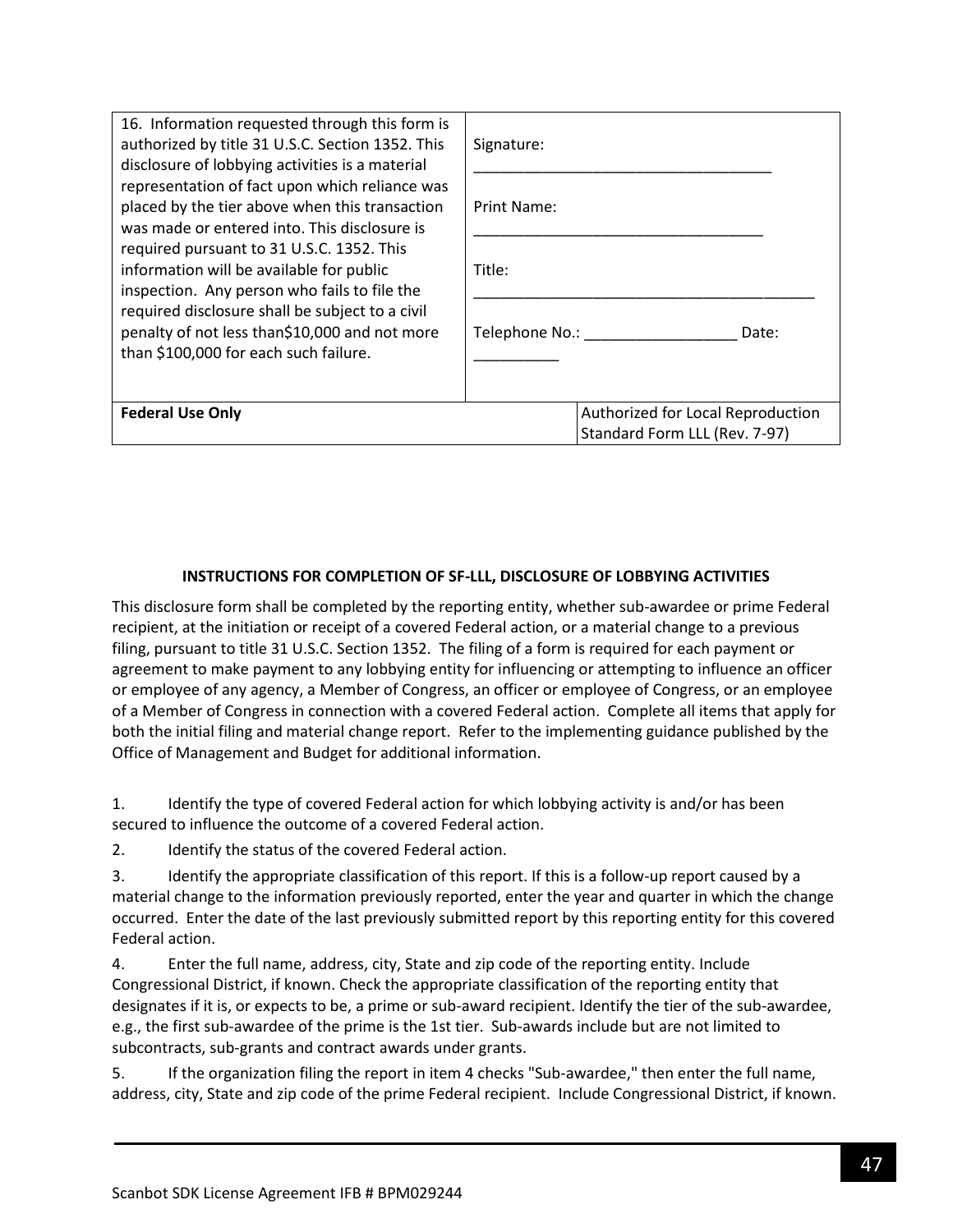| 16. Information requested through this form is authorized by title 31 U.S.C. Section 1352. This disclosure of lobbying activities is a material representation of fact upon which reliance was placed by the tier above when this transaction was made or entered into. This disclosure is required pursuant to 31 U.S.C. 1352. This information will be available for public inspection. Any person who fails to file the required disclosure shall be subject to a civil penalty of not less than$10,000 and not more than $100,000 for each such failure. | Signature: ___________________________________ <br><br> Print Name: __________________________________ <br><br> Title: ________________________________________ <br><br> Telephone No.: __________________ Date: __________ |
| --- | --- |
| **Federal Use Only** | Authorized for Local Reproduction Standard Form LLL (Rev. 7-97) |

**INSTRUCTIONS FOR COMPLETION OF SF-LLL, DISCLOSURE OF LOBBYING ACTIVITIES**

This disclosure form shall be completed by the reporting entity, whether sub-awardee or prime Federal recipient, at the initiation or receipt of a covered Federal action, or a material change to a previous filing, pursuant to title 31 U.S.C. Section 1352. The filing of a form is required for each payment or agreement to make payment to any lobbying entity for influencing or attempting to influence an officer or employee of any agency, a Member of Congress, an officer or employee of Congress, or an employee of a Member of Congress in connection with a covered Federal action. Complete all items that apply for both the initial filing and material change report. Refer to the implementing guidance published by the Office of Management and Budget for additional information.

1. Identify the type of covered Federal action for which lobbying activity is and/or has been secured to influence the outcome of a covered Federal action.
2. Identify the status of the covered Federal action.
3. Identify the appropriate classification of this report. If this is a follow-up report caused by a material change to the information previously reported, enter the year and quarter in which the change occurred. Enter the date of the last previously submitted report by this reporting entity for this covered Federal action.
4. Enter the full name, address, city, State and zip code of the reporting entity. Include Congressional District, if known. Check the appropriate classification of the reporting entity that designates if it is, or expects to be, a prime or sub-award recipient. Identify the tier of the sub-awardee, e.g., the first sub-awardee of the prime is the 1st tier. Sub-awards include but are not limited to subcontracts, sub-grants and contract awards under grants.
5. If the organization filing the report in item 4 checks "Sub-awardee," then enter the full name, address, city, State and zip code of the prime Federal recipient. Include Congressional District, if known.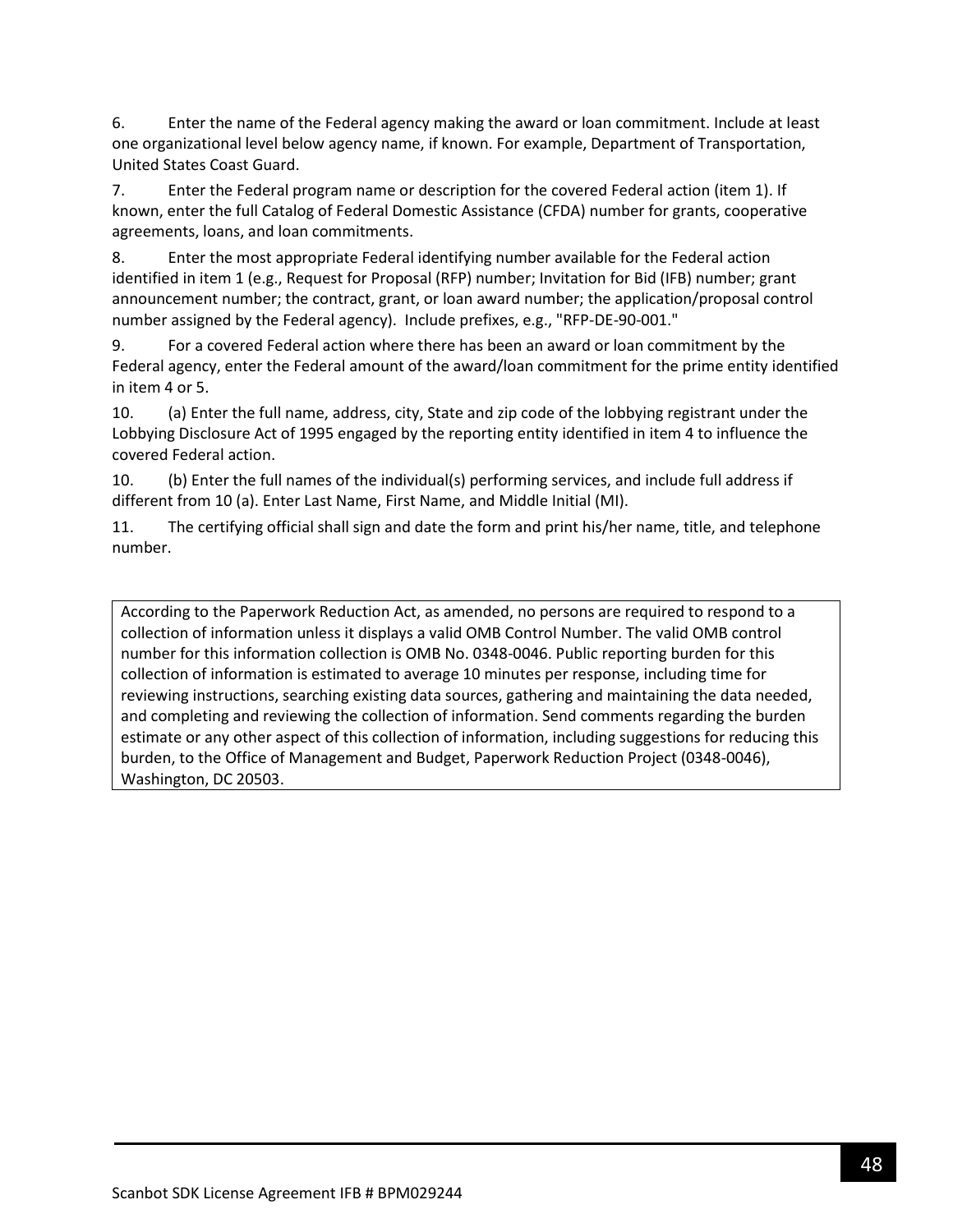6. Enter the name of the Federal agency making the award or loan commitment. Include at least one organizational level below agency name, if known. For example, Department of Transportation, United States Coast Guard.

7. Enter the Federal program name or description for the covered Federal action (item 1). If known, enter the full Catalog of Federal Domestic Assistance (CFDA) number for grants, cooperative agreements, loans, and loan commitments.

8. Enter the most appropriate Federal identifying number available for the Federal action identified in item 1 (e.g., Request for Proposal (RFP) number; Invitation for Bid (IFB) number; grant announcement number; the contract, grant, or loan award number; the application/proposal control number assigned by the Federal agency). Include prefixes, e.g., "RFP-DE-90-001."

9. For a covered Federal action where there has been an award or loan commitment by the Federal agency, enter the Federal amount of the award/loan commitment for the prime entity identified in item 4 or 5.

10. (a) Enter the full name, address, city, State and zip code of the lobbying registrant under the Lobbying Disclosure Act of 1995 engaged by the reporting entity identified in item 4 to influence the covered Federal action.

10. (b) Enter the full names of the individual(s) performing services, and include full address if different from 10 (a). Enter Last Name, First Name, and Middle Initial (MI).

11. The certifying official shall sign and date the form and print his/her name, title, and telephone number.

According to the Paperwork Reduction Act, as amended, no persons are required to respond to a collection of information unless it displays a valid OMB Control Number. The valid OMB control number for this information collection is OMB No. 0348-0046. Public reporting burden for this collection of information is estimated to average 10 minutes per response, including time for reviewing instructions, searching existing data sources, gathering and maintaining the data needed, and completing and reviewing the collection of information. Send comments regarding the burden estimate or any other aspect of this collection of information, including suggestions for reducing this burden, to the Office of Management and Budget, Paperwork Reduction Project (0348-0046), Washington, DC 20503.